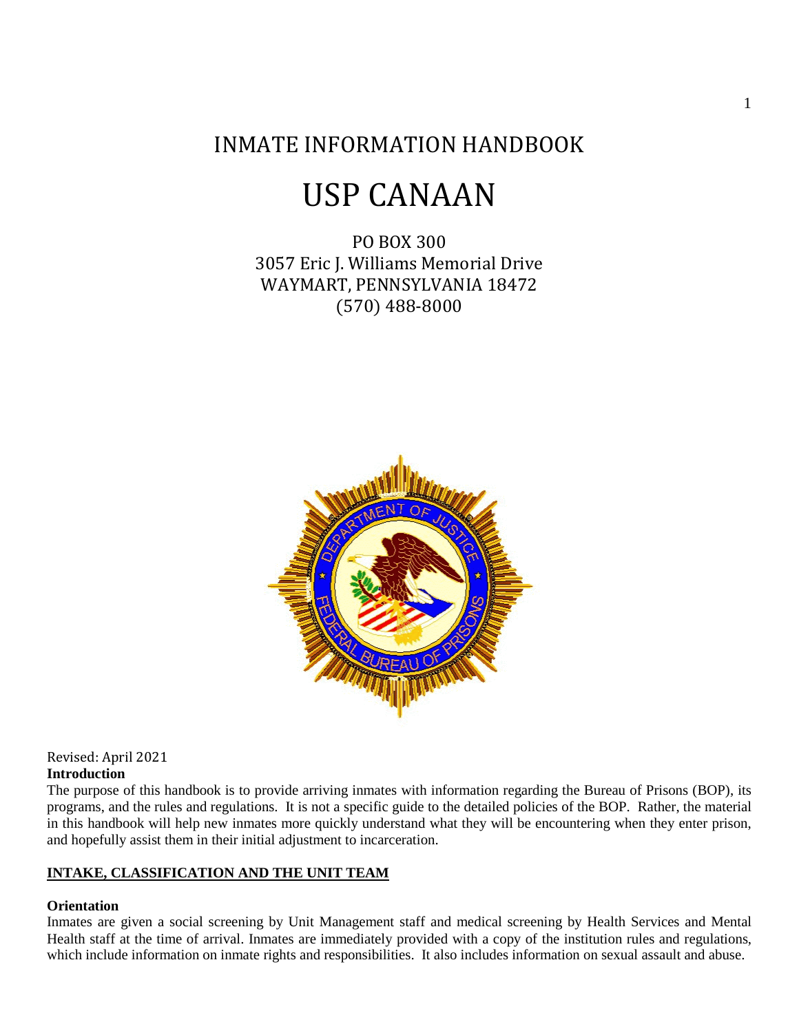# INMATE INFORMATION HANDBOOK

# USP CANAAN

PO BOX 300
3057 Eric J. Williams Memorial Drive
WAYMART, PENNSYLVANIA 18472
(570) 488-8000

Revised: April 2021

**Introduction**

The purpose of this handbook is to provide arriving inmates with information regarding the Bureau of Prisons (BOP), its programs, and the rules and regulations. It is not a specific guide to the detailed policies of the BOP. Rather, the material in this handbook will help new inmates more quickly understand what they will be encountering when they enter prison, and hopefully assist them in their initial adjustment to incarceration.

## INTAKE, CLASSIFICATION AND THE UNIT TEAM

**Orientation**

Inmates are given a social screening by Unit Management staff and medical screening by Health Services and Mental Health staff at the time of arrival. Inmates are immediately provided with a copy of the institution rules and regulations, which include information on inmate rights and responsibilities. It also includes information on sexual assault and abuse.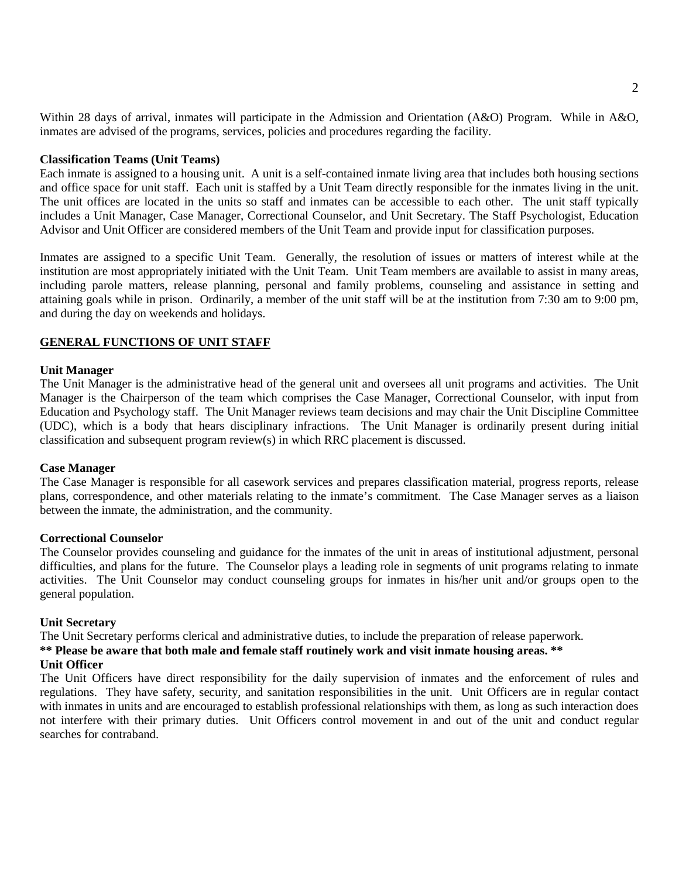Within 28 days of arrival, inmates will participate in the Admission and Orientation (A&O) Program. While in A&O, inmates are advised of the programs, services, policies and procedures regarding the facility.

**Classification Teams (Unit Teams)**

Each inmate is assigned to a housing unit. A unit is a self-contained inmate living area that includes both housing sections and office space for unit staff. Each unit is staffed by a Unit Team directly responsible for the inmates living in the unit. The unit offices are located in the units so staff and inmates can be accessible to each other. The unit staff typically includes a Unit Manager, Case Manager, Correctional Counselor, and Unit Secretary. The Staff Psychologist, Education Advisor and Unit Officer are considered members of the Unit Team and provide input for classification purposes.

Inmates are assigned to a specific Unit Team. Generally, the resolution of issues or matters of interest while at the institution are most appropriately initiated with the Unit Team. Unit Team members are available to assist in many areas, including parole matters, release planning, personal and family problems, counseling and assistance in setting and attaining goals while in prison. Ordinarily, a member of the unit staff will be at the institution from 7:30 am to 9:00 pm, and during the day on weekends and holidays.

## GENERAL FUNCTIONS OF UNIT STAFF

**Unit Manager**

The Unit Manager is the administrative head of the general unit and oversees all unit programs and activities. The Unit Manager is the Chairperson of the team which comprises the Case Manager, Correctional Counselor, with input from Education and Psychology staff. The Unit Manager reviews team decisions and may chair the Unit Discipline Committee (UDC), which is a body that hears disciplinary infractions. The Unit Manager is ordinarily present during initial classification and subsequent program review(s) in which RRC placement is discussed.

**Case Manager**

The Case Manager is responsible for all casework services and prepares classification material, progress reports, release plans, correspondence, and other materials relating to the inmate's commitment. The Case Manager serves as a liaison between the inmate, the administration, and the community.

**Correctional Counselor**

The Counselor provides counseling and guidance for the inmates of the unit in areas of institutional adjustment, personal difficulties, and plans for the future. The Counselor plays a leading role in segments of unit programs relating to inmate activities. The Unit Counselor may conduct counseling groups for inmates in his/her unit and/or groups open to the general population.

**Unit Secretary**

The Unit Secretary performs clerical and administrative duties, to include the preparation of release paperwork.

**** Please be aware that both male and female staff routinely work and visit inmate housing areas. ****

**Unit Officer**

The Unit Officers have direct responsibility for the daily supervision of inmates and the enforcement of rules and regulations. They have safety, security, and sanitation responsibilities in the unit. Unit Officers are in regular contact with inmates in units and are encouraged to establish professional relationships with them, as long as such interaction does not interfere with their primary duties. Unit Officers control movement in and out of the unit and conduct regular searches for contraband.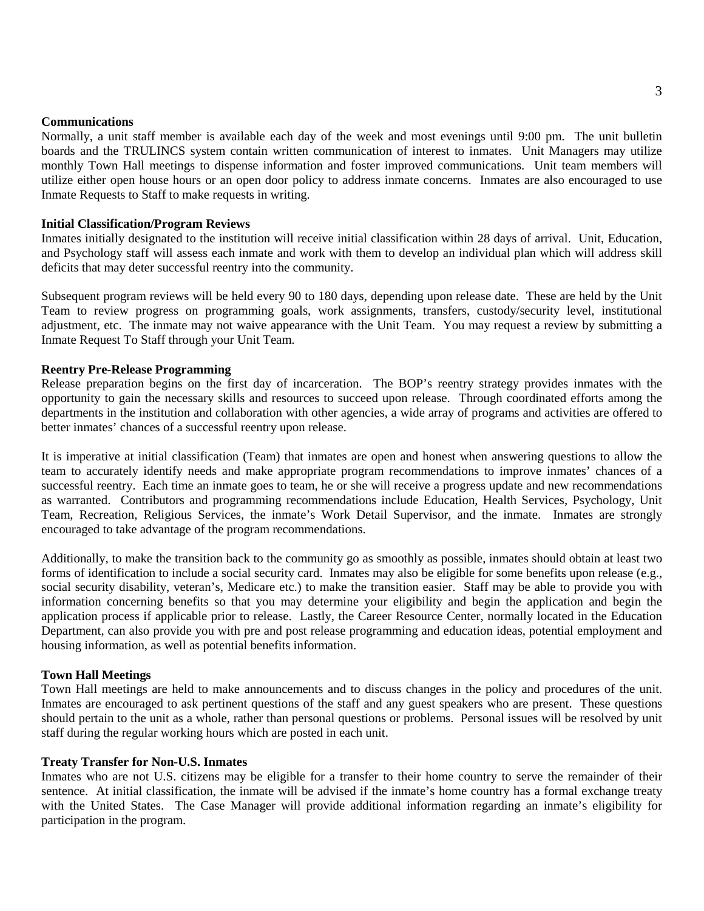**Communications**

Normally, a unit staff member is available each day of the week and most evenings until 9:00 pm. The unit bulletin boards and the TRULINCS system contain written communication of interest to inmates. Unit Managers may utilize monthly Town Hall meetings to dispense information and foster improved communications. Unit team members will utilize either open house hours or an open door policy to address inmate concerns. Inmates are also encouraged to use Inmate Requests to Staff to make requests in writing.

**Initial Classification/Program Reviews**

Inmates initially designated to the institution will receive initial classification within 28 days of arrival. Unit, Education, and Psychology staff will assess each inmate and work with them to develop an individual plan which will address skill deficits that may deter successful reentry into the community.

Subsequent program reviews will be held every 90 to 180 days, depending upon release date. These are held by the Unit Team to review progress on programming goals, work assignments, transfers, custody/security level, institutional adjustment, etc. The inmate may not waive appearance with the Unit Team. You may request a review by submitting a Inmate Request To Staff through your Unit Team.

**Reentry Pre-Release Programming**

Release preparation begins on the first day of incarceration. The BOP's reentry strategy provides inmates with the opportunity to gain the necessary skills and resources to succeed upon release. Through coordinated efforts among the departments in the institution and collaboration with other agencies, a wide array of programs and activities are offered to better inmates' chances of a successful reentry upon release.

It is imperative at initial classification (Team) that inmates are open and honest when answering questions to allow the team to accurately identify needs and make appropriate program recommendations to improve inmates' chances of a successful reentry. Each time an inmate goes to team, he or she will receive a progress update and new recommendations as warranted. Contributors and programming recommendations include Education, Health Services, Psychology, Unit Team, Recreation, Religious Services, the inmate's Work Detail Supervisor, and the inmate. Inmates are strongly encouraged to take advantage of the program recommendations.

Additionally, to make the transition back to the community go as smoothly as possible, inmates should obtain at least two forms of identification to include a social security card. Inmates may also be eligible for some benefits upon release (e.g., social security disability, veteran's, Medicare etc.) to make the transition easier. Staff may be able to provide you with information concerning benefits so that you may determine your eligibility and begin the application and begin the application process if applicable prior to release. Lastly, the Career Resource Center, normally located in the Education Department, can also provide you with pre and post release programming and education ideas, potential employment and housing information, as well as potential benefits information.

**Town Hall Meetings**

Town Hall meetings are held to make announcements and to discuss changes in the policy and procedures of the unit. Inmates are encouraged to ask pertinent questions of the staff and any guest speakers who are present. These questions should pertain to the unit as a whole, rather than personal questions or problems. Personal issues will be resolved by unit staff during the regular working hours which are posted in each unit.

**Treaty Transfer for Non-U.S. Inmates**

Inmates who are not U.S. citizens may be eligible for a transfer to their home country to serve the remainder of their sentence. At initial classification, the inmate will be advised if the inmate's home country has a formal exchange treaty with the United States. The Case Manager will provide additional information regarding an inmate's eligibility for participation in the program.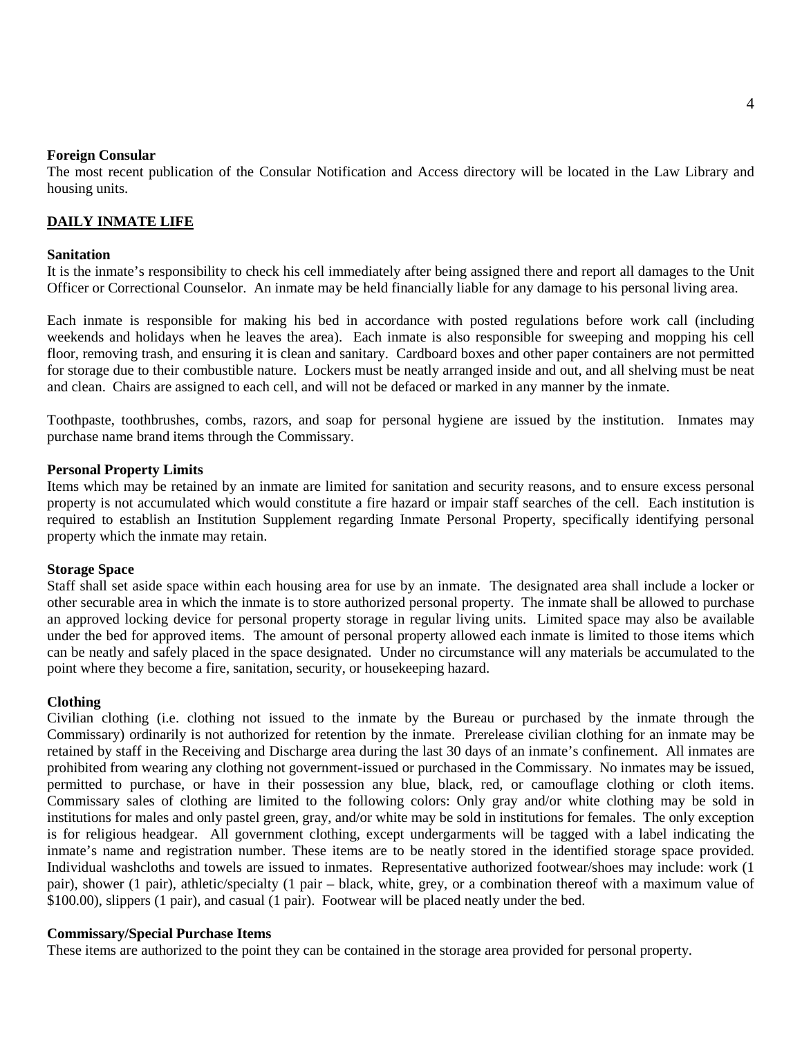**Foreign Consular**

The most recent publication of the Consular Notification and Access directory will be located in the Law Library and housing units.

## DAILY INMATE LIFE

**Sanitation**

It is the inmate's responsibility to check his cell immediately after being assigned there and report all damages to the Unit Officer or Correctional Counselor. An inmate may be held financially liable for any damage to his personal living area.

Each inmate is responsible for making his bed in accordance with posted regulations before work call (including weekends and holidays when he leaves the area). Each inmate is also responsible for sweeping and mopping his cell floor, removing trash, and ensuring it is clean and sanitary. Cardboard boxes and other paper containers are not permitted for storage due to their combustible nature. Lockers must be neatly arranged inside and out, and all shelving must be neat and clean. Chairs are assigned to each cell, and will not be defaced or marked in any manner by the inmate.

Toothpaste, toothbrushes, combs, razors, and soap for personal hygiene are issued by the institution. Inmates may purchase name brand items through the Commissary.

**Personal Property Limits**

Items which may be retained by an inmate are limited for sanitation and security reasons, and to ensure excess personal property is not accumulated which would constitute a fire hazard or impair staff searches of the cell. Each institution is required to establish an Institution Supplement regarding Inmate Personal Property, specifically identifying personal property which the inmate may retain.

**Storage Space**

Staff shall set aside space within each housing area for use by an inmate. The designated area shall include a locker or other securable area in which the inmate is to store authorized personal property. The inmate shall be allowed to purchase an approved locking device for personal property storage in regular living units. Limited space may also be available under the bed for approved items. The amount of personal property allowed each inmate is limited to those items which can be neatly and safely placed in the space designated. Under no circumstance will any materials be accumulated to the point where they become a fire, sanitation, security, or housekeeping hazard.

**Clothing**

Civilian clothing (i.e. clothing not issued to the inmate by the Bureau or purchased by the inmate through the Commissary) ordinarily is not authorized for retention by the inmate. Prerelease civilian clothing for an inmate may be retained by staff in the Receiving and Discharge area during the last 30 days of an inmate's confinement. All inmates are prohibited from wearing any clothing not government-issued or purchased in the Commissary. No inmates may be issued, permitted to purchase, or have in their possession any blue, black, red, or camouflage clothing or cloth items. Commissary sales of clothing are limited to the following colors: Only gray and/or white clothing may be sold in institutions for males and only pastel green, gray, and/or white may be sold in institutions for females. The only exception is for religious headgear. All government clothing, except undergarments will be tagged with a label indicating the inmate's name and registration number. These items are to be neatly stored in the identified storage space provided. Individual washcloths and towels are issued to inmates. Representative authorized footwear/shoes may include: work (1 pair), shower (1 pair), athletic/specialty (1 pair – black, white, grey, or a combination thereof with a maximum value of $100.00), slippers (1 pair), and casual (1 pair). Footwear will be placed neatly under the bed.

**Commissary/Special Purchase Items**

These items are authorized to the point they can be contained in the storage area provided for personal property.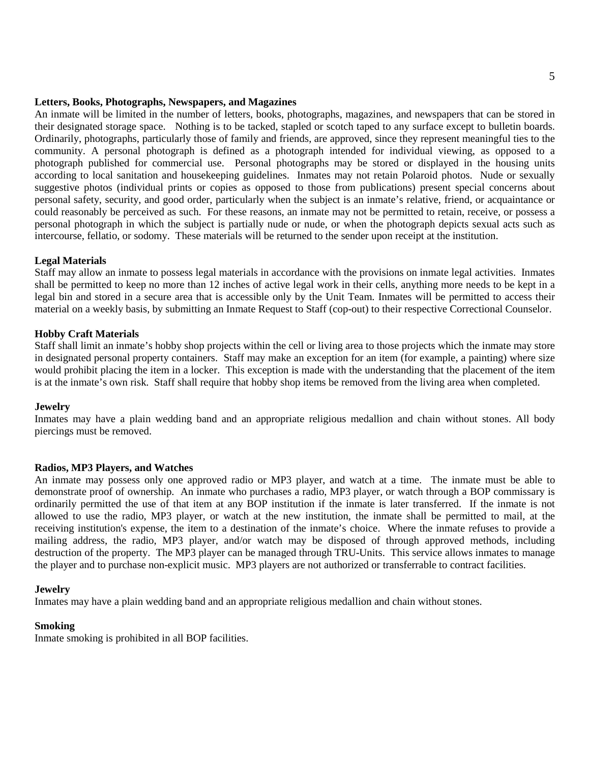**Letters, Books, Photographs, Newspapers, and Magazines**

An inmate will be limited in the number of letters, books, photographs, magazines, and newspapers that can be stored in their designated storage space. Nothing is to be tacked, stapled or scotch taped to any surface except to bulletin boards. Ordinarily, photographs, particularly those of family and friends, are approved, since they represent meaningful ties to the community. A personal photograph is defined as a photograph intended for individual viewing, as opposed to a photograph published for commercial use. Personal photographs may be stored or displayed in the housing units according to local sanitation and housekeeping guidelines. Inmates may not retain Polaroid photos. Nude or sexually suggestive photos (individual prints or copies as opposed to those from publications) present special concerns about personal safety, security, and good order, particularly when the subject is an inmate's relative, friend, or acquaintance or could reasonably be perceived as such. For these reasons, an inmate may not be permitted to retain, receive, or possess a personal photograph in which the subject is partially nude or nude, or when the photograph depicts sexual acts such as intercourse, fellatio, or sodomy. These materials will be returned to the sender upon receipt at the institution.

**Legal Materials**

Staff may allow an inmate to possess legal materials in accordance with the provisions on inmate legal activities. Inmates shall be permitted to keep no more than 12 inches of active legal work in their cells, anything more needs to be kept in a legal bin and stored in a secure area that is accessible only by the Unit Team. Inmates will be permitted to access their material on a weekly basis, by submitting an Inmate Request to Staff (cop-out) to their respective Correctional Counselor.

**Hobby Craft Materials**

Staff shall limit an inmate's hobby shop projects within the cell or living area to those projects which the inmate may store in designated personal property containers. Staff may make an exception for an item (for example, a painting) where size would prohibit placing the item in a locker. This exception is made with the understanding that the placement of the item is at the inmate's own risk. Staff shall require that hobby shop items be removed from the living area when completed.

**Jewelry**

Inmates may have a plain wedding band and an appropriate religious medallion and chain without stones. All body piercings must be removed.

**Radios, MP3 Players, and Watches**

An inmate may possess only one approved radio or MP3 player, and watch at a time. The inmate must be able to demonstrate proof of ownership. An inmate who purchases a radio, MP3 player, or watch through a BOP commissary is ordinarily permitted the use of that item at any BOP institution if the inmate is later transferred. If the inmate is not allowed to use the radio, MP3 player, or watch at the new institution, the inmate shall be permitted to mail, at the receiving institution's expense, the item to a destination of the inmate's choice. Where the inmate refuses to provide a mailing address, the radio, MP3 player, and/or watch may be disposed of through approved methods, including destruction of the property. The MP3 player can be managed through TRU-Units. This service allows inmates to manage the player and to purchase non-explicit music. MP3 players are not authorized or transferrable to contract facilities.

**Jewelry**

Inmates may have a plain wedding band and an appropriate religious medallion and chain without stones.

**Smoking**

Inmate smoking is prohibited in all BOP facilities.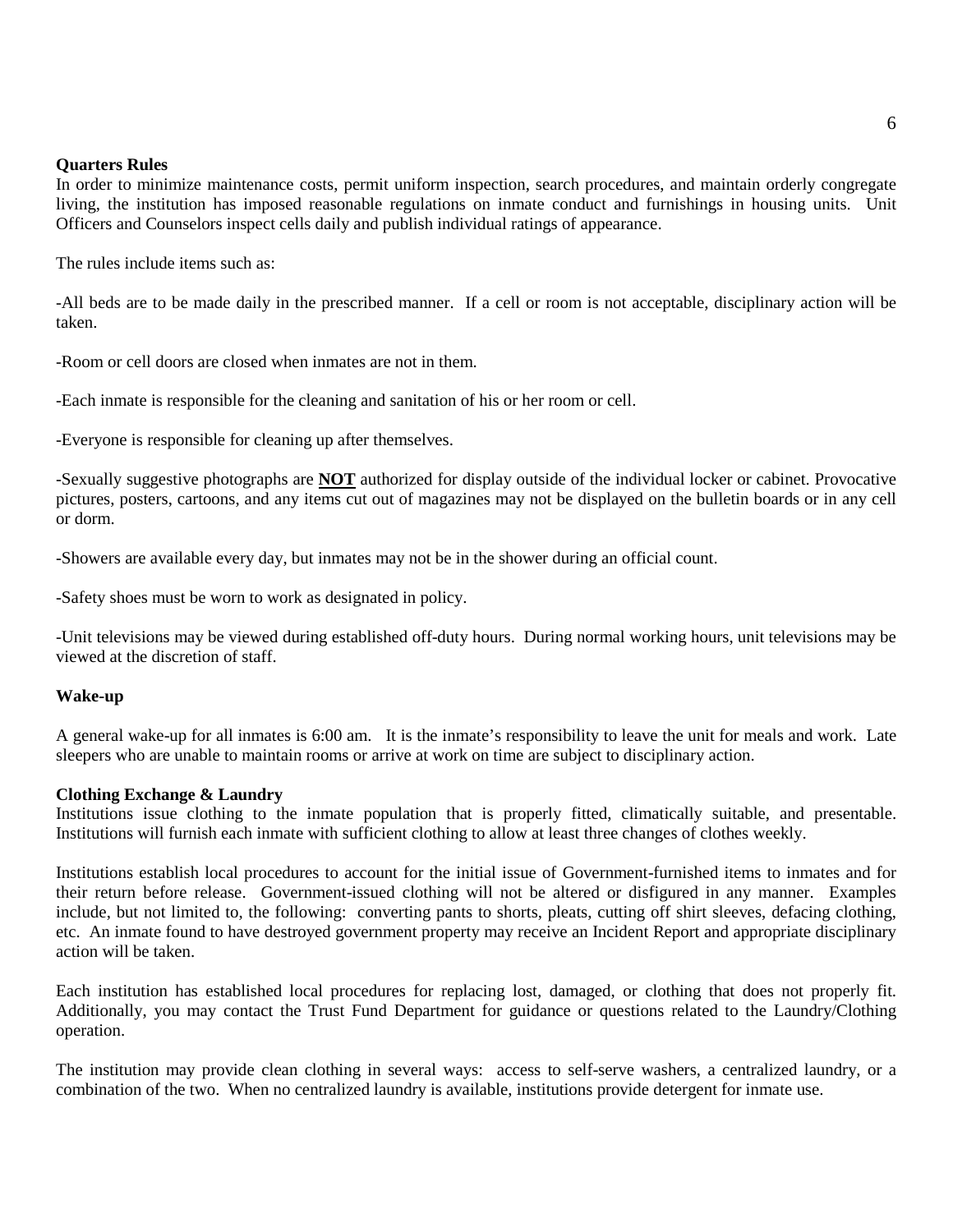**Quarters Rules**

In order to minimize maintenance costs, permit uniform inspection, search procedures, and maintain orderly congregate living, the institution has imposed reasonable regulations on inmate conduct and furnishings in housing units. Unit Officers and Counselors inspect cells daily and publish individual ratings of appearance.

The rules include items such as:

-All beds are to be made daily in the prescribed manner. If a cell or room is not acceptable, disciplinary action will be taken.

-Room or cell doors are closed when inmates are not in them.

-Each inmate is responsible for the cleaning and sanitation of his or her room or cell.

-Everyone is responsible for cleaning up after themselves.

-Sexually suggestive photographs are **NOT** authorized for display outside of the individual locker or cabinet. Provocative pictures, posters, cartoons, and any items cut out of magazines may not be displayed on the bulletin boards or in any cell or dorm.

-Showers are available every day, but inmates may not be in the shower during an official count.

-Safety shoes must be worn to work as designated in policy.

-Unit televisions may be viewed during established off-duty hours. During normal working hours, unit televisions may be viewed at the discretion of staff.

**Wake-up**

A general wake-up for all inmates is 6:00 am. It is the inmate's responsibility to leave the unit for meals and work. Late sleepers who are unable to maintain rooms or arrive at work on time are subject to disciplinary action.

**Clothing Exchange & Laundry**

Institutions issue clothing to the inmate population that is properly fitted, climatically suitable, and presentable. Institutions will furnish each inmate with sufficient clothing to allow at least three changes of clothes weekly.

Institutions establish local procedures to account for the initial issue of Government-furnished items to inmates and for their return before release. Government-issued clothing will not be altered or disfigured in any manner. Examples include, but not limited to, the following: converting pants to shorts, pleats, cutting off shirt sleeves, defacing clothing, etc. An inmate found to have destroyed government property may receive an Incident Report and appropriate disciplinary action will be taken.

Each institution has established local procedures for replacing lost, damaged, or clothing that does not properly fit. Additionally, you may contact the Trust Fund Department for guidance or questions related to the Laundry/Clothing operation.

The institution may provide clean clothing in several ways: access to self-serve washers, a centralized laundry, or a combination of the two. When no centralized laundry is available, institutions provide detergent for inmate use.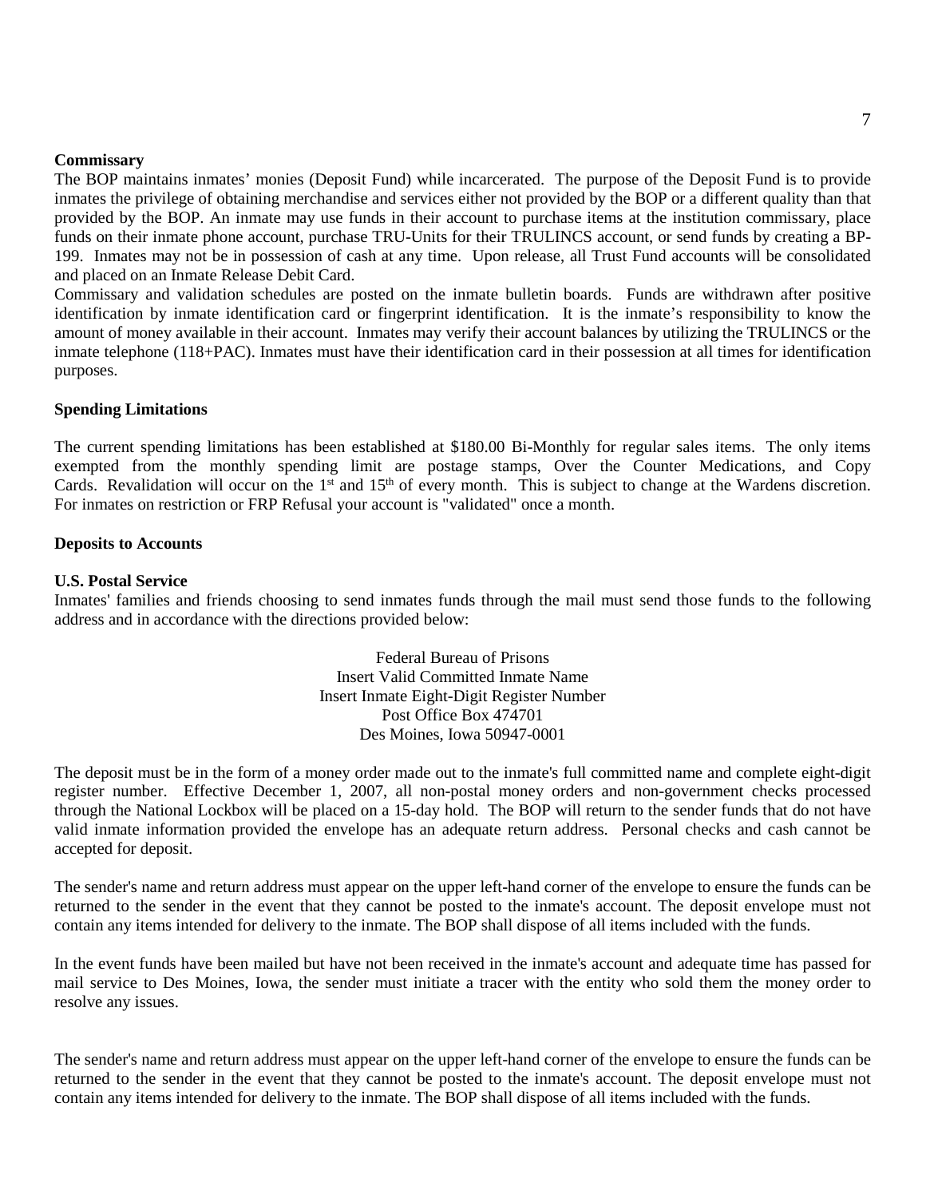**Commissary**

The BOP maintains inmates' monies (Deposit Fund) while incarcerated. The purpose of the Deposit Fund is to provide inmates the privilege of obtaining merchandise and services either not provided by the BOP or a different quality than that provided by the BOP. An inmate may use funds in their account to purchase items at the institution commissary, place funds on their inmate phone account, purchase TRU-Units for their TRULINCS account, or send funds by creating a BP-199. Inmates may not be in possession of cash at any time. Upon release, all Trust Fund accounts will be consolidated and placed on an Inmate Release Debit Card.

Commissary and validation schedules are posted on the inmate bulletin boards. Funds are withdrawn after positive identification by inmate identification card or fingerprint identification. It is the inmate's responsibility to know the amount of money available in their account. Inmates may verify their account balances by utilizing the TRULINCS or the inmate telephone (118+PAC). Inmates must have their identification card in their possession at all times for identification purposes.

**Spending Limitations**

The current spending limitations has been established at $180.00 Bi-Monthly for regular sales items. The only items exempted from the monthly spending limit are postage stamps, Over the Counter Medications, and Copy Cards. Revalidation will occur on the 1st and 15th of every month. This is subject to change at the Wardens discretion. For inmates on restriction or FRP Refusal your account is "validated" once a month.

**Deposits to Accounts**

**U.S. Postal Service**

Inmates' families and friends choosing to send inmates funds through the mail must send those funds to the following address and in accordance with the directions provided below:

Federal Bureau of Prisons
Insert Valid Committed Inmate Name
Insert Inmate Eight-Digit Register Number
Post Office Box 474701
Des Moines, Iowa 50947-0001

The deposit must be in the form of a money order made out to the inmate's full committed name and complete eight-digit register number. Effective December 1, 2007, all non-postal money orders and non-government checks processed through the National Lockbox will be placed on a 15-day hold. The BOP will return to the sender funds that do not have valid inmate information provided the envelope has an adequate return address. Personal checks and cash cannot be accepted for deposit.

The sender's name and return address must appear on the upper left-hand corner of the envelope to ensure the funds can be returned to the sender in the event that they cannot be posted to the inmate's account. The deposit envelope must not contain any items intended for delivery to the inmate. The BOP shall dispose of all items included with the funds.

In the event funds have been mailed but have not been received in the inmate's account and adequate time has passed for mail service to Des Moines, Iowa, the sender must initiate a tracer with the entity who sold them the money order to resolve any issues.

The sender's name and return address must appear on the upper left-hand corner of the envelope to ensure the funds can be returned to the sender in the event that they cannot be posted to the inmate's account. The deposit envelope must not contain any items intended for delivery to the inmate. The BOP shall dispose of all items included with the funds.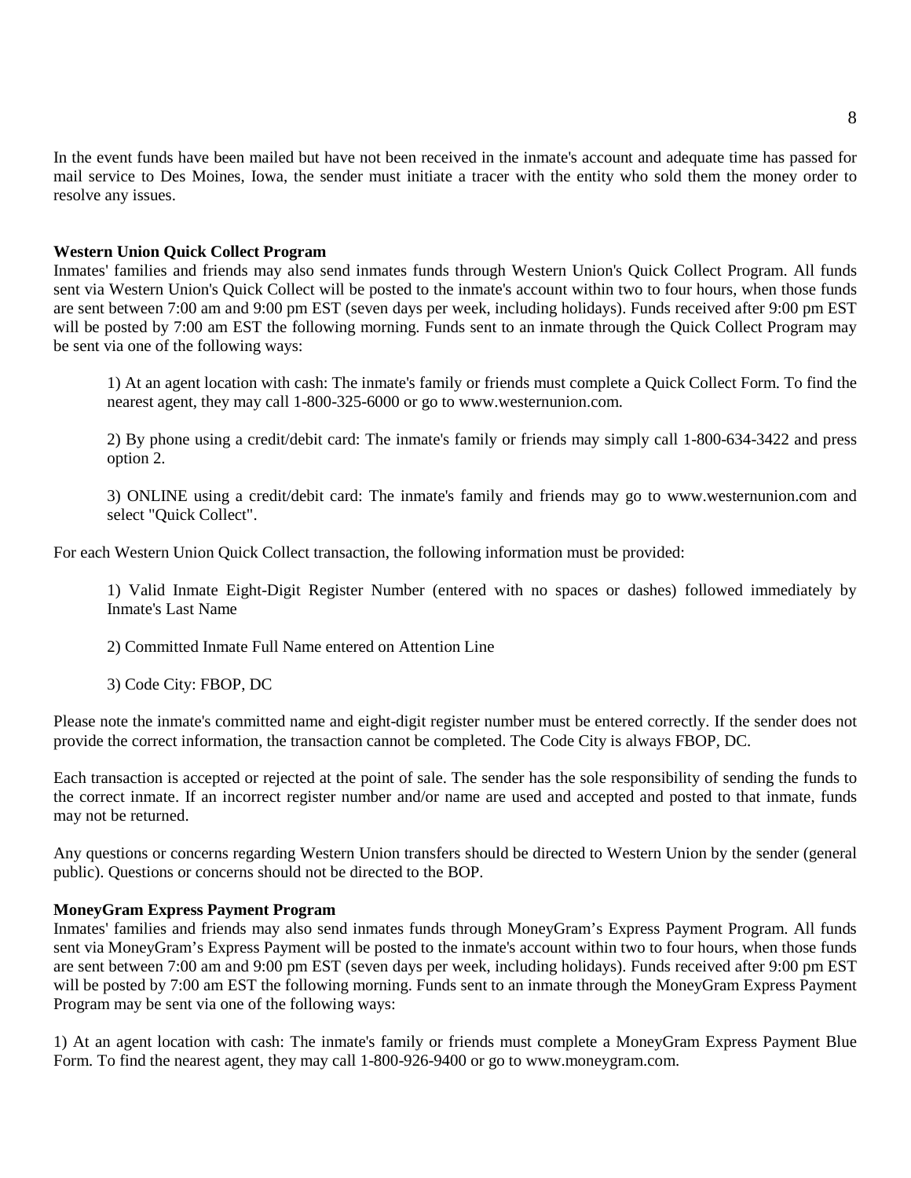In the event funds have been mailed but have not been received in the inmate's account and adequate time has passed for mail service to Des Moines, Iowa, the sender must initiate a tracer with the entity who sold them the money order to resolve any issues.

**Western Union Quick Collect Program**

Inmates' families and friends may also send inmates funds through Western Union's Quick Collect Program. All funds sent via Western Union's Quick Collect will be posted to the inmate's account within two to four hours, when those funds are sent between 7:00 am and 9:00 pm EST (seven days per week, including holidays). Funds received after 9:00 pm EST will be posted by 7:00 am EST the following morning. Funds sent to an inmate through the Quick Collect Program may be sent via one of the following ways:

1) At an agent location with cash: The inmate's family or friends must complete a Quick Collect Form. To find the nearest agent, they may call 1-800-325-6000 or go to www.westernunion.com.

2) By phone using a credit/debit card: The inmate's family or friends may simply call 1-800-634-3422 and press option 2.

3) ONLINE using a credit/debit card: The inmate's family and friends may go to www.westernunion.com and select "Quick Collect".

For each Western Union Quick Collect transaction, the following information must be provided:

1) Valid Inmate Eight-Digit Register Number (entered with no spaces or dashes) followed immediately by Inmate's Last Name

2) Committed Inmate Full Name entered on Attention Line

3) Code City: FBOP, DC

Please note the inmate's committed name and eight-digit register number must be entered correctly. If the sender does not provide the correct information, the transaction cannot be completed. The Code City is always FBOP, DC.

Each transaction is accepted or rejected at the point of sale. The sender has the sole responsibility of sending the funds to the correct inmate. If an incorrect register number and/or name are used and accepted and posted to that inmate, funds may not be returned.

Any questions or concerns regarding Western Union transfers should be directed to Western Union by the sender (general public). Questions or concerns should not be directed to the BOP.

**MoneyGram Express Payment Program**

Inmates' families and friends may also send inmates funds through MoneyGram's Express Payment Program. All funds sent via MoneyGram's Express Payment will be posted to the inmate's account within two to four hours, when those funds are sent between 7:00 am and 9:00 pm EST (seven days per week, including holidays). Funds received after 9:00 pm EST will be posted by 7:00 am EST the following morning. Funds sent to an inmate through the MoneyGram Express Payment Program may be sent via one of the following ways:

1) At an agent location with cash: The inmate's family or friends must complete a MoneyGram Express Payment Blue Form. To find the nearest agent, they may call 1-800-926-9400 or go to www.moneygram.com.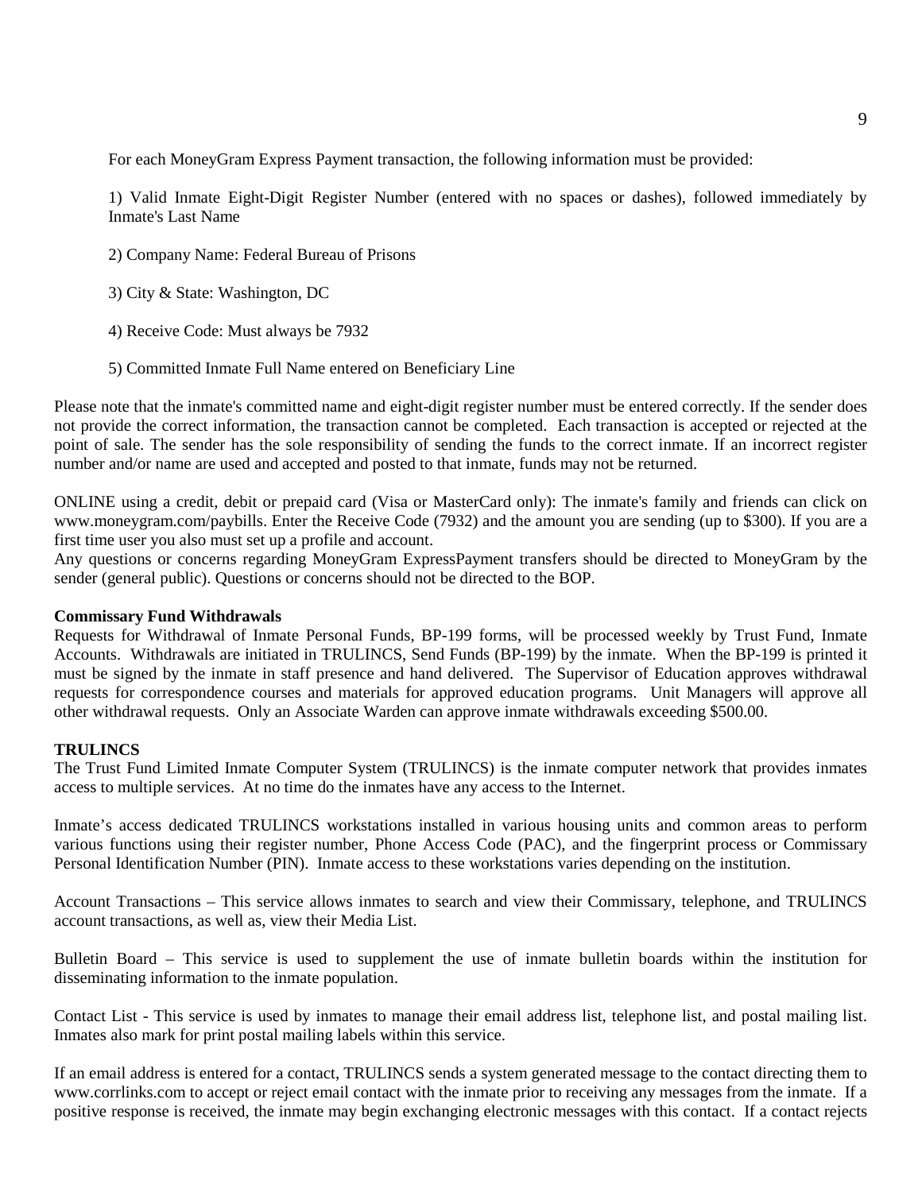For each MoneyGram Express Payment transaction, the following information must be provided:

1) Valid Inmate Eight-Digit Register Number (entered with no spaces or dashes), followed immediately by Inmate's Last Name

2) Company Name: Federal Bureau of Prisons

3) City & State: Washington, DC

4) Receive Code: Must always be 7932

5) Committed Inmate Full Name entered on Beneficiary Line

Please note that the inmate's committed name and eight-digit register number must be entered correctly. If the sender does not provide the correct information, the transaction cannot be completed. Each transaction is accepted or rejected at the point of sale. The sender has the sole responsibility of sending the funds to the correct inmate. If an incorrect register number and/or name are used and accepted and posted to that inmate, funds may not be returned.

ONLINE using a credit, debit or prepaid card (Visa or MasterCard only): The inmate's family and friends can click on www.moneygram.com/paybills. Enter the Receive Code (7932) and the amount you are sending (up to $300). If you are a first time user you also must set up a profile and account.
Any questions or concerns regarding MoneyGram ExpressPayment transfers should be directed to MoneyGram by the sender (general public). Questions or concerns should not be directed to the BOP.

**Commissary Fund Withdrawals**
Requests for Withdrawal of Inmate Personal Funds, BP-199 forms, will be processed weekly by Trust Fund, Inmate Accounts. Withdrawals are initiated in TRULINCS, Send Funds (BP-199) by the inmate. When the BP-199 is printed it must be signed by the inmate in staff presence and hand delivered. The Supervisor of Education approves withdrawal requests for correspondence courses and materials for approved education programs. Unit Managers will approve all other withdrawal requests. Only an Associate Warden can approve inmate withdrawals exceeding $500.00.

**TRULINCS**
The Trust Fund Limited Inmate Computer System (TRULINCS) is the inmate computer network that provides inmates access to multiple services. At no time do the inmates have any access to the Internet.

Inmate's access dedicated TRULINCS workstations installed in various housing units and common areas to perform various functions using their register number, Phone Access Code (PAC), and the fingerprint process or Commissary Personal Identification Number (PIN). Inmate access to these workstations varies depending on the institution.

Account Transactions – This service allows inmates to search and view their Commissary, telephone, and TRULINCS account transactions, as well as, view their Media List.

Bulletin Board – This service is used to supplement the use of inmate bulletin boards within the institution for disseminating information to the inmate population.

Contact List - This service is used by inmates to manage their email address list, telephone list, and postal mailing list. Inmates also mark for print postal mailing labels within this service.

If an email address is entered for a contact, TRULINCS sends a system generated message to the contact directing them to www.corrlinks.com to accept or reject email contact with the inmate prior to receiving any messages from the inmate. If a positive response is received, the inmate may begin exchanging electronic messages with this contact. If a contact rejects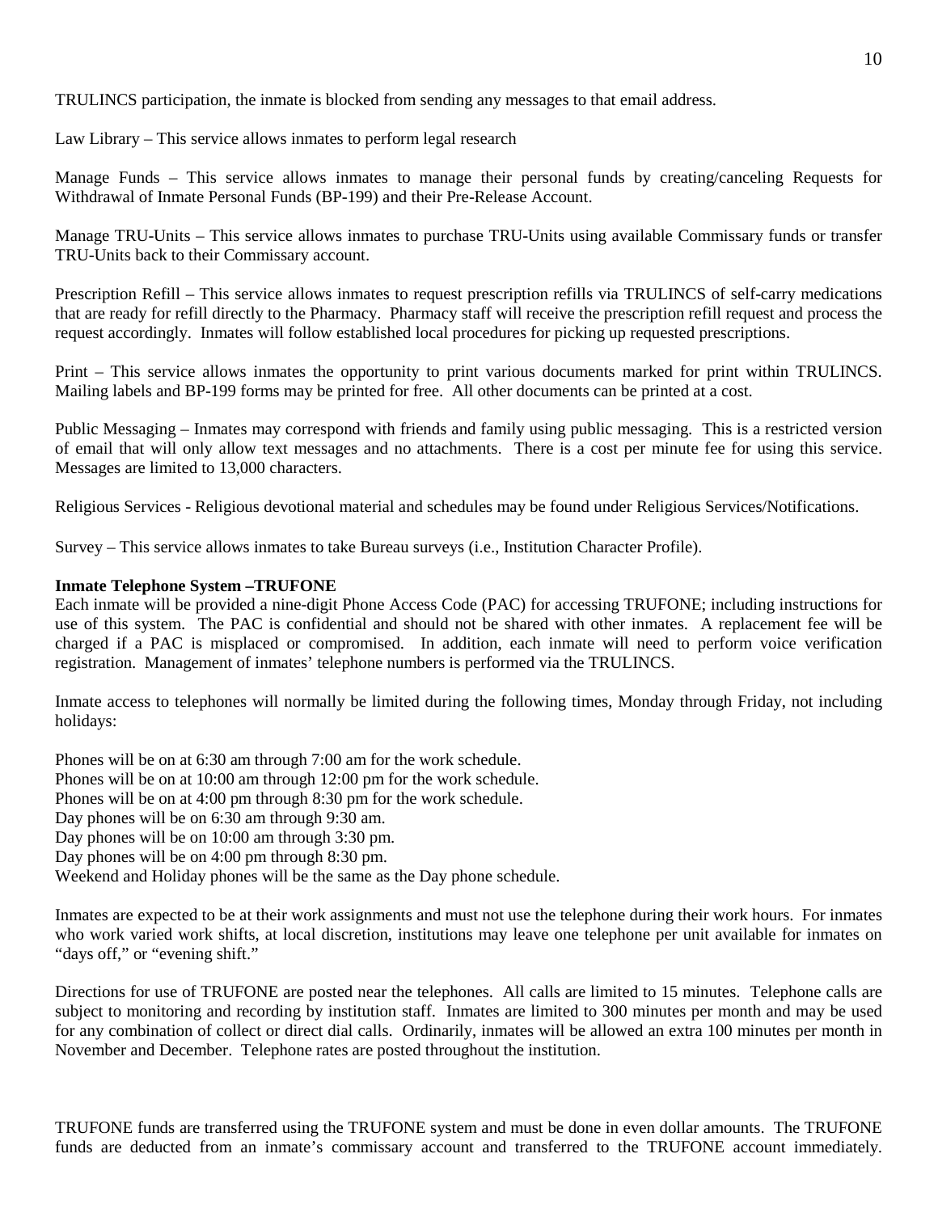TRULINCS participation, the inmate is blocked from sending any messages to that email address.

Law Library – This service allows inmates to perform legal research

Manage Funds – This service allows inmates to manage their personal funds by creating/canceling Requests for Withdrawal of Inmate Personal Funds (BP-199) and their Pre-Release Account.

Manage TRU-Units – This service allows inmates to purchase TRU-Units using available Commissary funds or transfer TRU-Units back to their Commissary account.

Prescription Refill – This service allows inmates to request prescription refills via TRULINCS of self-carry medications that are ready for refill directly to the Pharmacy. Pharmacy staff will receive the prescription refill request and process the request accordingly. Inmates will follow established local procedures for picking up requested prescriptions.

Print – This service allows inmates the opportunity to print various documents marked for print within TRULINCS. Mailing labels and BP-199 forms may be printed for free. All other documents can be printed at a cost.

Public Messaging – Inmates may correspond with friends and family using public messaging. This is a restricted version of email that will only allow text messages and no attachments. There is a cost per minute fee for using this service. Messages are limited to 13,000 characters.

Religious Services - Religious devotional material and schedules may be found under Religious Services/Notifications.

Survey – This service allows inmates to take Bureau surveys (i.e., Institution Character Profile).

**Inmate Telephone System –TRUFONE**

Each inmate will be provided a nine-digit Phone Access Code (PAC) for accessing TRUFONE; including instructions for use of this system. The PAC is confidential and should not be shared with other inmates. A replacement fee will be charged if a PAC is misplaced or compromised. In addition, each inmate will need to perform voice verification registration. Management of inmates' telephone numbers is performed via the TRULINCS.

Inmate access to telephones will normally be limited during the following times, Monday through Friday, not including holidays:

Phones will be on at 6:30 am through 7:00 am for the work schedule.
Phones will be on at 10:00 am through 12:00 pm for the work schedule.
Phones will be on at 4:00 pm through 8:30 pm for the work schedule.
Day phones will be on 6:30 am through 9:30 am.
Day phones will be on 10:00 am through 3:30 pm.
Day phones will be on 4:00 pm through 8:30 pm.
Weekend and Holiday phones will be the same as the Day phone schedule.

Inmates are expected to be at their work assignments and must not use the telephone during their work hours. For inmates who work varied work shifts, at local discretion, institutions may leave one telephone per unit available for inmates on "days off," or "evening shift."

Directions for use of TRUFONE are posted near the telephones. All calls are limited to 15 minutes. Telephone calls are subject to monitoring and recording by institution staff. Inmates are limited to 300 minutes per month and may be used for any combination of collect or direct dial calls. Ordinarily, inmates will be allowed an extra 100 minutes per month in November and December. Telephone rates are posted throughout the institution.

TRUFONE funds are transferred using the TRUFONE system and must be done in even dollar amounts. The TRUFONE funds are deducted from an inmate's commissary account and transferred to the TRUFONE account immediately.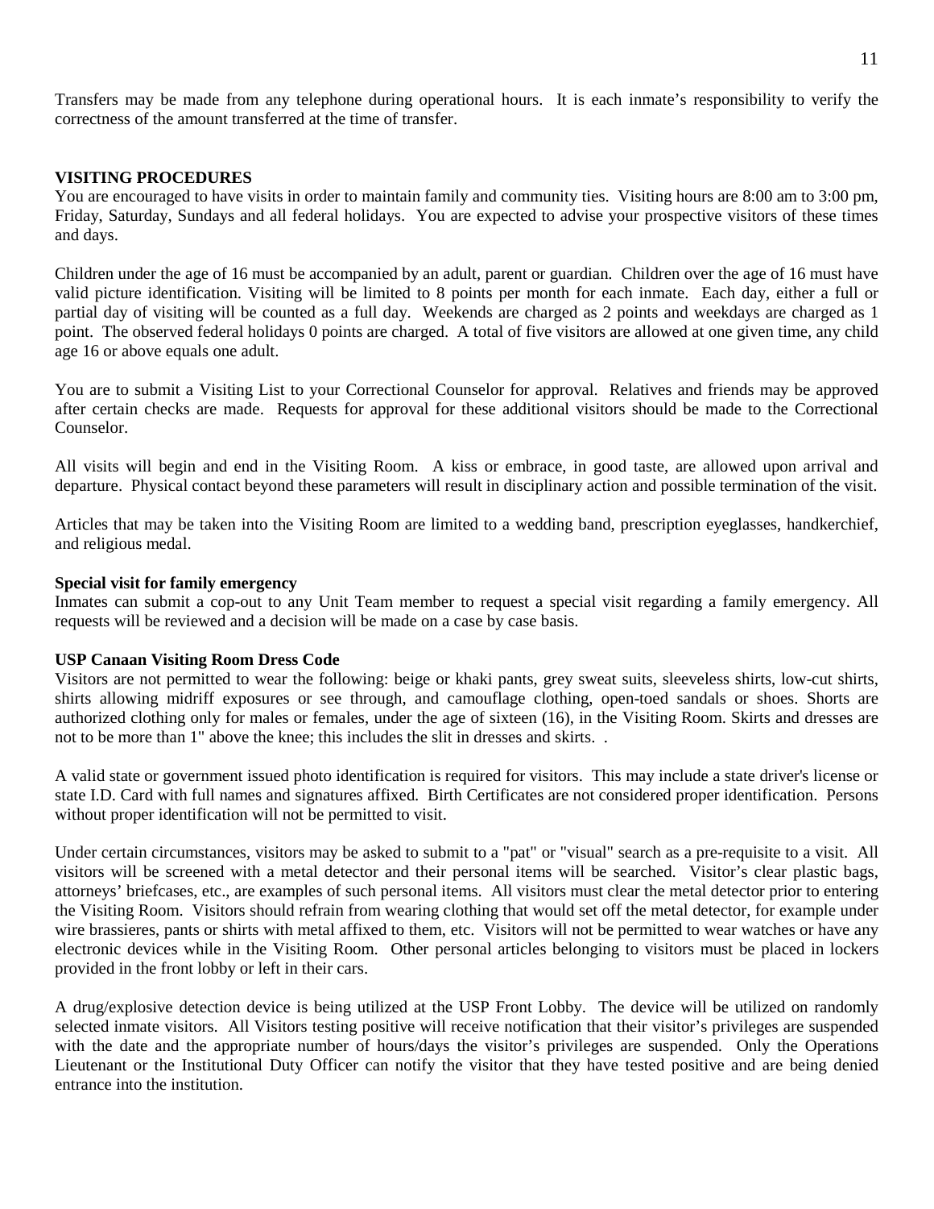Transfers may be made from any telephone during operational hours. It is each inmate's responsibility to verify the correctness of the amount transferred at the time of transfer.

**VISITING PROCEDURES**

You are encouraged to have visits in order to maintain family and community ties. Visiting hours are 8:00 am to 3:00 pm, Friday, Saturday, Sundays and all federal holidays. You are expected to advise your prospective visitors of these times and days.

Children under the age of 16 must be accompanied by an adult, parent or guardian. Children over the age of 16 must have valid picture identification. Visiting will be limited to 8 points per month for each inmate. Each day, either a full or partial day of visiting will be counted as a full day. Weekends are charged as 2 points and weekdays are charged as 1 point. The observed federal holidays 0 points are charged. A total of five visitors are allowed at one given time, any child age 16 or above equals one adult.

You are to submit a Visiting List to your Correctional Counselor for approval. Relatives and friends may be approved after certain checks are made. Requests for approval for these additional visitors should be made to the Correctional Counselor.

All visits will begin and end in the Visiting Room. A kiss or embrace, in good taste, are allowed upon arrival and departure. Physical contact beyond these parameters will result in disciplinary action and possible termination of the visit.

Articles that may be taken into the Visiting Room are limited to a wedding band, prescription eyeglasses, handkerchief, and religious medal.

**Special visit for family emergency**

Inmates can submit a cop-out to any Unit Team member to request a special visit regarding a family emergency. All requests will be reviewed and a decision will be made on a case by case basis.

**USP Canaan Visiting Room Dress Code**

Visitors are not permitted to wear the following: beige or khaki pants, grey sweat suits, sleeveless shirts, low-cut shirts, shirts allowing midriff exposures or see through, and camouflage clothing, open-toed sandals or shoes. Shorts are authorized clothing only for males or females, under the age of sixteen (16), in the Visiting Room. Skirts and dresses are not to be more than 1" above the knee; this includes the slit in dresses and skirts. .

A valid state or government issued photo identification is required for visitors. This may include a state driver's license or state I.D. Card with full names and signatures affixed. Birth Certificates are not considered proper identification. Persons without proper identification will not be permitted to visit.

Under certain circumstances, visitors may be asked to submit to a "pat" or "visual" search as a pre-requisite to a visit. All visitors will be screened with a metal detector and their personal items will be searched. Visitor's clear plastic bags, attorneys' briefcases, etc., are examples of such personal items. All visitors must clear the metal detector prior to entering the Visiting Room. Visitors should refrain from wearing clothing that would set off the metal detector, for example under wire brassieres, pants or shirts with metal affixed to them, etc. Visitors will not be permitted to wear watches or have any electronic devices while in the Visiting Room. Other personal articles belonging to visitors must be placed in lockers provided in the front lobby or left in their cars.

A drug/explosive detection device is being utilized at the USP Front Lobby. The device will be utilized on randomly selected inmate visitors. All Visitors testing positive will receive notification that their visitor's privileges are suspended with the date and the appropriate number of hours/days the visitor's privileges are suspended. Only the Operations Lieutenant or the Institutional Duty Officer can notify the visitor that they have tested positive and are being denied entrance into the institution.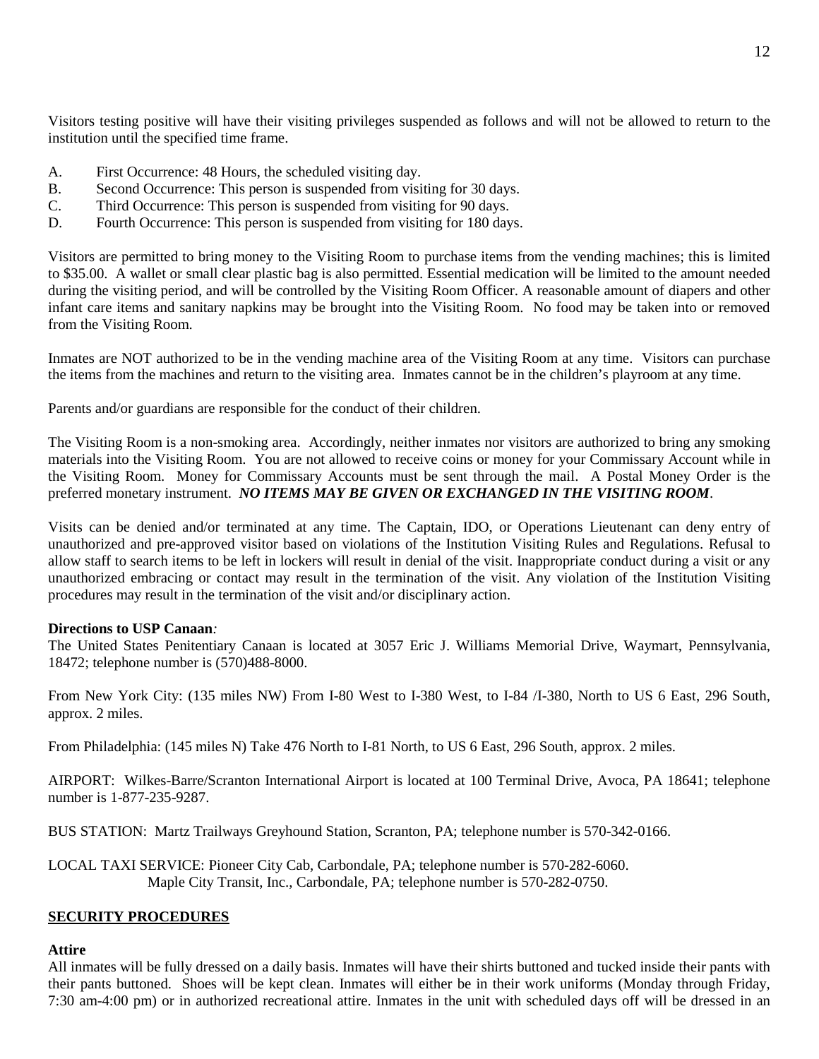Visitors testing positive will have their visiting privileges suspended as follows and will not be allowed to return to the institution until the specified time frame.

A. First Occurrence: 48 Hours, the scheduled visiting day.
B. Second Occurrence: This person is suspended from visiting for 30 days.
C. Third Occurrence: This person is suspended from visiting for 90 days.
D. Fourth Occurrence: This person is suspended from visiting for 180 days.

Visitors are permitted to bring money to the Visiting Room to purchase items from the vending machines; this is limited to $35.00. A wallet or small clear plastic bag is also permitted. Essential medication will be limited to the amount needed during the visiting period, and will be controlled by the Visiting Room Officer. A reasonable amount of diapers and other infant care items and sanitary napkins may be brought into the Visiting Room. No food may be taken into or removed from the Visiting Room.

Inmates are NOT authorized to be in the vending machine area of the Visiting Room at any time. Visitors can purchase the items from the machines and return to the visiting area. Inmates cannot be in the children's playroom at any time.

Parents and/or guardians are responsible for the conduct of their children.

The Visiting Room is a non-smoking area. Accordingly, neither inmates nor visitors are authorized to bring any smoking materials into the Visiting Room. You are not allowed to receive coins or money for your Commissary Account while in the Visiting Room. Money for Commissary Accounts must be sent through the mail. A Postal Money Order is the preferred monetary instrument. ***NO ITEMS MAY BE GIVEN OR EXCHANGED IN THE VISITING ROOM***.

Visits can be denied and/or terminated at any time. The Captain, IDO, or Operations Lieutenant can deny entry of unauthorized and pre-approved visitor based on violations of the Institution Visiting Rules and Regulations. Refusal to allow staff to search items to be left in lockers will result in denial of the visit. Inappropriate conduct during a visit or any unauthorized embracing or contact may result in the termination of the visit. Any violation of the Institution Visiting procedures may result in the termination of the visit and/or disciplinary action.

**Directions to USP Canaan**:
The United States Penitentiary Canaan is located at 3057 Eric J. Williams Memorial Drive, Waymart, Pennsylvania, 18472; telephone number is (570)488-8000.

From New York City: (135 miles NW) From I-80 West to I-380 West, to I-84 /I-380, North to US 6 East, 296 South, approx. 2 miles.

From Philadelphia: (145 miles N) Take 476 North to I-81 North, to US 6 East, 296 South, approx. 2 miles.

AIRPORT: Wilkes-Barre/Scranton International Airport is located at 100 Terminal Drive, Avoca, PA 18641; telephone number is 1-877-235-9287.

BUS STATION: Martz Trailways Greyhound Station, Scranton, PA; telephone number is 570-342-0166.

LOCAL TAXI SERVICE: Pioneer City Cab, Carbondale, PA; telephone number is 570-282-6060.
Maple City Transit, Inc., Carbondale, PA; telephone number is 570-282-0750.

## SECURITY PROCEDURES

### Attire

All inmates will be fully dressed on a daily basis. Inmates will have their shirts buttoned and tucked inside their pants with their pants buttoned. Shoes will be kept clean. Inmates will either be in their work uniforms (Monday through Friday, 7:30 am-4:00 pm) or in authorized recreational attire. Inmates in the unit with scheduled days off will be dressed in an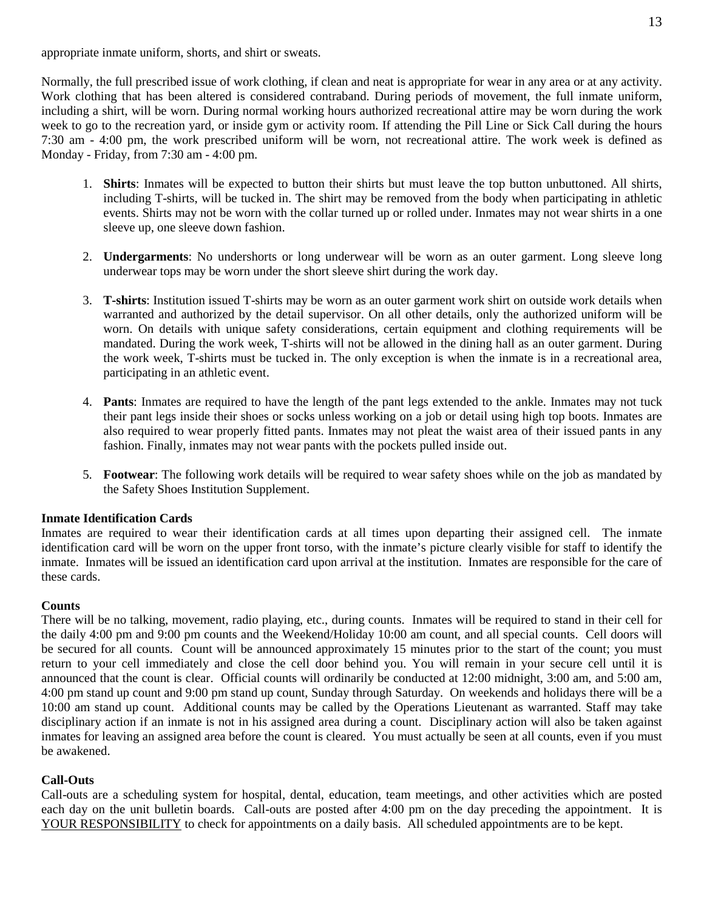appropriate inmate uniform, shorts, and shirt or sweats.

Normally, the full prescribed issue of work clothing, if clean and neat is appropriate for wear in any area or at any activity. Work clothing that has been altered is considered contraband. During periods of movement, the full inmate uniform, including a shirt, will be worn. During normal working hours authorized recreational attire may be worn during the work week to go to the recreation yard, or inside gym or activity room. If attending the Pill Line or Sick Call during the hours 7:30 am - 4:00 pm, the work prescribed uniform will be worn, not recreational attire. The work week is defined as Monday - Friday, from 7:30 am - 4:00 pm.

1. **Shirts**: Inmates will be expected to button their shirts but must leave the top button unbuttoned. All shirts, including T-shirts, will be tucked in. The shirt may be removed from the body when participating in athletic events. Shirts may not be worn with the collar turned up or rolled under. Inmates may not wear shirts in a one sleeve up, one sleeve down fashion.

2. **Undergarments**: No undershorts or long underwear will be worn as an outer garment. Long sleeve long underwear tops may be worn under the short sleeve shirt during the work day.

3. **T-shirts**: Institution issued T-shirts may be worn as an outer garment work shirt on outside work details when warranted and authorized by the detail supervisor. On all other details, only the authorized uniform will be worn. On details with unique safety considerations, certain equipment and clothing requirements will be mandated. During the work week, T-shirts will not be allowed in the dining hall as an outer garment. During the work week, T-shirts must be tucked in. The only exception is when the inmate is in a recreational area, participating in an athletic event.

4. **Pants**: Inmates are required to have the length of the pant legs extended to the ankle. Inmates may not tuck their pant legs inside their shoes or socks unless working on a job or detail using high top boots. Inmates are also required to wear properly fitted pants. Inmates may not pleat the waist area of their issued pants in any fashion. Finally, inmates may not wear pants with the pockets pulled inside out.

5. **Footwear**: The following work details will be required to wear safety shoes while on the job as mandated by the Safety Shoes Institution Supplement.

**Inmate Identification Cards**
Inmates are required to wear their identification cards at all times upon departing their assigned cell. The inmate identification card will be worn on the upper front torso, with the inmate's picture clearly visible for staff to identify the inmate. Inmates will be issued an identification card upon arrival at the institution. Inmates are responsible for the care of these cards.

**Counts**
There will be no talking, movement, radio playing, etc., during counts. Inmates will be required to stand in their cell for the daily 4:00 pm and 9:00 pm counts and the Weekend/Holiday 10:00 am count, and all special counts. Cell doors will be secured for all counts. Count will be announced approximately 15 minutes prior to the start of the count; you must return to your cell immediately and close the cell door behind you. You will remain in your secure cell until it is announced that the count is clear. Official counts will ordinarily be conducted at 12:00 midnight, 3:00 am, and 5:00 am, 4:00 pm stand up count and 9:00 pm stand up count, Sunday through Saturday. On weekends and holidays there will be a 10:00 am stand up count. Additional counts may be called by the Operations Lieutenant as warranted. Staff may take disciplinary action if an inmate is not in his assigned area during a count. Disciplinary action will also be taken against inmates for leaving an assigned area before the count is cleared. You must actually be seen at all counts, even if you must be awakened.

**Call-Outs**
Call-outs are a scheduling system for hospital, dental, education, team meetings, and other activities which are posted each day on the unit bulletin boards. Call-outs are posted after 4:00 pm on the day preceding the appointment. It is YOUR RESPONSIBILITY to check for appointments on a daily basis. All scheduled appointments are to be kept.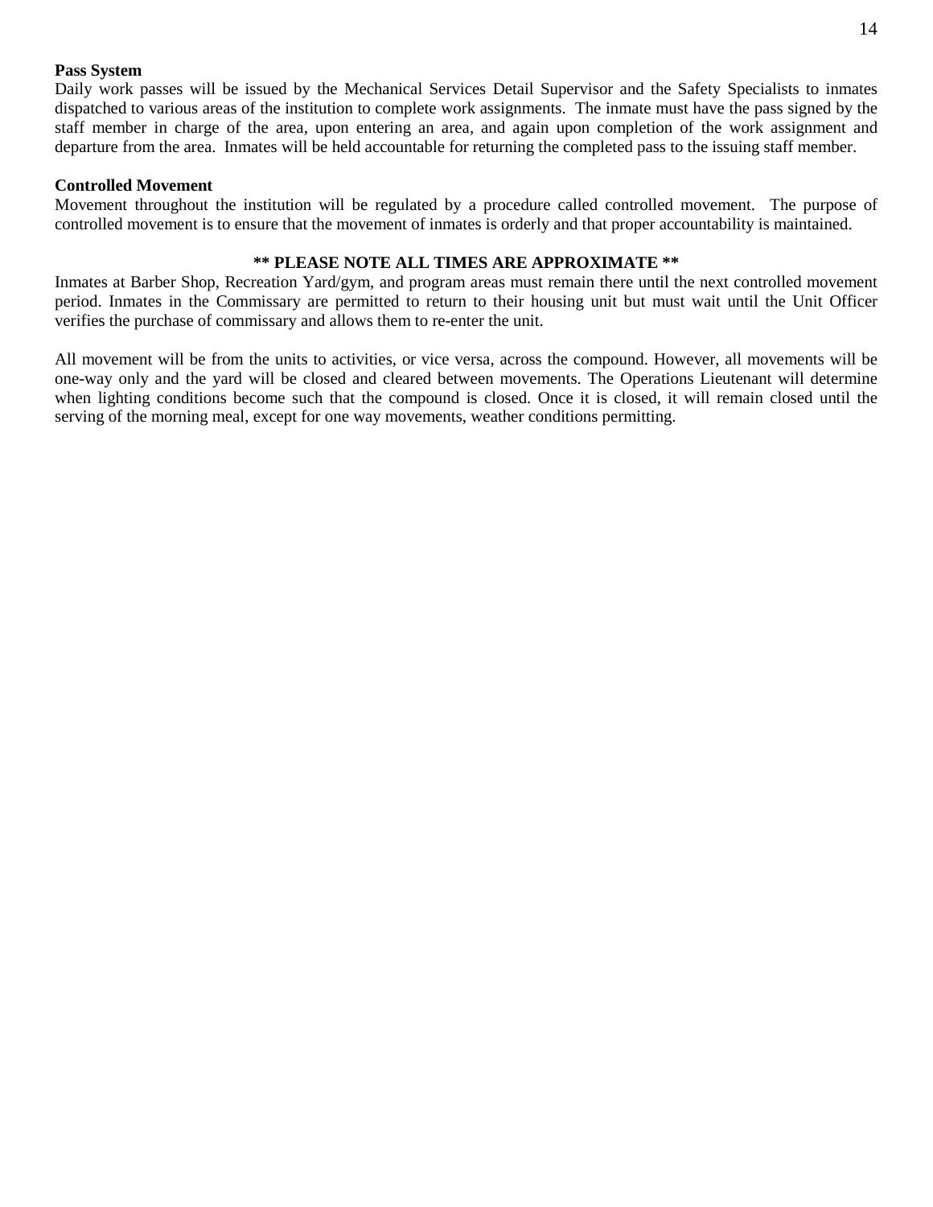**Pass System**

Daily work passes will be issued by the Mechanical Services Detail Supervisor and the Safety Specialists to inmates dispatched to various areas of the institution to complete work assignments. The inmate must have the pass signed by the staff member in charge of the area, upon entering an area, and again upon completion of the work assignment and departure from the area. Inmates will be held accountable for returning the completed pass to the issuing staff member.

**Controlled Movement**

Movement throughout the institution will be regulated by a procedure called controlled movement. The purpose of controlled movement is to ensure that the movement of inmates is orderly and that proper accountability is maintained.

**** PLEASE NOTE ALL TIMES ARE APPROXIMATE ****

Inmates at Barber Shop, Recreation Yard/gym, and program areas must remain there until the next controlled movement period. Inmates in the Commissary are permitted to return to their housing unit but must wait until the Unit Officer verifies the purchase of commissary and allows them to re-enter the unit.

All movement will be from the units to activities, or vice versa, across the compound. However, all movements will be one-way only and the yard will be closed and cleared between movements. The Operations Lieutenant will determine when lighting conditions become such that the compound is closed. Once it is closed, it will remain closed until the serving of the morning meal, except for one way movements, weather conditions permitting.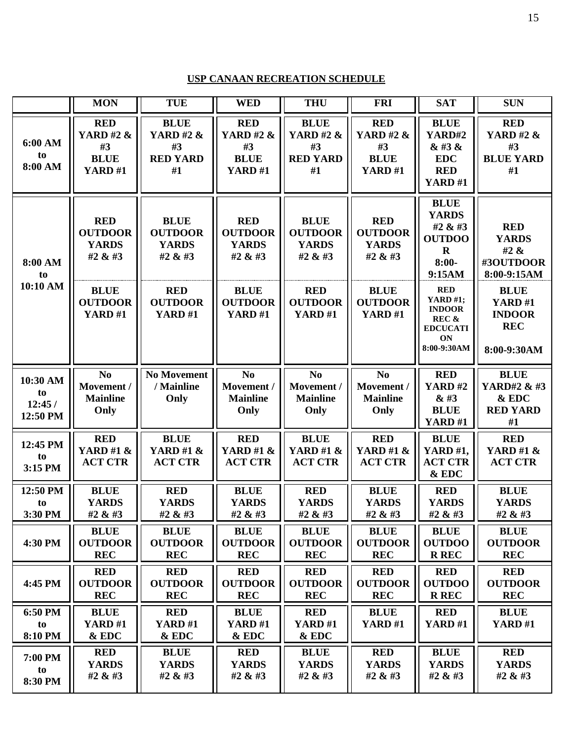## USP CANAAN RECREATION SCHEDULE

| | MON | TUE | WED | THU | FRI | SAT | SUN |
|---|---|---|---|---|---|---|---|
| 6:00 AM to 8:00 AM | RED YARD #2 & #3 BLUE YARD #1 | BLUE YARD #2 & #3 RED YARD #1 | RED YARD #2 & #3 BLUE YARD #1 | BLUE YARD #2 & #3 RED YARD #1 | RED YARD #2 & #3 BLUE YARD #1 | BLUE YARD#2 & #3 & EDC RED YARD #1 | RED YARD #2 & #3 BLUE YARD #1 |
| 8:00 AM to 10:10 AM | RED OUTDOOR YARDS #2 & #3<br>BLUE OUTDOOR YARD #1 | BLUE OUTDOOR YARDS #2 & #3<br>RED OUTDOOR YARD #1 | RED OUTDOOR YARDS #2 & #3<br>BLUE OUTDOOR YARD #1 | BLUE OUTDOOR YARDS #2 & #3<br>RED OUTDOOR YARD #1 | RED OUTDOOR YARDS #2 & #3<br>BLUE OUTDOOR YARD #1 | BLUE YARDS #2 & #3 OUTDOOR 8:00-9:15AM<br>RED YARD #1; INDOOR REC & EDCUCATION 8:00-9:30AM | RED YARDS #2 & #3OUTDOOR 8:00-9:15AM<br>BLUE YARD #1 INDOOR REC 8:00-9:30AM |
| 10:30 AM to 12:45 / 12:50 PM | No Movement / Mainline Only | No Movement / Mainline Only | No Movement / Mainline Only | No Movement / Mainline Only | No Movement / Mainline Only | RED YARD #2 & #3 BLUE YARD #1 | BLUE YARD#2 & #3 & EDC RED YARD #1 |
| 12:45 PM to 3:15 PM | RED YARD #1 & ACT CTR | BLUE YARD #1 & ACT CTR | RED YARD #1 & ACT CTR | BLUE YARD #1 & ACT CTR | RED YARD #1 & ACT CTR | BLUE YARD #1, ACT CTR & EDC | RED YARD #1 & ACT CTR |
| 12:50 PM to 3:30 PM | BLUE YARDS #2 & #3 | RED YARDS #2 & #3 | BLUE YARDS #2 & #3 | RED YARDS #2 & #3 | BLUE YARDS #2 & #3 | RED YARDS #2 & #3 | BLUE YARDS #2 & #3 |
| 4:30 PM | BLUE OUTDOOR REC | BLUE OUTDOOR REC | BLUE OUTDOOR REC | BLUE OUTDOOR REC | BLUE OUTDOOR REC | BLUE OUTDOOR REC | BLUE OUTDOOR REC |
| 4:45 PM | RED OUTDOOR REC | RED OUTDOOR REC | RED OUTDOOR REC | RED OUTDOOR REC | RED OUTDOOR REC | RED OUTDOOR REC | RED OUTDOOR REC |
| 6:50 PM to 8:10 PM | BLUE YARD #1 & EDC | RED YARD #1 & EDC | BLUE YARD #1 & EDC | RED YARD #1 & EDC | BLUE YARD #1 | RED YARD #1 | BLUE YARD #1 |
| 7:00 PM to 8:30 PM | RED YARDS #2 & #3 | BLUE YARDS #2 & #3 | RED YARDS #2 & #3 | BLUE YARDS #2 & #3 | RED YARDS #2 & #3 | BLUE YARDS #2 & #3 | RED YARDS #2 & #3 |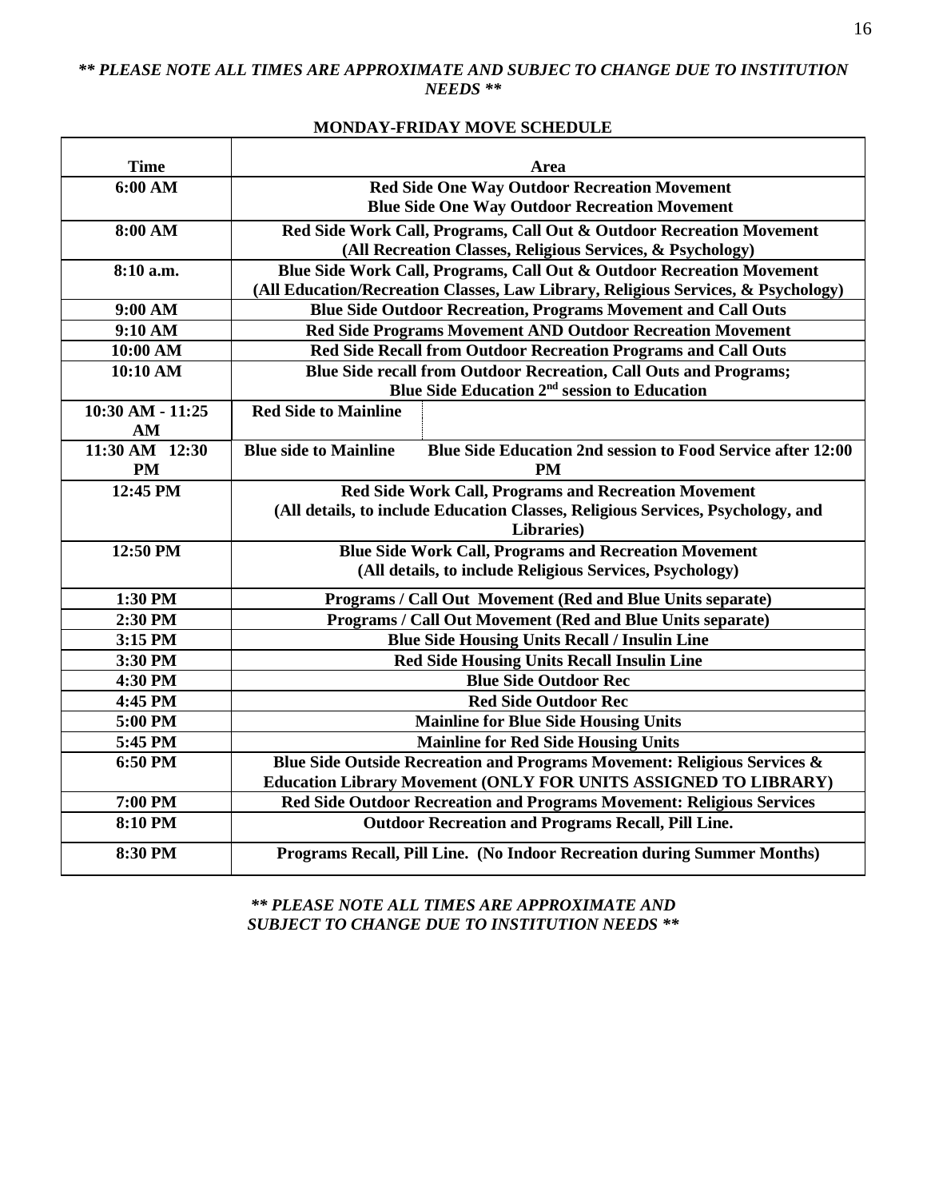***\*\* PLEASE NOTE ALL TIMES ARE APPROXIMATE AND SUBJEC TO CHANGE DUE TO INSTITUTION NEEDS \*\****

**MONDAY-FRIDAY MOVE SCHEDULE**

| Time | Area |
|---|---|
| 6:00 AM | Red Side One Way Outdoor Recreation Movement<br>Blue Side One Way Outdoor Recreation Movement |
| 8:00 AM | Red Side Work Call, Programs, Call Out & Outdoor Recreation Movement<br>(All Recreation Classes, Religious Services, & Psychology) |
| 8:10 a.m. | Blue Side Work Call, Programs, Call Out & Outdoor Recreation Movement<br>(All Education/Recreation Classes, Law Library, Religious Services, & Psychology) |
| 9:00 AM | Blue Side Outdoor Recreation, Programs Movement and Call Outs |
| 9:10 AM | Red Side Programs Movement AND Outdoor Recreation Movement |
| 10:00 AM | Red Side Recall from Outdoor Recreation Programs and Call Outs |
| 10:10 AM | Blue Side recall from Outdoor Recreation, Call Outs and Programs;<br>Blue Side Education 2nd session to Education |
| 10:30 AM - 11:25 AM | Red Side to Mainline |
| 11:30 AM 12:30 PM | Blue side to Mainline &nbsp;&nbsp; Blue Side Education 2nd session to Food Service after 12:00 PM |
| 12:45 PM | Red Side Work Call, Programs and Recreation Movement<br>(All details, to include Education Classes, Religious Services, Psychology, and Libraries) |
| 12:50 PM | Blue Side Work Call, Programs and Recreation Movement<br>(All details, to include Religious Services, Psychology) |
| 1:30 PM | Programs / Call Out Movement (Red and Blue Units separate) |
| 2:30 PM | Programs / Call Out Movement (Red and Blue Units separate) |
| 3:15 PM | Blue Side Housing Units Recall / Insulin Line |
| 3:30 PM | Red Side Housing Units Recall Insulin Line |
| 4:30 PM | Blue Side Outdoor Rec |
| 4:45 PM | Red Side Outdoor Rec |
| 5:00 PM | Mainline for Blue Side Housing Units |
| 5:45 PM | Mainline for Red Side Housing Units |
| 6:50 PM | Blue Side Outside Recreation and Programs Movement: Religious Services &<br>Education Library Movement (ONLY FOR UNITS ASSIGNED TO LIBRARY) |
| 7:00 PM | Red Side Outdoor Recreation and Programs Movement: Religious Services |
| 8:10 PM | Outdoor Recreation and Programs Recall, Pill Line. |
| 8:30 PM | Programs Recall, Pill Line. (No Indoor Recreation during Summer Months) |

***\*\* PLEASE NOTE ALL TIMES ARE APPROXIMATE AND SUBJECT TO CHANGE DUE TO INSTITUTION NEEDS \*\****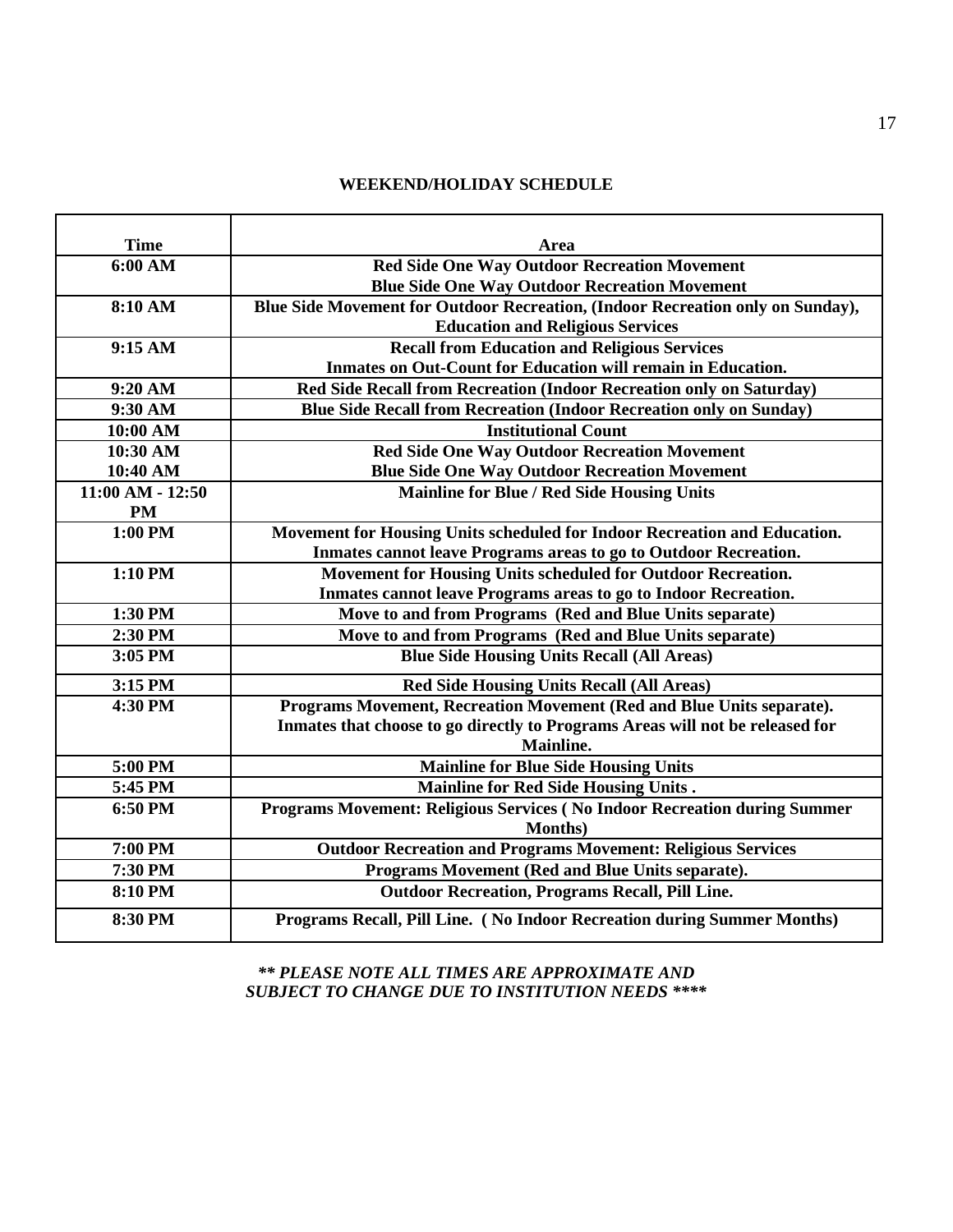**WEEKEND/HOLIDAY SCHEDULE**

| Time | Area |
|---|---|
| 6:00 AM | Red Side One Way Outdoor Recreation Movement<br>Blue Side One Way Outdoor Recreation Movement |
| 8:10 AM | Blue Side Movement for Outdoor Recreation, (Indoor Recreation only on Sunday), Education and Religious Services |
| 9:15 AM | Recall from Education and Religious Services<br>Inmates on Out-Count for Education will remain in Education. |
| 9:20 AM | Red Side Recall from Recreation (Indoor Recreation only on Saturday) |
| 9:30 AM | Blue Side Recall from Recreation (Indoor Recreation only on Sunday) |
| 10:00 AM | Institutional Count |
| 10:30 AM<br>10:40 AM | Red Side One Way Outdoor Recreation Movement<br>Blue Side One Way Outdoor Recreation Movement |
| 11:00 AM - 12:50 PM | Mainline for Blue / Red Side Housing Units |
| 1:00 PM | Movement for Housing Units scheduled for Indoor Recreation and Education.<br>Inmates cannot leave Programs areas to go to Outdoor Recreation. |
| 1:10 PM | Movement for Housing Units scheduled for Outdoor Recreation.<br>Inmates cannot leave Programs areas to go to Indoor Recreation. |
| 1:30 PM | Move to and from Programs (Red and Blue Units separate) |
| 2:30 PM | Move to and from Programs (Red and Blue Units separate) |
| 3:05 PM | Blue Side Housing Units Recall (All Areas) |
| 3:15 PM | Red Side Housing Units Recall (All Areas) |
| 4:30 PM | Programs Movement, Recreation Movement (Red and Blue Units separate).<br>Inmates that choose to go directly to Programs Areas will not be released for Mainline. |
| 5:00 PM | Mainline for Blue Side Housing Units |
| 5:45 PM | Mainline for Red Side Housing Units . |
| 6:50 PM | Programs Movement: Religious Services ( No Indoor Recreation during Summer Months) |
| 7:00 PM | Outdoor Recreation and Programs Movement: Religious Services |
| 7:30 PM | Programs Movement (Red and Blue Units separate). |
| 8:10 PM | Outdoor Recreation, Programs Recall, Pill Line. |
| 8:30 PM | Programs Recall, Pill Line. ( No Indoor Recreation during Summer Months) |

***\*\* PLEASE NOTE ALL TIMES ARE APPROXIMATE AND SUBJECT TO CHANGE DUE TO INSTITUTION NEEDS \*\*\*\****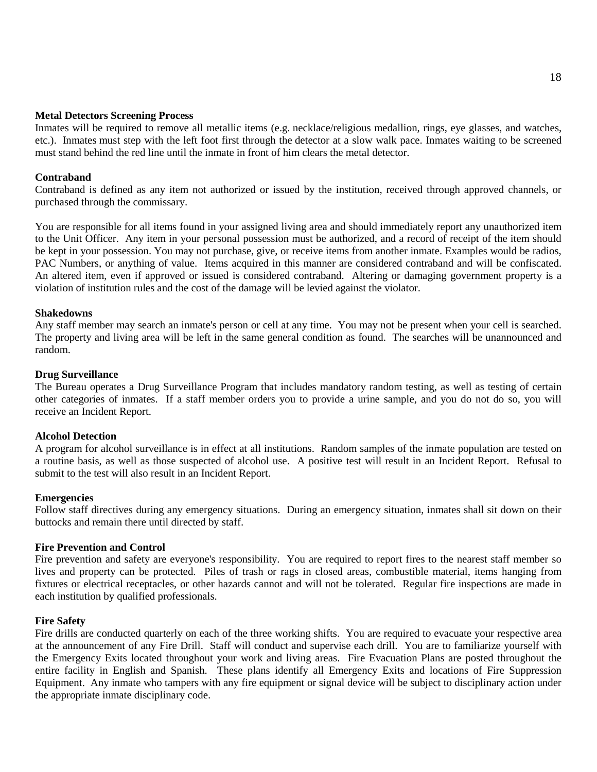**Metal Detectors Screening Process**

Inmates will be required to remove all metallic items (e.g. necklace/religious medallion, rings, eye glasses, and watches, etc.). Inmates must step with the left foot first through the detector at a slow walk pace. Inmates waiting to be screened must stand behind the red line until the inmate in front of him clears the metal detector.

**Contraband**

Contraband is defined as any item not authorized or issued by the institution, received through approved channels, or purchased through the commissary.

You are responsible for all items found in your assigned living area and should immediately report any unauthorized item to the Unit Officer. Any item in your personal possession must be authorized, and a record of receipt of the item should be kept in your possession. You may not purchase, give, or receive items from another inmate. Examples would be radios, PAC Numbers, or anything of value. Items acquired in this manner are considered contraband and will be confiscated. An altered item, even if approved or issued is considered contraband. Altering or damaging government property is a violation of institution rules and the cost of the damage will be levied against the violator.

**Shakedowns**

Any staff member may search an inmate's person or cell at any time. You may not be present when your cell is searched. The property and living area will be left in the same general condition as found. The searches will be unannounced and random.

**Drug Surveillance**

The Bureau operates a Drug Surveillance Program that includes mandatory random testing, as well as testing of certain other categories of inmates. If a staff member orders you to provide a urine sample, and you do not do so, you will receive an Incident Report.

**Alcohol Detection**

A program for alcohol surveillance is in effect at all institutions. Random samples of the inmate population are tested on a routine basis, as well as those suspected of alcohol use. A positive test will result in an Incident Report. Refusal to submit to the test will also result in an Incident Report.

**Emergencies**

Follow staff directives during any emergency situations. During an emergency situation, inmates shall sit down on their buttocks and remain there until directed by staff.

**Fire Prevention and Control**

Fire prevention and safety are everyone's responsibility. You are required to report fires to the nearest staff member so lives and property can be protected. Piles of trash or rags in closed areas, combustible material, items hanging from fixtures or electrical receptacles, or other hazards cannot and will not be tolerated. Regular fire inspections are made in each institution by qualified professionals.

**Fire Safety**

Fire drills are conducted quarterly on each of the three working shifts. You are required to evacuate your respective area at the announcement of any Fire Drill. Staff will conduct and supervise each drill. You are to familiarize yourself with the Emergency Exits located throughout your work and living areas. Fire Evacuation Plans are posted throughout the entire facility in English and Spanish. These plans identify all Emergency Exits and locations of Fire Suppression Equipment. Any inmate who tampers with any fire equipment or signal device will be subject to disciplinary action under the appropriate inmate disciplinary code.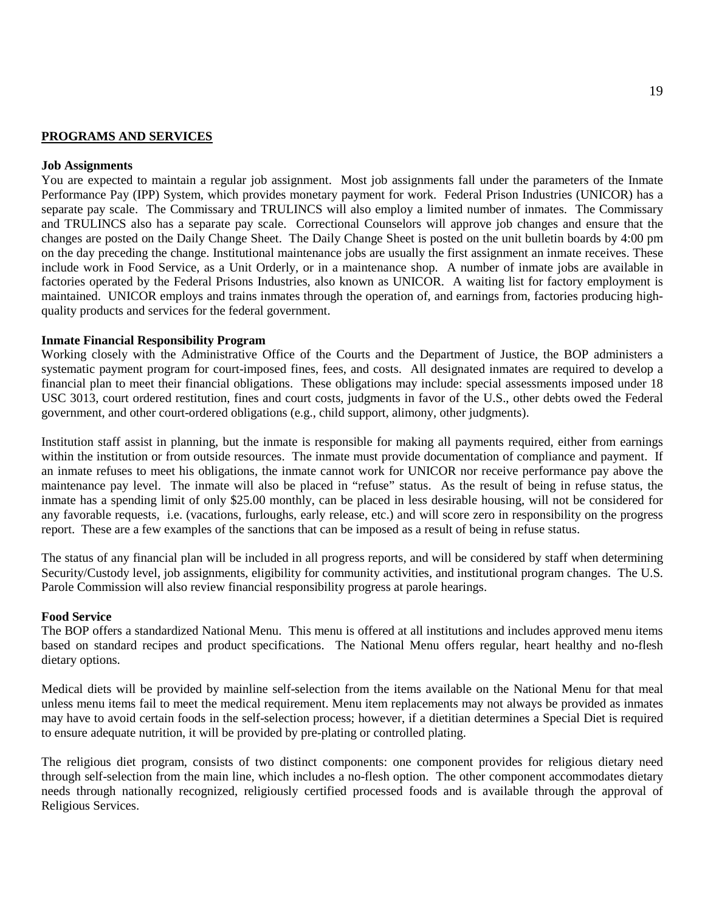## PROGRAMS AND SERVICES

### Job Assignments

You are expected to maintain a regular job assignment. Most job assignments fall under the parameters of the Inmate Performance Pay (IPP) System, which provides monetary payment for work. Federal Prison Industries (UNICOR) has a separate pay scale. The Commissary and TRULINCS will also employ a limited number of inmates. The Commissary and TRULINCS also has a separate pay scale. Correctional Counselors will approve job changes and ensure that the changes are posted on the Daily Change Sheet. The Daily Change Sheet is posted on the unit bulletin boards by 4:00 pm on the day preceding the change. Institutional maintenance jobs are usually the first assignment an inmate receives. These include work in Food Service, as a Unit Orderly, or in a maintenance shop. A number of inmate jobs are available in factories operated by the Federal Prisons Industries, also known as UNICOR. A waiting list for factory employment is maintained. UNICOR employs and trains inmates through the operation of, and earnings from, factories producing high-quality products and services for the federal government.

### Inmate Financial Responsibility Program

Working closely with the Administrative Office of the Courts and the Department of Justice, the BOP administers a systematic payment program for court-imposed fines, fees, and costs. All designated inmates are required to develop a financial plan to meet their financial obligations. These obligations may include: special assessments imposed under 18 USC 3013, court ordered restitution, fines and court costs, judgments in favor of the U.S., other debts owed the Federal government, and other court-ordered obligations (e.g., child support, alimony, other judgments).

Institution staff assist in planning, but the inmate is responsible for making all payments required, either from earnings within the institution or from outside resources. The inmate must provide documentation of compliance and payment. If an inmate refuses to meet his obligations, the inmate cannot work for UNICOR nor receive performance pay above the maintenance pay level. The inmate will also be placed in "refuse" status. As the result of being in refuse status, the inmate has a spending limit of only $25.00 monthly, can be placed in less desirable housing, will not be considered for any favorable requests, i.e. (vacations, furloughs, early release, etc.) and will score zero in responsibility on the progress report. These are a few examples of the sanctions that can be imposed as a result of being in refuse status.

The status of any financial plan will be included in all progress reports, and will be considered by staff when determining Security/Custody level, job assignments, eligibility for community activities, and institutional program changes. The U.S. Parole Commission will also review financial responsibility progress at parole hearings.

### Food Service

The BOP offers a standardized National Menu. This menu is offered at all institutions and includes approved menu items based on standard recipes and product specifications. The National Menu offers regular, heart healthy and no-flesh dietary options.

Medical diets will be provided by mainline self-selection from the items available on the National Menu for that meal unless menu items fail to meet the medical requirement. Menu item replacements may not always be provided as inmates may have to avoid certain foods in the self-selection process; however, if a dietitian determines a Special Diet is required to ensure adequate nutrition, it will be provided by pre-plating or controlled plating.

The religious diet program, consists of two distinct components: one component provides for religious dietary need through self-selection from the main line, which includes a no-flesh option. The other component accommodates dietary needs through nationally recognized, religiously certified processed foods and is available through the approval of Religious Services.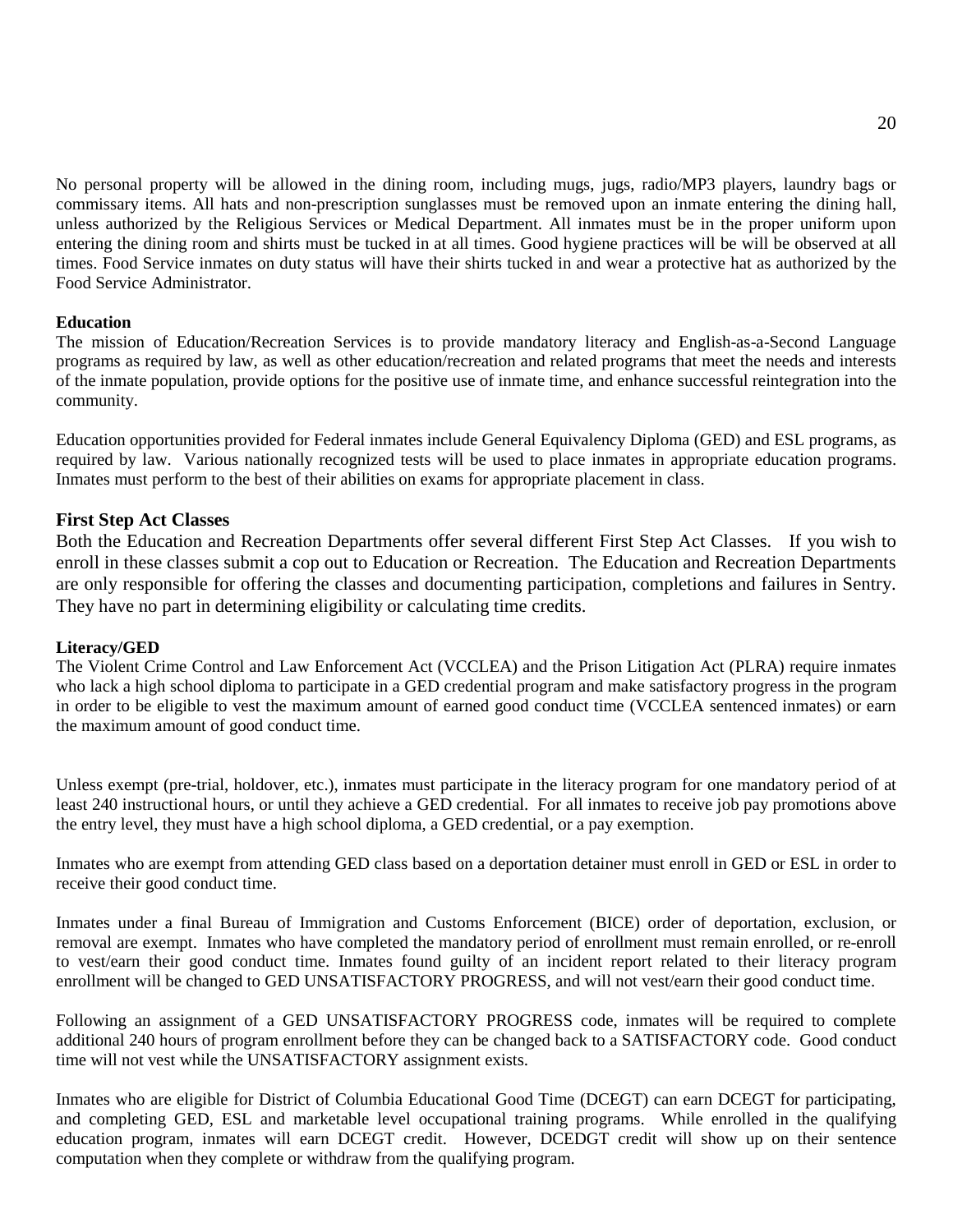No personal property will be allowed in the dining room, including mugs, jugs, radio/MP3 players, laundry bags or commissary items. All hats and non-prescription sunglasses must be removed upon an inmate entering the dining hall, unless authorized by the Religious Services or Medical Department. All inmates must be in the proper uniform upon entering the dining room and shirts must be tucked in at all times. Good hygiene practices will be will be observed at all times. Food Service inmates on duty status will have their shirts tucked in and wear a protective hat as authorized by the Food Service Administrator.

**Education**

The mission of Education/Recreation Services is to provide mandatory literacy and English-as-a-Second Language programs as required by law, as well as other education/recreation and related programs that meet the needs and interests of the inmate population, provide options for the positive use of inmate time, and enhance successful reintegration into the community.

Education opportunities provided for Federal inmates include General Equivalency Diploma (GED) and ESL programs, as required by law. Various nationally recognized tests will be used to place inmates in appropriate education programs. Inmates must perform to the best of their abilities on exams for appropriate placement in class.

**First Step Act Classes**

Both the Education and Recreation Departments offer several different First Step Act Classes. If you wish to enroll in these classes submit a cop out to Education or Recreation. The Education and Recreation Departments are only responsible for offering the classes and documenting participation, completions and failures in Sentry. They have no part in determining eligibility or calculating time credits.

**Literacy/GED**

The Violent Crime Control and Law Enforcement Act (VCCLEA) and the Prison Litigation Act (PLRA) require inmates who lack a high school diploma to participate in a GED credential program and make satisfactory progress in the program in order to be eligible to vest the maximum amount of earned good conduct time (VCCLEA sentenced inmates) or earn the maximum amount of good conduct time.

Unless exempt (pre-trial, holdover, etc.), inmates must participate in the literacy program for one mandatory period of at least 240 instructional hours, or until they achieve a GED credential. For all inmates to receive job pay promotions above the entry level, they must have a high school diploma, a GED credential, or a pay exemption.

Inmates who are exempt from attending GED class based on a deportation detainer must enroll in GED or ESL in order to receive their good conduct time.

Inmates under a final Bureau of Immigration and Customs Enforcement (BICE) order of deportation, exclusion, or removal are exempt. Inmates who have completed the mandatory period of enrollment must remain enrolled, or re-enroll to vest/earn their good conduct time. Inmates found guilty of an incident report related to their literacy program enrollment will be changed to GED UNSATISFACTORY PROGRESS, and will not vest/earn their good conduct time.

Following an assignment of a GED UNSATISFACTORY PROGRESS code, inmates will be required to complete additional 240 hours of program enrollment before they can be changed back to a SATISFACTORY code. Good conduct time will not vest while the UNSATISFACTORY assignment exists.

Inmates who are eligible for District of Columbia Educational Good Time (DCEGT) can earn DCEGT for participating, and completing GED, ESL and marketable level occupational training programs. While enrolled in the qualifying education program, inmates will earn DCEGT credit. However, DCEDGT credit will show up on their sentence computation when they complete or withdraw from the qualifying program.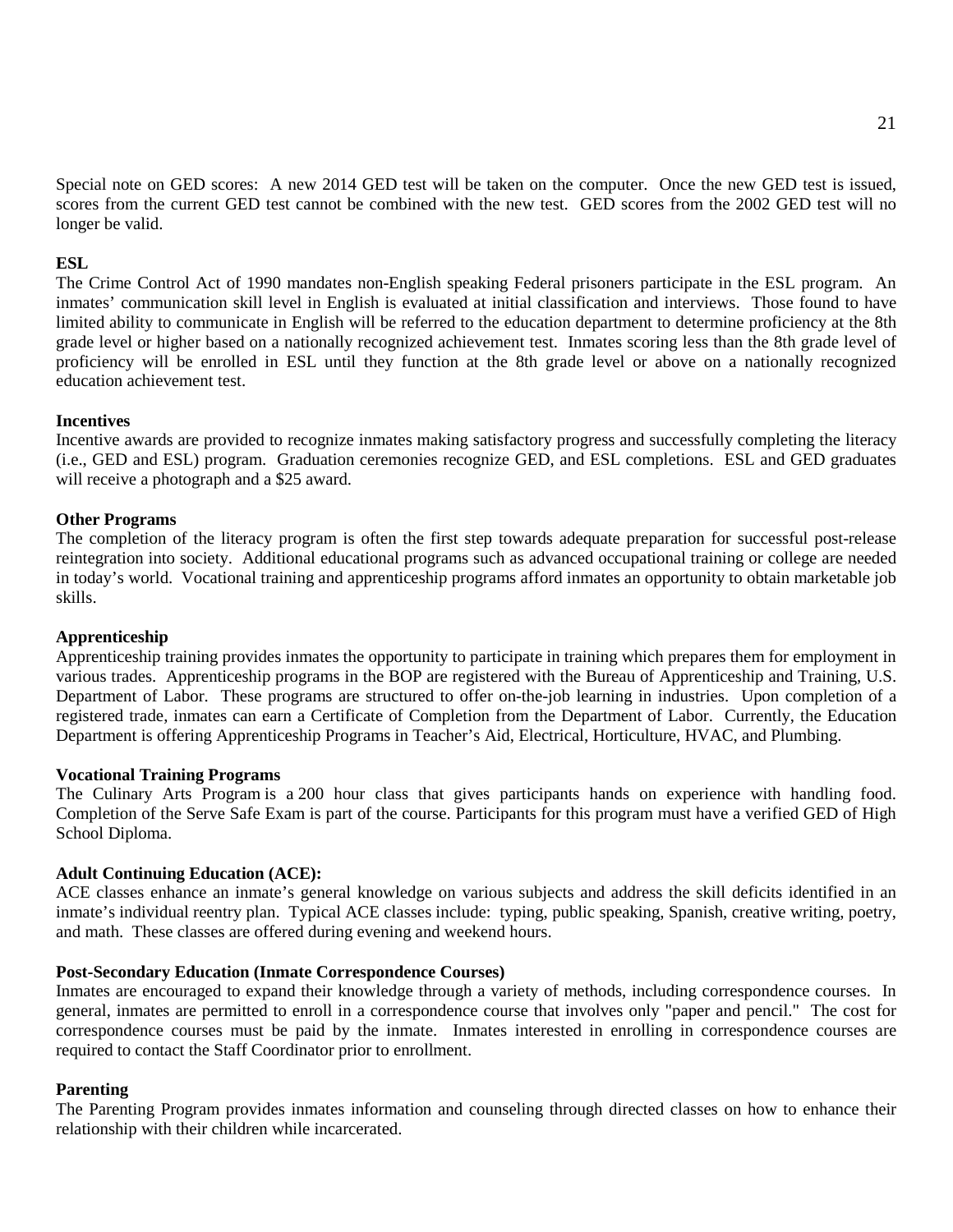Special note on GED scores: A new 2014 GED test will be taken on the computer. Once the new GED test is issued, scores from the current GED test cannot be combined with the new test. GED scores from the 2002 GED test will no longer be valid.

**ESL**

The Crime Control Act of 1990 mandates non-English speaking Federal prisoners participate in the ESL program. An inmates' communication skill level in English is evaluated at initial classification and interviews. Those found to have limited ability to communicate in English will be referred to the education department to determine proficiency at the 8th grade level or higher based on a nationally recognized achievement test. Inmates scoring less than the 8th grade level of proficiency will be enrolled in ESL until they function at the 8th grade level or above on a nationally recognized education achievement test.

**Incentives**

Incentive awards are provided to recognize inmates making satisfactory progress and successfully completing the literacy (i.e., GED and ESL) program. Graduation ceremonies recognize GED, and ESL completions. ESL and GED graduates will receive a photograph and a $25 award.

**Other Programs**

The completion of the literacy program is often the first step towards adequate preparation for successful post-release reintegration into society. Additional educational programs such as advanced occupational training or college are needed in today's world. Vocational training and apprenticeship programs afford inmates an opportunity to obtain marketable job skills.

**Apprenticeship**

Apprenticeship training provides inmates the opportunity to participate in training which prepares them for employment in various trades. Apprenticeship programs in the BOP are registered with the Bureau of Apprenticeship and Training, U.S. Department of Labor. These programs are structured to offer on-the-job learning in industries. Upon completion of a registered trade, inmates can earn a Certificate of Completion from the Department of Labor. Currently, the Education Department is offering Apprenticeship Programs in Teacher's Aid, Electrical, Horticulture, HVAC, and Plumbing.

**Vocational Training Programs**

The Culinary Arts Program is a 200 hour class that gives participants hands on experience with handling food. Completion of the Serve Safe Exam is part of the course. Participants for this program must have a verified GED of High School Diploma.

**Adult Continuing Education (ACE):**

ACE classes enhance an inmate's general knowledge on various subjects and address the skill deficits identified in an inmate's individual reentry plan. Typical ACE classes include: typing, public speaking, Spanish, creative writing, poetry, and math. These classes are offered during evening and weekend hours.

**Post-Secondary Education (Inmate Correspondence Courses)**

Inmates are encouraged to expand their knowledge through a variety of methods, including correspondence courses. In general, inmates are permitted to enroll in a correspondence course that involves only "paper and pencil." The cost for correspondence courses must be paid by the inmate. Inmates interested in enrolling in correspondence courses are required to contact the Staff Coordinator prior to enrollment.

**Parenting**

The Parenting Program provides inmates information and counseling through directed classes on how to enhance their relationship with their children while incarcerated.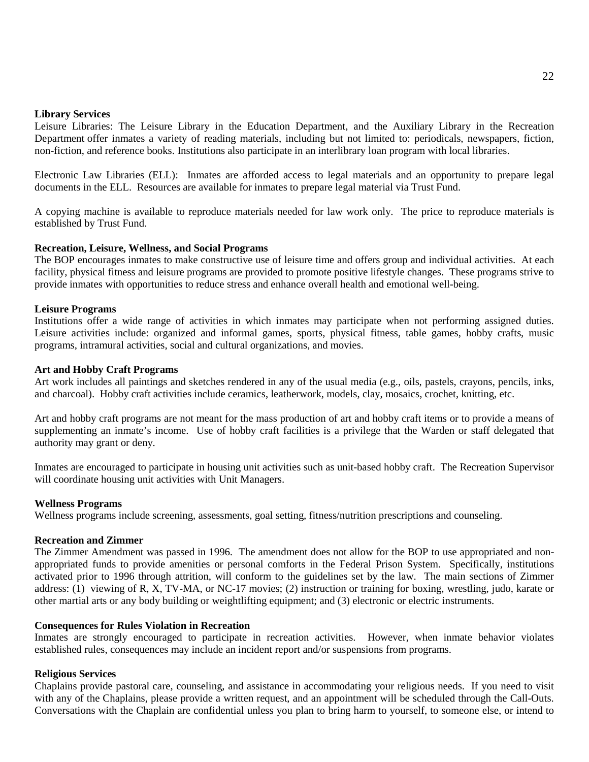**Library Services**

Leisure Libraries: The Leisure Library in the Education Department, and the Auxiliary Library in the Recreation Department offer inmates a variety of reading materials, including but not limited to: periodicals, newspapers, fiction, non-fiction, and reference books. Institutions also participate in an interlibrary loan program with local libraries.

Electronic Law Libraries (ELL): Inmates are afforded access to legal materials and an opportunity to prepare legal documents in the ELL. Resources are available for inmates to prepare legal material via Trust Fund.

A copying machine is available to reproduce materials needed for law work only. The price to reproduce materials is established by Trust Fund.

**Recreation, Leisure, Wellness, and Social Programs**

The BOP encourages inmates to make constructive use of leisure time and offers group and individual activities. At each facility, physical fitness and leisure programs are provided to promote positive lifestyle changes. These programs strive to provide inmates with opportunities to reduce stress and enhance overall health and emotional well-being.

**Leisure Programs**

Institutions offer a wide range of activities in which inmates may participate when not performing assigned duties. Leisure activities include: organized and informal games, sports, physical fitness, table games, hobby crafts, music programs, intramural activities, social and cultural organizations, and movies.

**Art and Hobby Craft Programs**

Art work includes all paintings and sketches rendered in any of the usual media (e.g., oils, pastels, crayons, pencils, inks, and charcoal). Hobby craft activities include ceramics, leatherwork, models, clay, mosaics, crochet, knitting, etc.

Art and hobby craft programs are not meant for the mass production of art and hobby craft items or to provide a means of supplementing an inmate's income. Use of hobby craft facilities is a privilege that the Warden or staff delegated that authority may grant or deny.

Inmates are encouraged to participate in housing unit activities such as unit-based hobby craft. The Recreation Supervisor will coordinate housing unit activities with Unit Managers.

**Wellness Programs**

Wellness programs include screening, assessments, goal setting, fitness/nutrition prescriptions and counseling.

**Recreation and Zimmer**

The Zimmer Amendment was passed in 1996. The amendment does not allow for the BOP to use appropriated and non-appropriated funds to provide amenities or personal comforts in the Federal Prison System. Specifically, institutions activated prior to 1996 through attrition, will conform to the guidelines set by the law. The main sections of Zimmer address: (1) viewing of R, X, TV-MA, or NC-17 movies; (2) instruction or training for boxing, wrestling, judo, karate or other martial arts or any body building or weightlifting equipment; and (3) electronic or electric instruments.

**Consequences for Rules Violation in Recreation**

Inmates are strongly encouraged to participate in recreation activities. However, when inmate behavior violates established rules, consequences may include an incident report and/or suspensions from programs.

**Religious Services**

Chaplains provide pastoral care, counseling, and assistance in accommodating your religious needs. If you need to visit with any of the Chaplains, please provide a written request, and an appointment will be scheduled through the Call-Outs. Conversations with the Chaplain are confidential unless you plan to bring harm to yourself, to someone else, or intend to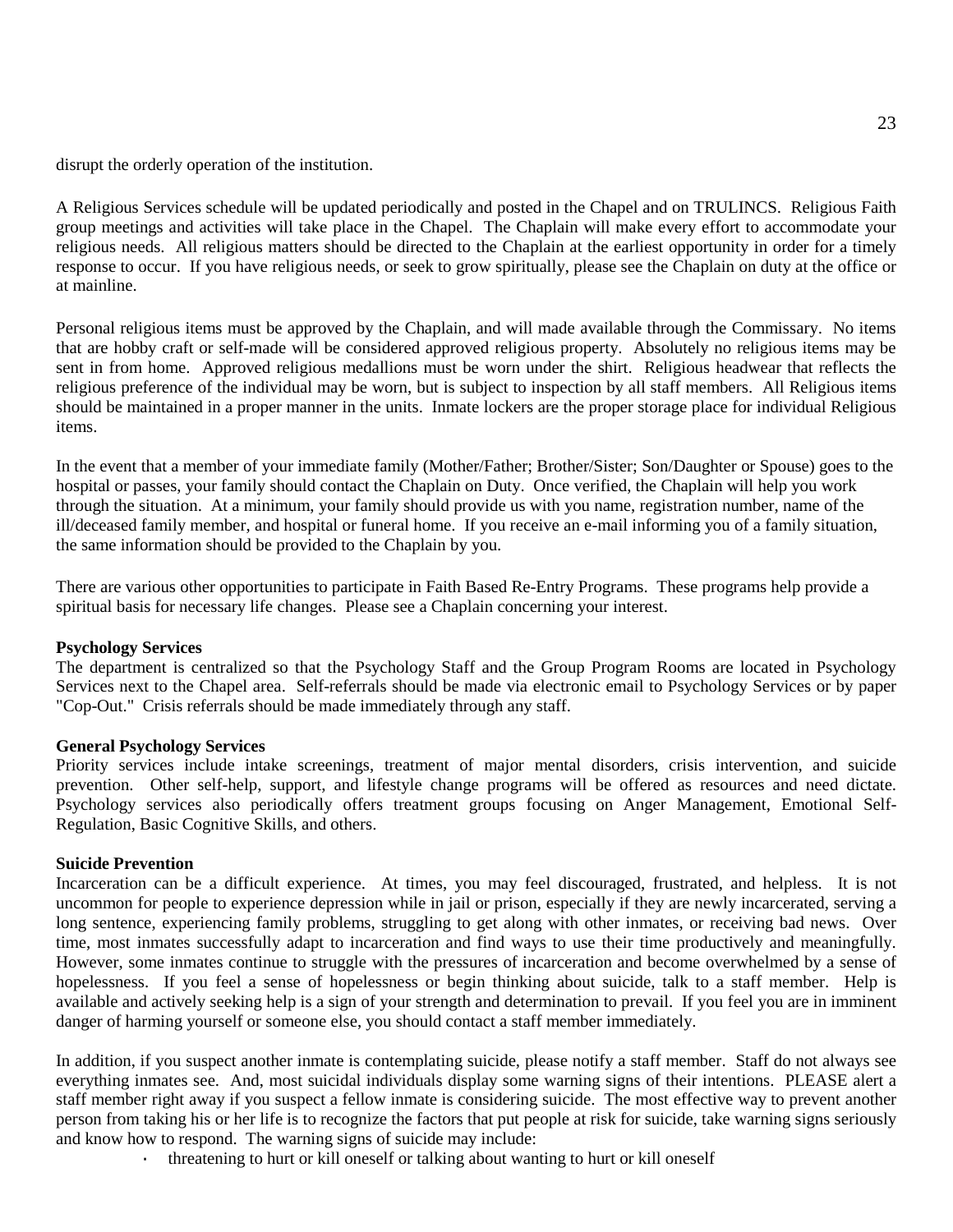disrupt the orderly operation of the institution.

A Religious Services schedule will be updated periodically and posted in the Chapel and on TRULINCS. Religious Faith group meetings and activities will take place in the Chapel. The Chaplain will make every effort to accommodate your religious needs. All religious matters should be directed to the Chaplain at the earliest opportunity in order for a timely response to occur. If you have religious needs, or seek to grow spiritually, please see the Chaplain on duty at the office or at mainline.

Personal religious items must be approved by the Chaplain, and will made available through the Commissary. No items that are hobby craft or self-made will be considered approved religious property. Absolutely no religious items may be sent in from home. Approved religious medallions must be worn under the shirt. Religious headwear that reflects the religious preference of the individual may be worn, but is subject to inspection by all staff members. All Religious items should be maintained in a proper manner in the units. Inmate lockers are the proper storage place for individual Religious items.

In the event that a member of your immediate family (Mother/Father; Brother/Sister; Son/Daughter or Spouse) goes to the hospital or passes, your family should contact the Chaplain on Duty. Once verified, the Chaplain will help you work through the situation. At a minimum, your family should provide us with you name, registration number, name of the ill/deceased family member, and hospital or funeral home. If you receive an e-mail informing you of a family situation, the same information should be provided to the Chaplain by you.

There are various other opportunities to participate in Faith Based Re-Entry Programs. These programs help provide a spiritual basis for necessary life changes. Please see a Chaplain concerning your interest.

**Psychology Services**

The department is centralized so that the Psychology Staff and the Group Program Rooms are located in Psychology Services next to the Chapel area. Self-referrals should be made via electronic email to Psychology Services or by paper "Cop-Out." Crisis referrals should be made immediately through any staff.

**General Psychology Services**

Priority services include intake screenings, treatment of major mental disorders, crisis intervention, and suicide prevention. Other self-help, support, and lifestyle change programs will be offered as resources and need dictate. Psychology services also periodically offers treatment groups focusing on Anger Management, Emotional Self-Regulation, Basic Cognitive Skills, and others.

**Suicide Prevention**

Incarceration can be a difficult experience. At times, you may feel discouraged, frustrated, and helpless. It is not uncommon for people to experience depression while in jail or prison, especially if they are newly incarcerated, serving a long sentence, experiencing family problems, struggling to get along with other inmates, or receiving bad news. Over time, most inmates successfully adapt to incarceration and find ways to use their time productively and meaningfully. However, some inmates continue to struggle with the pressures of incarceration and become overwhelmed by a sense of hopelessness. If you feel a sense of hopelessness or begin thinking about suicide, talk to a staff member. Help is available and actively seeking help is a sign of your strength and determination to prevail. If you feel you are in imminent danger of harming yourself or someone else, you should contact a staff member immediately.

In addition, if you suspect another inmate is contemplating suicide, please notify a staff member. Staff do not always see everything inmates see. And, most suicidal individuals display some warning signs of their intentions. PLEASE alert a staff member right away if you suspect a fellow inmate is considering suicide. The most effective way to prevent another person from taking his or her life is to recognize the factors that put people at risk for suicide, take warning signs seriously and know how to respond. The warning signs of suicide may include:

- threatening to hurt or kill oneself or talking about wanting to hurt or kill oneself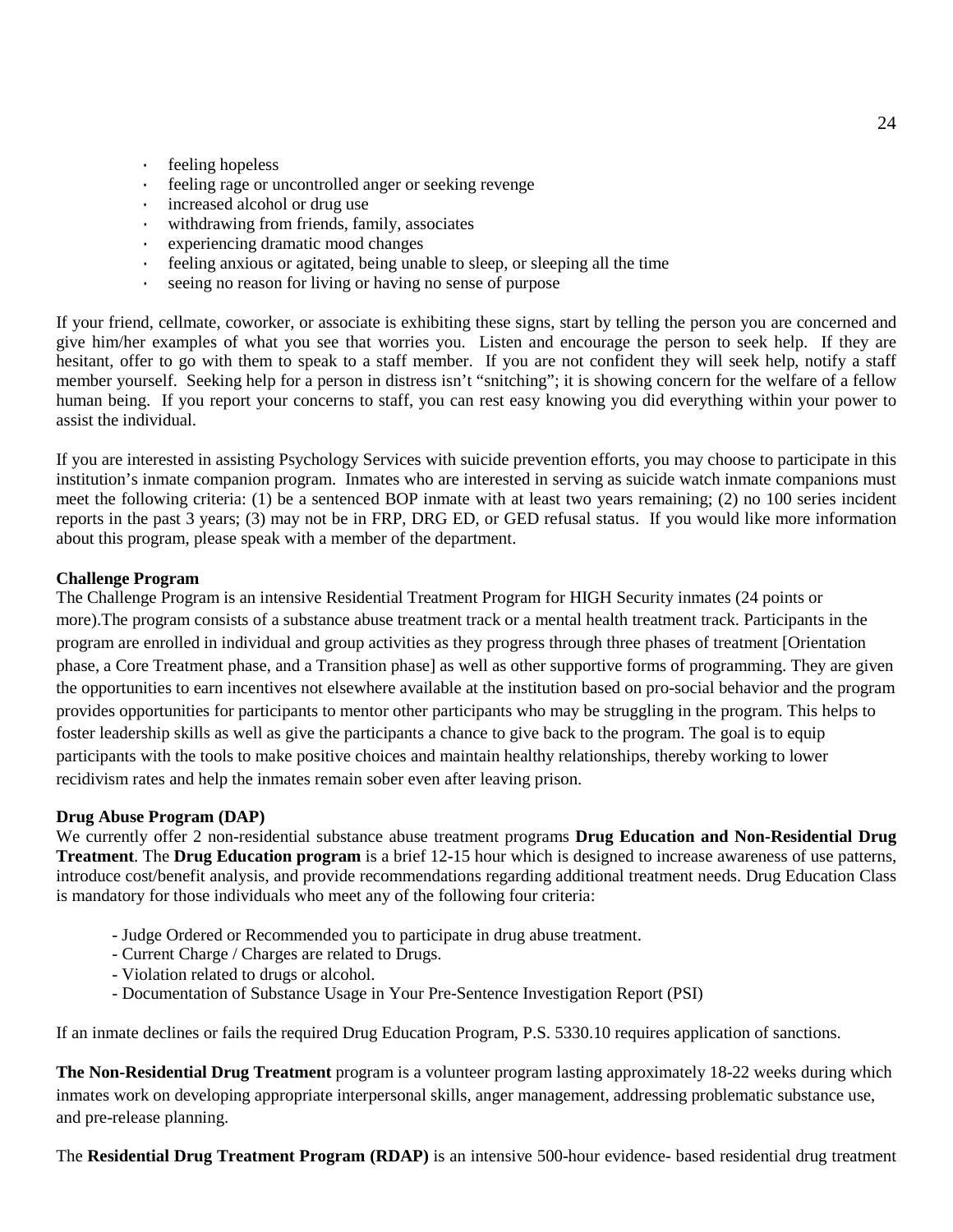- feeling hopeless
- feeling rage or uncontrolled anger or seeking revenge
- increased alcohol or drug use
- withdrawing from friends, family, associates
- experiencing dramatic mood changes
- feeling anxious or agitated, being unable to sleep, or sleeping all the time
- seeing no reason for living or having no sense of purpose

If your friend, cellmate, coworker, or associate is exhibiting these signs, start by telling the person you are concerned and give him/her examples of what you see that worries you. Listen and encourage the person to seek help. If they are hesitant, offer to go with them to speak to a staff member. If you are not confident they will seek help, notify a staff member yourself. Seeking help for a person in distress isn't "snitching"; it is showing concern for the welfare of a fellow human being. If you report your concerns to staff, you can rest easy knowing you did everything within your power to assist the individual.

If you are interested in assisting Psychology Services with suicide prevention efforts, you may choose to participate in this institution's inmate companion program. Inmates who are interested in serving as suicide watch inmate companions must meet the following criteria: (1) be a sentenced BOP inmate with at least two years remaining; (2) no 100 series incident reports in the past 3 years; (3) may not be in FRP, DRG ED, or GED refusal status. If you would like more information about this program, please speak with a member of the department.

**Challenge Program**

The Challenge Program is an intensive Residential Treatment Program for HIGH Security inmates (24 points or more).The program consists of a substance abuse treatment track or a mental health treatment track. Participants in the program are enrolled in individual and group activities as they progress through three phases of treatment [Orientation phase, a Core Treatment phase, and a Transition phase] as well as other supportive forms of programming. They are given the opportunities to earn incentives not elsewhere available at the institution based on pro-social behavior and the program provides opportunities for participants to mentor other participants who may be struggling in the program. This helps to foster leadership skills as well as give the participants a chance to give back to the program. The goal is to equip participants with the tools to make positive choices and maintain healthy relationships, thereby working to lower recidivism rates and help the inmates remain sober even after leaving prison.

**Drug Abuse Program (DAP)**

We currently offer 2 non-residential substance abuse treatment programs **Drug Education and Non-Residential Drug Treatment**. The **Drug Education program** is a brief 12-15 hour which is designed to increase awareness of use patterns, introduce cost/benefit analysis, and provide recommendations regarding additional treatment needs. Drug Education Class is mandatory for those individuals who meet any of the following four criteria:

- Judge Ordered or Recommended you to participate in drug abuse treatment.
- Current Charge / Charges are related to Drugs.
- Violation related to drugs or alcohol.
- Documentation of Substance Usage in Your Pre-Sentence Investigation Report (PSI)

If an inmate declines or fails the required Drug Education Program, P.S. 5330.10 requires application of sanctions.

**The Non-Residential Drug Treatment** program is a volunteer program lasting approximately 18-22 weeks during which inmates work on developing appropriate interpersonal skills, anger management, addressing problematic substance use, and pre-release planning.

The **Residential Drug Treatment Program (RDAP)** is an intensive 500-hour evidence- based residential drug treatment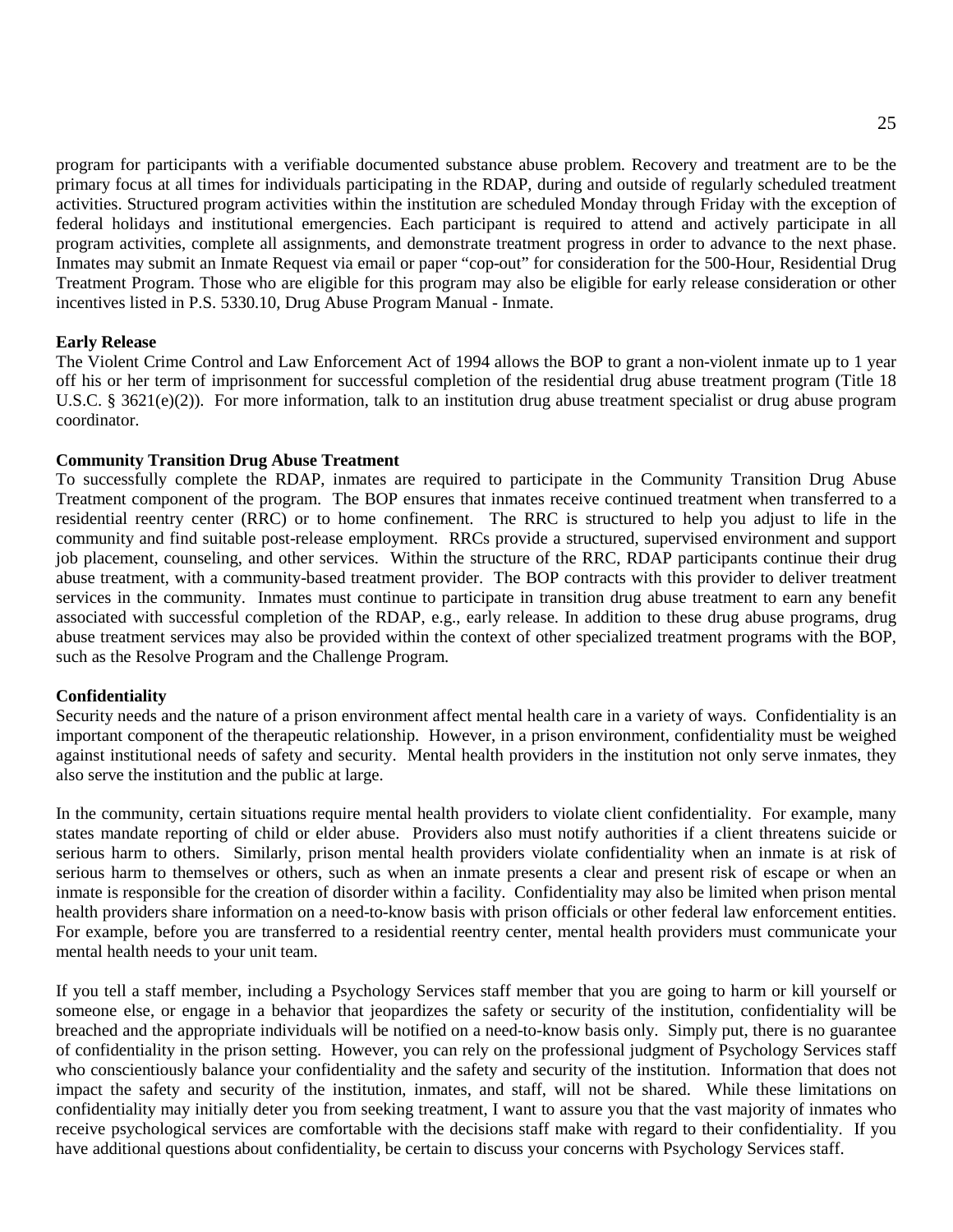program for participants with a verifiable documented substance abuse problem. Recovery and treatment are to be the primary focus at all times for individuals participating in the RDAP, during and outside of regularly scheduled treatment activities. Structured program activities within the institution are scheduled Monday through Friday with the exception of federal holidays and institutional emergencies. Each participant is required to attend and actively participate in all program activities, complete all assignments, and demonstrate treatment progress in order to advance to the next phase. Inmates may submit an Inmate Request via email or paper "cop-out" for consideration for the 500-Hour, Residential Drug Treatment Program. Those who are eligible for this program may also be eligible for early release consideration or other incentives listed in P.S. 5330.10, Drug Abuse Program Manual - Inmate.

**Early Release**

The Violent Crime Control and Law Enforcement Act of 1994 allows the BOP to grant a non-violent inmate up to 1 year off his or her term of imprisonment for successful completion of the residential drug abuse treatment program (Title 18 U.S.C. § 3621(e)(2)). For more information, talk to an institution drug abuse treatment specialist or drug abuse program coordinator.

**Community Transition Drug Abuse Treatment**

To successfully complete the RDAP, inmates are required to participate in the Community Transition Drug Abuse Treatment component of the program. The BOP ensures that inmates receive continued treatment when transferred to a residential reentry center (RRC) or to home confinement. The RRC is structured to help you adjust to life in the community and find suitable post-release employment. RRCs provide a structured, supervised environment and support job placement, counseling, and other services. Within the structure of the RRC, RDAP participants continue their drug abuse treatment, with a community-based treatment provider. The BOP contracts with this provider to deliver treatment services in the community. Inmates must continue to participate in transition drug abuse treatment to earn any benefit associated with successful completion of the RDAP, e.g., early release. In addition to these drug abuse programs, drug abuse treatment services may also be provided within the context of other specialized treatment programs with the BOP, such as the Resolve Program and the Challenge Program.

**Confidentiality**

Security needs and the nature of a prison environment affect mental health care in a variety of ways. Confidentiality is an important component of the therapeutic relationship. However, in a prison environment, confidentiality must be weighed against institutional needs of safety and security. Mental health providers in the institution not only serve inmates, they also serve the institution and the public at large.

In the community, certain situations require mental health providers to violate client confidentiality. For example, many states mandate reporting of child or elder abuse. Providers also must notify authorities if a client threatens suicide or serious harm to others. Similarly, prison mental health providers violate confidentiality when an inmate is at risk of serious harm to themselves or others, such as when an inmate presents a clear and present risk of escape or when an inmate is responsible for the creation of disorder within a facility. Confidentiality may also be limited when prison mental health providers share information on a need-to-know basis with prison officials or other federal law enforcement entities. For example, before you are transferred to a residential reentry center, mental health providers must communicate your mental health needs to your unit team.

If you tell a staff member, including a Psychology Services staff member that you are going to harm or kill yourself or someone else, or engage in a behavior that jeopardizes the safety or security of the institution, confidentiality will be breached and the appropriate individuals will be notified on a need-to-know basis only. Simply put, there is no guarantee of confidentiality in the prison setting. However, you can rely on the professional judgment of Psychology Services staff who conscientiously balance your confidentiality and the safety and security of the institution. Information that does not impact the safety and security of the institution, inmates, and staff, will not be shared. While these limitations on confidentiality may initially deter you from seeking treatment, I want to assure you that the vast majority of inmates who receive psychological services are comfortable with the decisions staff make with regard to their confidentiality. If you have additional questions about confidentiality, be certain to discuss your concerns with Psychology Services staff.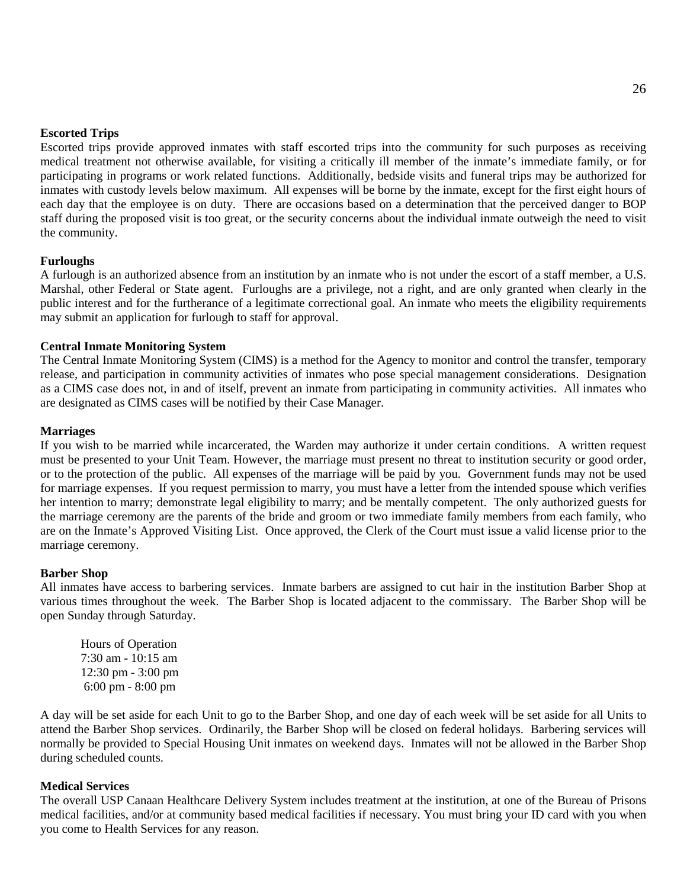**Escorted Trips**

Escorted trips provide approved inmates with staff escorted trips into the community for such purposes as receiving medical treatment not otherwise available, for visiting a critically ill member of the inmate's immediate family, or for participating in programs or work related functions. Additionally, bedside visits and funeral trips may be authorized for inmates with custody levels below maximum. All expenses will be borne by the inmate, except for the first eight hours of each day that the employee is on duty. There are occasions based on a determination that the perceived danger to BOP staff during the proposed visit is too great, or the security concerns about the individual inmate outweigh the need to visit the community.

**Furloughs**

A furlough is an authorized absence from an institution by an inmate who is not under the escort of a staff member, a U.S. Marshal, other Federal or State agent. Furloughs are a privilege, not a right, and are only granted when clearly in the public interest and for the furtherance of a legitimate correctional goal. An inmate who meets the eligibility requirements may submit an application for furlough to staff for approval.

**Central Inmate Monitoring System**

The Central Inmate Monitoring System (CIMS) is a method for the Agency to monitor and control the transfer, temporary release, and participation in community activities of inmates who pose special management considerations. Designation as a CIMS case does not, in and of itself, prevent an inmate from participating in community activities. All inmates who are designated as CIMS cases will be notified by their Case Manager.

**Marriages**

If you wish to be married while incarcerated, the Warden may authorize it under certain conditions. A written request must be presented to your Unit Team. However, the marriage must present no threat to institution security or good order, or to the protection of the public. All expenses of the marriage will be paid by you. Government funds may not be used for marriage expenses. If you request permission to marry, you must have a letter from the intended spouse which verifies her intention to marry; demonstrate legal eligibility to marry; and be mentally competent. The only authorized guests for the marriage ceremony are the parents of the bride and groom or two immediate family members from each family, who are on the Inmate's Approved Visiting List. Once approved, the Clerk of the Court must issue a valid license prior to the marriage ceremony.

**Barber Shop**

All inmates have access to barbering services. Inmate barbers are assigned to cut hair in the institution Barber Shop at various times throughout the week. The Barber Shop is located adjacent to the commissary. The Barber Shop will be open Sunday through Saturday.

Hours of Operation
7:30 am - 10:15 am
12:30 pm - 3:00 pm
6:00 pm - 8:00 pm

A day will be set aside for each Unit to go to the Barber Shop, and one day of each week will be set aside for all Units to attend the Barber Shop services. Ordinarily, the Barber Shop will be closed on federal holidays. Barbering services will normally be provided to Special Housing Unit inmates on weekend days. Inmates will not be allowed in the Barber Shop during scheduled counts.

**Medical Services**

The overall USP Canaan Healthcare Delivery System includes treatment at the institution, at one of the Bureau of Prisons medical facilities, and/or at community based medical facilities if necessary. You must bring your ID card with you when you come to Health Services for any reason.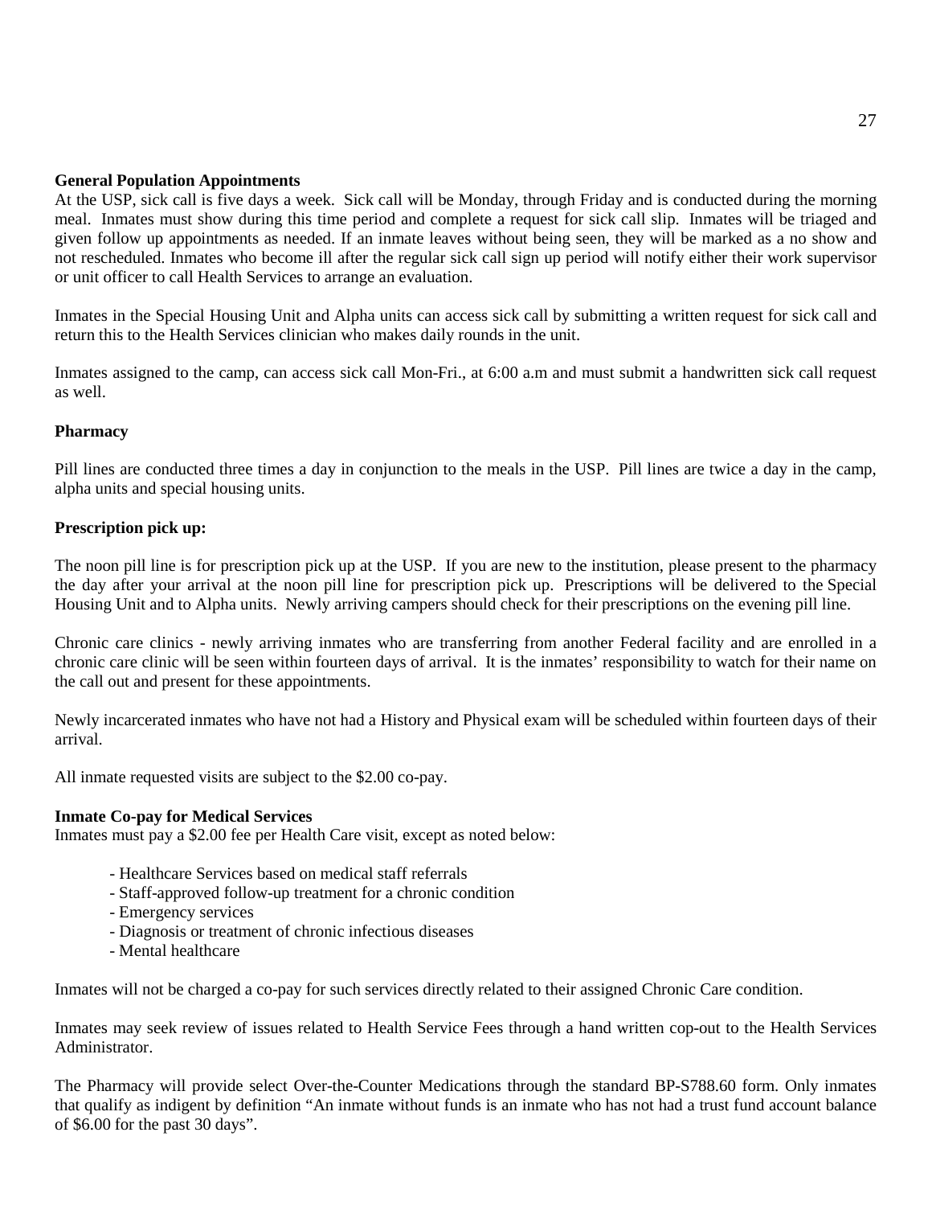**General Population Appointments**

At the USP, sick call is five days a week. Sick call will be Monday, through Friday and is conducted during the morning meal. Inmates must show during this time period and complete a request for sick call slip. Inmates will be triaged and given follow up appointments as needed. If an inmate leaves without being seen, they will be marked as a no show and not rescheduled. Inmates who become ill after the regular sick call sign up period will notify either their work supervisor or unit officer to call Health Services to arrange an evaluation.

Inmates in the Special Housing Unit and Alpha units can access sick call by submitting a written request for sick call and return this to the Health Services clinician who makes daily rounds in the unit.

Inmates assigned to the camp, can access sick call Mon-Fri., at 6:00 a.m and must submit a handwritten sick call request as well.

**Pharmacy**

Pill lines are conducted three times a day in conjunction to the meals in the USP. Pill lines are twice a day in the camp, alpha units and special housing units.

**Prescription pick up:**

The noon pill line is for prescription pick up at the USP. If you are new to the institution, please present to the pharmacy the day after your arrival at the noon pill line for prescription pick up. Prescriptions will be delivered to the Special Housing Unit and to Alpha units. Newly arriving campers should check for their prescriptions on the evening pill line.

Chronic care clinics - newly arriving inmates who are transferring from another Federal facility and are enrolled in a chronic care clinic will be seen within fourteen days of arrival. It is the inmates' responsibility to watch for their name on the call out and present for these appointments.

Newly incarcerated inmates who have not had a History and Physical exam will be scheduled within fourteen days of their arrival.

All inmate requested visits are subject to the $2.00 co-pay.

**Inmate Co-pay for Medical Services**

Inmates must pay a $2.00 fee per Health Care visit, except as noted below:

- Healthcare Services based on medical staff referrals
- Staff-approved follow-up treatment for a chronic condition
- Emergency services
- Diagnosis or treatment of chronic infectious diseases
- Mental healthcare

Inmates will not be charged a co-pay for such services directly related to their assigned Chronic Care condition.

Inmates may seek review of issues related to Health Service Fees through a hand written cop-out to the Health Services Administrator.

The Pharmacy will provide select Over-the-Counter Medications through the standard BP-S788.60 form. Only inmates that qualify as indigent by definition "An inmate without funds is an inmate who has not had a trust fund account balance of $6.00 for the past 30 days".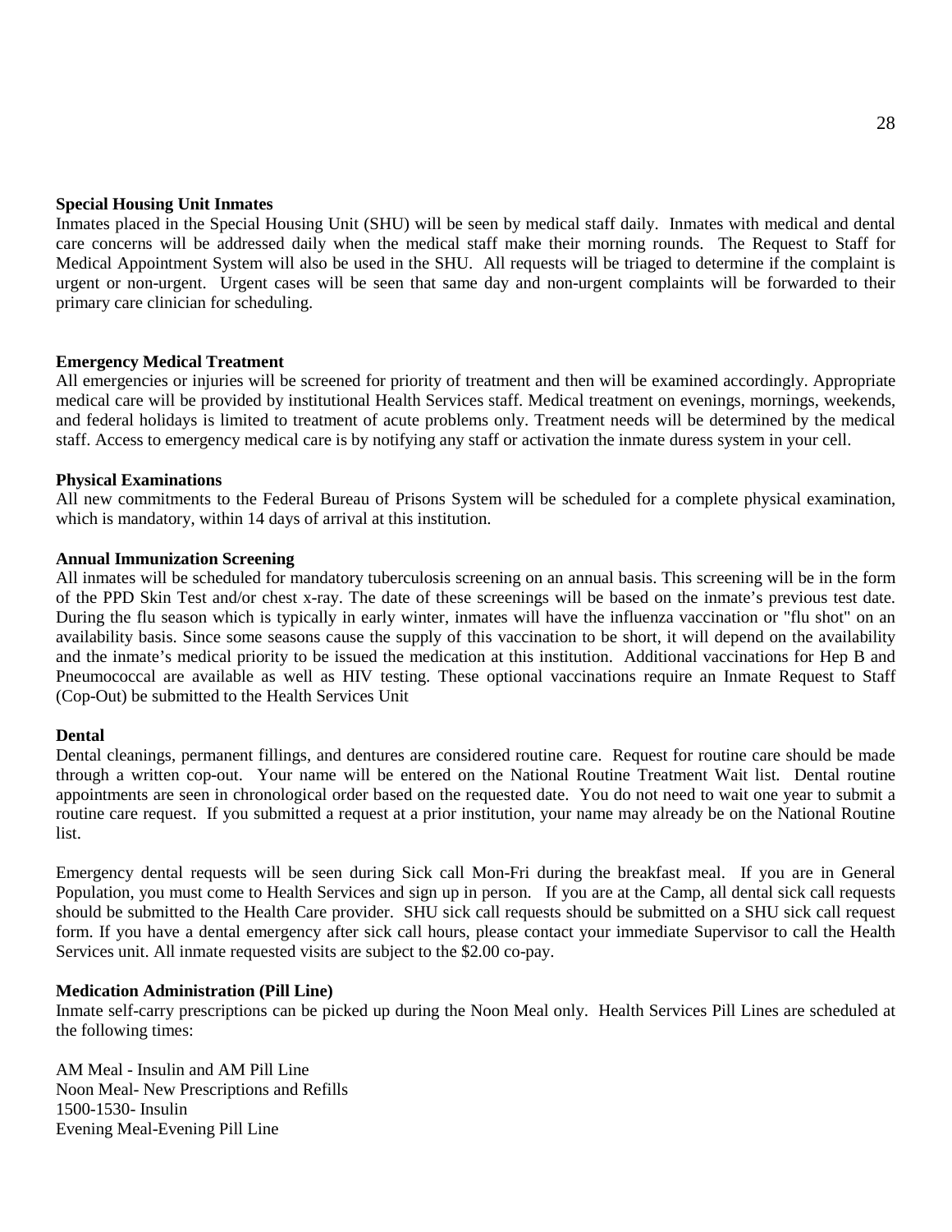**Special Housing Unit Inmates**

Inmates placed in the Special Housing Unit (SHU) will be seen by medical staff daily. Inmates with medical and dental care concerns will be addressed daily when the medical staff make their morning rounds. The Request to Staff for Medical Appointment System will also be used in the SHU. All requests will be triaged to determine if the complaint is urgent or non-urgent. Urgent cases will be seen that same day and non-urgent complaints will be forwarded to their primary care clinician for scheduling.

**Emergency Medical Treatment**

All emergencies or injuries will be screened for priority of treatment and then will be examined accordingly. Appropriate medical care will be provided by institutional Health Services staff. Medical treatment on evenings, mornings, weekends, and federal holidays is limited to treatment of acute problems only. Treatment needs will be determined by the medical staff. Access to emergency medical care is by notifying any staff or activation the inmate duress system in your cell.

**Physical Examinations**

All new commitments to the Federal Bureau of Prisons System will be scheduled for a complete physical examination, which is mandatory, within 14 days of arrival at this institution.

**Annual Immunization Screening**

All inmates will be scheduled for mandatory tuberculosis screening on an annual basis. This screening will be in the form of the PPD Skin Test and/or chest x-ray. The date of these screenings will be based on the inmate's previous test date. During the flu season which is typically in early winter, inmates will have the influenza vaccination or "flu shot" on an availability basis. Since some seasons cause the supply of this vaccination to be short, it will depend on the availability and the inmate's medical priority to be issued the medication at this institution. Additional vaccinations for Hep B and Pneumococcal are available as well as HIV testing. These optional vaccinations require an Inmate Request to Staff (Cop-Out) be submitted to the Health Services Unit

**Dental**

Dental cleanings, permanent fillings, and dentures are considered routine care. Request for routine care should be made through a written cop-out. Your name will be entered on the National Routine Treatment Wait list. Dental routine appointments are seen in chronological order based on the requested date. You do not need to wait one year to submit a routine care request. If you submitted a request at a prior institution, your name may already be on the National Routine list.

Emergency dental requests will be seen during Sick call Mon-Fri during the breakfast meal. If you are in General Population, you must come to Health Services and sign up in person. If you are at the Camp, all dental sick call requests should be submitted to the Health Care provider. SHU sick call requests should be submitted on a SHU sick call request form. If you have a dental emergency after sick call hours, please contact your immediate Supervisor to call the Health Services unit. All inmate requested visits are subject to the $2.00 co-pay.

**Medication Administration (Pill Line)**

Inmate self-carry prescriptions can be picked up during the Noon Meal only. Health Services Pill Lines are scheduled at the following times:

AM Meal - Insulin and AM Pill Line
Noon Meal- New Prescriptions and Refills
1500-1530- Insulin
Evening Meal-Evening Pill Line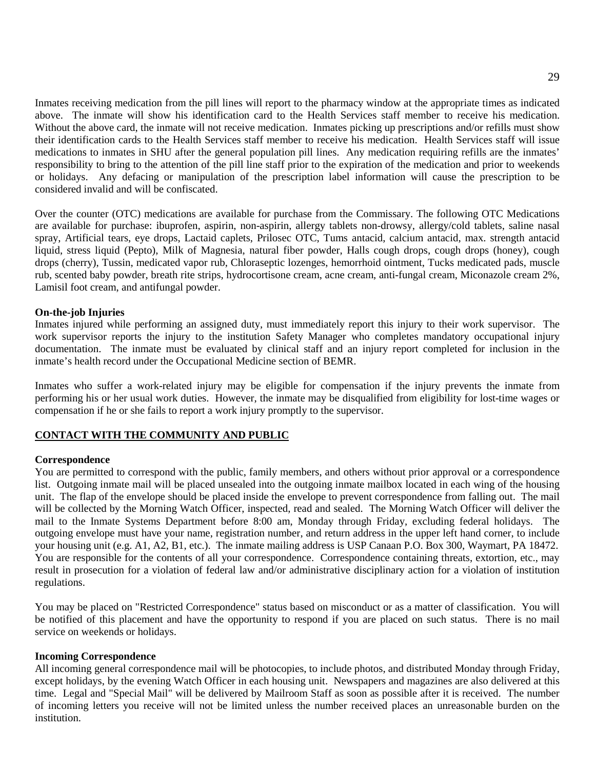Inmates receiving medication from the pill lines will report to the pharmacy window at the appropriate times as indicated above. The inmate will show his identification card to the Health Services staff member to receive his medication. Without the above card, the inmate will not receive medication. Inmates picking up prescriptions and/or refills must show their identification cards to the Health Services staff member to receive his medication. Health Services staff will issue medications to inmates in SHU after the general population pill lines. Any medication requiring refills are the inmates' responsibility to bring to the attention of the pill line staff prior to the expiration of the medication and prior to weekends or holidays. Any defacing or manipulation of the prescription label information will cause the prescription to be considered invalid and will be confiscated.

Over the counter (OTC) medications are available for purchase from the Commissary. The following OTC Medications are available for purchase: ibuprofen, aspirin, non-aspirin, allergy tablets non-drowsy, allergy/cold tablets, saline nasal spray, Artificial tears, eye drops, Lactaid caplets, Prilosec OTC, Tums antacid, calcium antacid, max. strength antacid liquid, stress liquid (Pepto), Milk of Magnesia, natural fiber powder, Halls cough drops, cough drops (honey), cough drops (cherry), Tussin, medicated vapor rub, Chloraseptic lozenges, hemorrhoid ointment, Tucks medicated pads, muscle rub, scented baby powder, breath rite strips, hydrocortisone cream, acne cream, anti-fungal cream, Miconazole cream 2%, Lamisil foot cream, and antifungal powder.

**On-the-job Injuries**
Inmates injured while performing an assigned duty, must immediately report this injury to their work supervisor. The work supervisor reports the injury to the institution Safety Manager who completes mandatory occupational injury documentation. The inmate must be evaluated by clinical staff and an injury report completed for inclusion in the inmate's health record under the Occupational Medicine section of BEMR.

Inmates who suffer a work-related injury may be eligible for compensation if the injury prevents the inmate from performing his or her usual work duties. However, the inmate may be disqualified from eligibility for lost-time wages or compensation if he or she fails to report a work injury promptly to the supervisor.

## CONTACT WITH THE COMMUNITY AND PUBLIC

**Correspondence**
You are permitted to correspond with the public, family members, and others without prior approval or a correspondence list. Outgoing inmate mail will be placed unsealed into the outgoing inmate mailbox located in each wing of the housing unit. The flap of the envelope should be placed inside the envelope to prevent correspondence from falling out. The mail will be collected by the Morning Watch Officer, inspected, read and sealed. The Morning Watch Officer will deliver the mail to the Inmate Systems Department before 8:00 am, Monday through Friday, excluding federal holidays. The outgoing envelope must have your name, registration number, and return address in the upper left hand corner, to include your housing unit (e.g. A1, A2, B1, etc.). The inmate mailing address is USP Canaan P.O. Box 300, Waymart, PA 18472. You are responsible for the contents of all your correspondence. Correspondence containing threats, extortion, etc., may result in prosecution for a violation of federal law and/or administrative disciplinary action for a violation of institution regulations.

You may be placed on "Restricted Correspondence" status based on misconduct or as a matter of classification. You will be notified of this placement and have the opportunity to respond if you are placed on such status. There is no mail service on weekends or holidays.

**Incoming Correspondence**
All incoming general correspondence mail will be photocopies, to include photos, and distributed Monday through Friday, except holidays, by the evening Watch Officer in each housing unit. Newspapers and magazines are also delivered at this time. Legal and "Special Mail" will be delivered by Mailroom Staff as soon as possible after it is received. The number of incoming letters you receive will not be limited unless the number received places an unreasonable burden on the institution.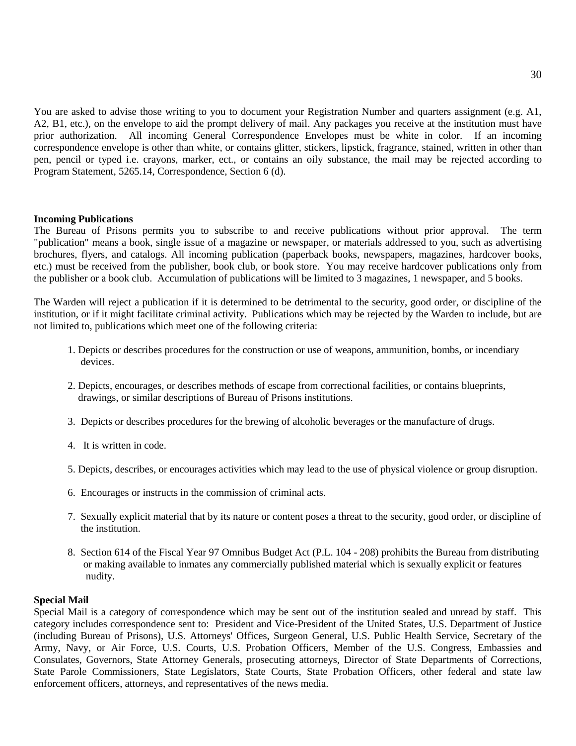You are asked to advise those writing to you to document your Registration Number and quarters assignment (e.g. A1, A2, B1, etc.), on the envelope to aid the prompt delivery of mail. Any packages you receive at the institution must have prior authorization. All incoming General Correspondence Envelopes must be white in color. If an incoming correspondence envelope is other than white, or contains glitter, stickers, lipstick, fragrance, stained, written in other than pen, pencil or typed i.e. crayons, marker, ect., or contains an oily substance, the mail may be rejected according to Program Statement, 5265.14, Correspondence, Section 6 (d).

**Incoming Publications**

The Bureau of Prisons permits you to subscribe to and receive publications without prior approval. The term "publication" means a book, single issue of a magazine or newspaper, or materials addressed to you, such as advertising brochures, flyers, and catalogs. All incoming publication (paperback books, newspapers, magazines, hardcover books, etc.) must be received from the publisher, book club, or book store. You may receive hardcover publications only from the publisher or a book club. Accumulation of publications will be limited to 3 magazines, 1 newspaper, and 5 books.

The Warden will reject a publication if it is determined to be detrimental to the security, good order, or discipline of the institution, or if it might facilitate criminal activity. Publications which may be rejected by the Warden to include, but are not limited to, publications which meet one of the following criteria:

1. Depicts or describes procedures for the construction or use of weapons, ammunition, bombs, or incendiary devices.
2. Depicts, encourages, or describes methods of escape from correctional facilities, or contains blueprints, drawings, or similar descriptions of Bureau of Prisons institutions.
3. Depicts or describes procedures for the brewing of alcoholic beverages or the manufacture of drugs.
4. It is written in code.
5. Depicts, describes, or encourages activities which may lead to the use of physical violence or group disruption.
6. Encourages or instructs in the commission of criminal acts.
7. Sexually explicit material that by its nature or content poses a threat to the security, good order, or discipline of the institution.
8. Section 614 of the Fiscal Year 97 Omnibus Budget Act (P.L. 104 - 208) prohibits the Bureau from distributing or making available to inmates any commercially published material which is sexually explicit or features nudity.

**Special Mail**

Special Mail is a category of correspondence which may be sent out of the institution sealed and unread by staff. This category includes correspondence sent to: President and Vice-President of the United States, U.S. Department of Justice (including Bureau of Prisons), U.S. Attorneys' Offices, Surgeon General, U.S. Public Health Service, Secretary of the Army, Navy, or Air Force, U.S. Courts, U.S. Probation Officers, Member of the U.S. Congress, Embassies and Consulates, Governors, State Attorney Generals, prosecuting attorneys, Director of State Departments of Corrections, State Parole Commissioners, State Legislators, State Courts, State Probation Officers, other federal and state law enforcement officers, attorneys, and representatives of the news media.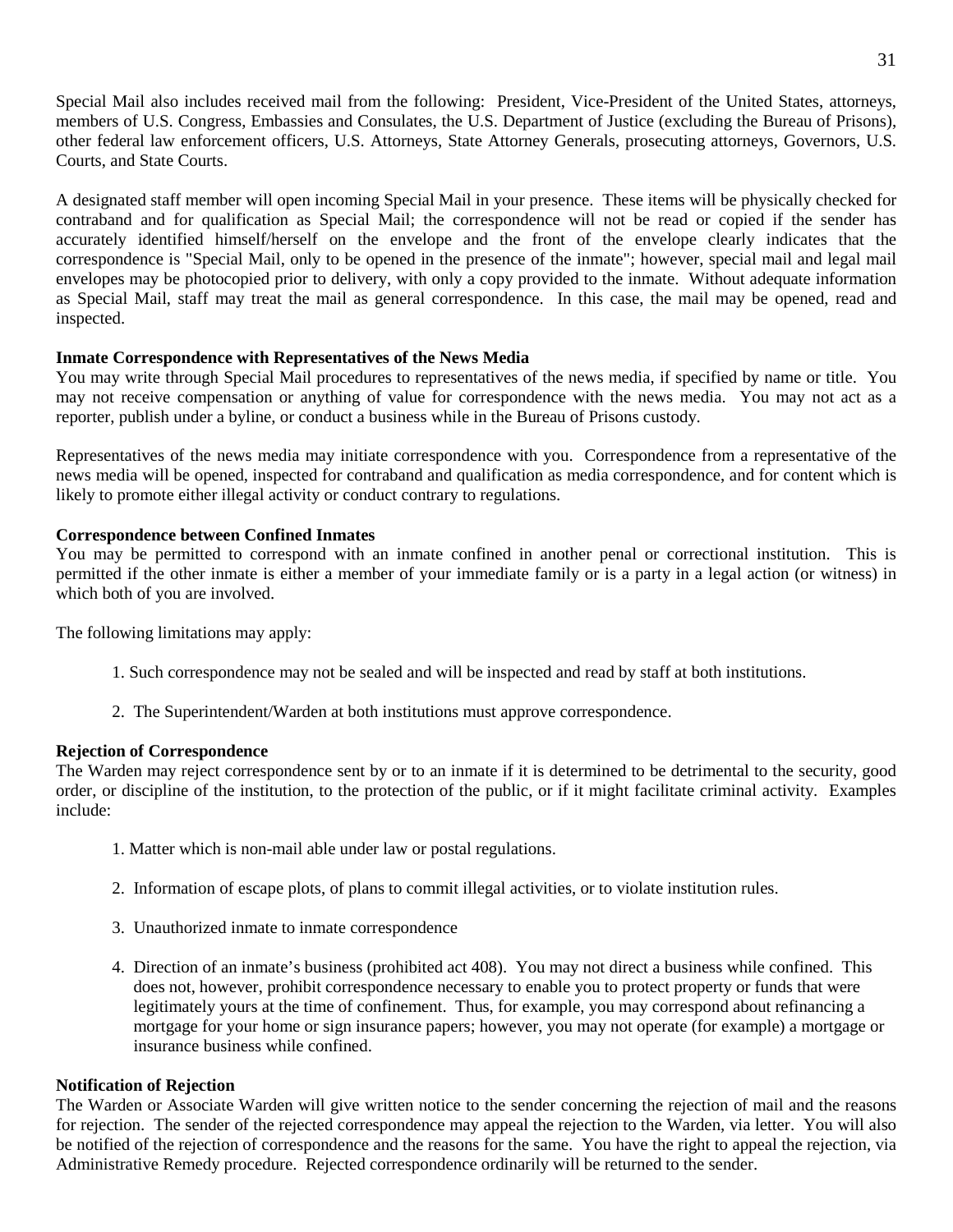Special Mail also includes received mail from the following: President, Vice-President of the United States, attorneys, members of U.S. Congress, Embassies and Consulates, the U.S. Department of Justice (excluding the Bureau of Prisons), other federal law enforcement officers, U.S. Attorneys, State Attorney Generals, prosecuting attorneys, Governors, U.S. Courts, and State Courts.

A designated staff member will open incoming Special Mail in your presence. These items will be physically checked for contraband and for qualification as Special Mail; the correspondence will not be read or copied if the sender has accurately identified himself/herself on the envelope and the front of the envelope clearly indicates that the correspondence is "Special Mail, only to be opened in the presence of the inmate"; however, special mail and legal mail envelopes may be photocopied prior to delivery, with only a copy provided to the inmate. Without adequate information as Special Mail, staff may treat the mail as general correspondence. In this case, the mail may be opened, read and inspected.

**Inmate Correspondence with Representatives of the News Media**

You may write through Special Mail procedures to representatives of the news media, if specified by name or title. You may not receive compensation or anything of value for correspondence with the news media. You may not act as a reporter, publish under a byline, or conduct a business while in the Bureau of Prisons custody.

Representatives of the news media may initiate correspondence with you. Correspondence from a representative of the news media will be opened, inspected for contraband and qualification as media correspondence, and for content which is likely to promote either illegal activity or conduct contrary to regulations.

**Correspondence between Confined Inmates**

You may be permitted to correspond with an inmate confined in another penal or correctional institution. This is permitted if the other inmate is either a member of your immediate family or is a party in a legal action (or witness) in which both of you are involved.

The following limitations may apply:

1. Such correspondence may not be sealed and will be inspected and read by staff at both institutions.
2. The Superintendent/Warden at both institutions must approve correspondence.

**Rejection of Correspondence**

The Warden may reject correspondence sent by or to an inmate if it is determined to be detrimental to the security, good order, or discipline of the institution, to the protection of the public, or if it might facilitate criminal activity. Examples include:

1. Matter which is non-mail able under law or postal regulations.
2. Information of escape plots, of plans to commit illegal activities, or to violate institution rules.
3. Unauthorized inmate to inmate correspondence
4. Direction of an inmate's business (prohibited act 408). You may not direct a business while confined. This does not, however, prohibit correspondence necessary to enable you to protect property or funds that were legitimately yours at the time of confinement. Thus, for example, you may correspond about refinancing a mortgage for your home or sign insurance papers; however, you may not operate (for example) a mortgage or insurance business while confined.

**Notification of Rejection**

The Warden or Associate Warden will give written notice to the sender concerning the rejection of mail and the reasons for rejection. The sender of the rejected correspondence may appeal the rejection to the Warden, via letter. You will also be notified of the rejection of correspondence and the reasons for the same. You have the right to appeal the rejection, via Administrative Remedy procedure. Rejected correspondence ordinarily will be returned to the sender.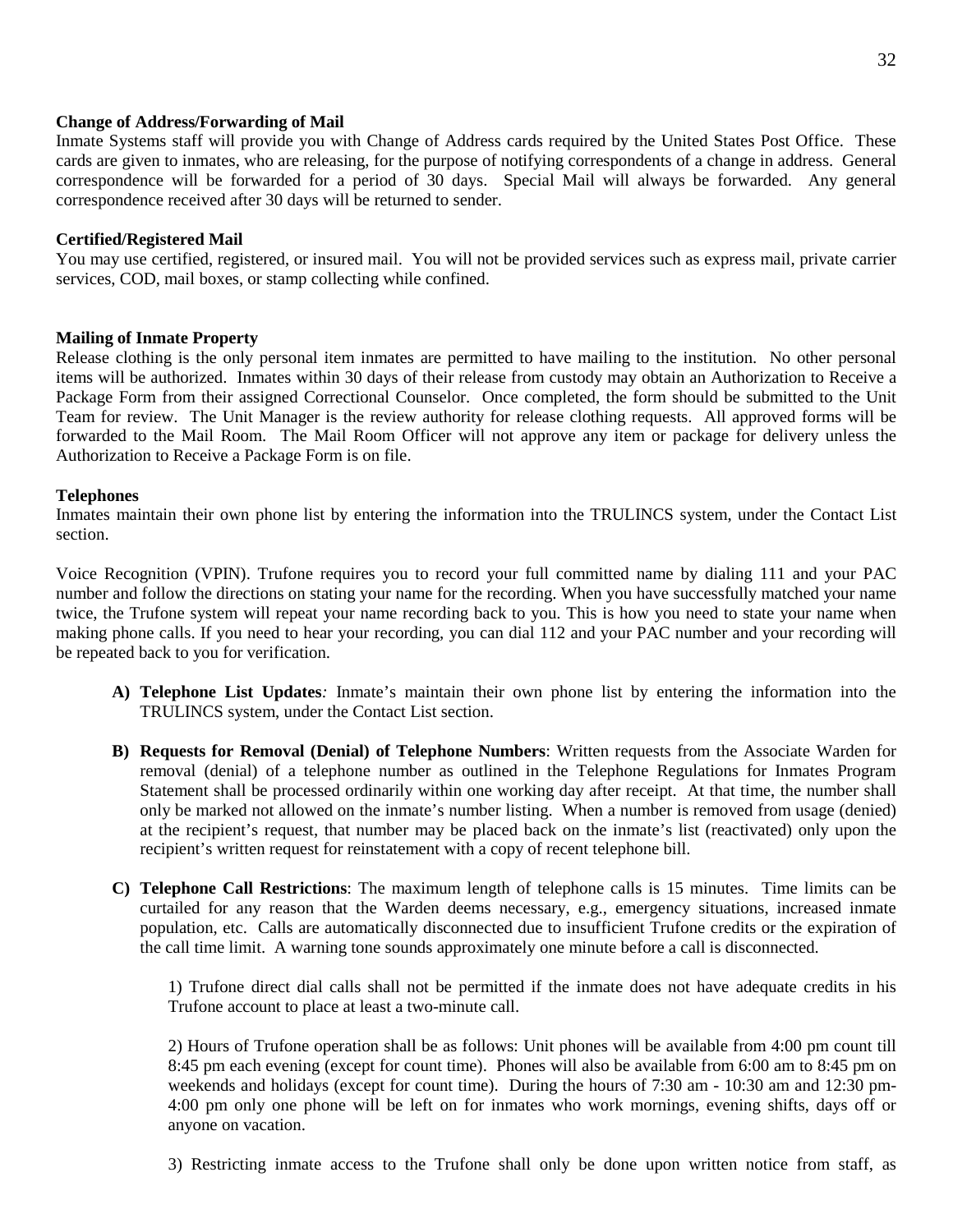**Change of Address/Forwarding of Mail**
Inmate Systems staff will provide you with Change of Address cards required by the United States Post Office. These cards are given to inmates, who are releasing, for the purpose of notifying correspondents of a change in address. General correspondence will be forwarded for a period of 30 days. Special Mail will always be forwarded. Any general correspondence received after 30 days will be returned to sender.

**Certified/Registered Mail**
You may use certified, registered, or insured mail. You will not be provided services such as express mail, private carrier services, COD, mail boxes, or stamp collecting while confined.

**Mailing of Inmate Property**
Release clothing is the only personal item inmates are permitted to have mailing to the institution. No other personal items will be authorized. Inmates within 30 days of their release from custody may obtain an Authorization to Receive a Package Form from their assigned Correctional Counselor. Once completed, the form should be submitted to the Unit Team for review. The Unit Manager is the review authority for release clothing requests. All approved forms will be forwarded to the Mail Room. The Mail Room Officer will not approve any item or package for delivery unless the Authorization to Receive a Package Form is on file.

**Telephones**
Inmates maintain their own phone list by entering the information into the TRULINCS system, under the Contact List section.

Voice Recognition (VPIN). Trufone requires you to record your full committed name by dialing 111 and your PAC number and follow the directions on stating your name for the recording. When you have successfully matched your name twice, the Trufone system will repeat your name recording back to you. This is how you need to state your name when making phone calls. If you need to hear your recording, you can dial 112 and your PAC number and your recording will be repeated back to you for verification.

**A) Telephone List Updates***:* Inmate's maintain their own phone list by entering the information into the TRULINCS system, under the Contact List section.

**B) Requests for Removal (Denial) of Telephone Numbers**: Written requests from the Associate Warden for removal (denial) of a telephone number as outlined in the Telephone Regulations for Inmates Program Statement shall be processed ordinarily within one working day after receipt. At that time, the number shall only be marked not allowed on the inmate's number listing. When a number is removed from usage (denied) at the recipient's request, that number may be placed back on the inmate's list (reactivated) only upon the recipient's written request for reinstatement with a copy of recent telephone bill.

**C) Telephone Call Restrictions**: The maximum length of telephone calls is 15 minutes. Time limits can be curtailed for any reason that the Warden deems necessary, e.g., emergency situations, increased inmate population, etc. Calls are automatically disconnected due to insufficient Trufone credits or the expiration of the call time limit. A warning tone sounds approximately one minute before a call is disconnected.

1) Trufone direct dial calls shall not be permitted if the inmate does not have adequate credits in his Trufone account to place at least a two-minute call.

2) Hours of Trufone operation shall be as follows: Unit phones will be available from 4:00 pm count till 8:45 pm each evening (except for count time). Phones will also be available from 6:00 am to 8:45 pm on weekends and holidays (except for count time). During the hours of 7:30 am - 10:30 am and 12:30 pm-4:00 pm only one phone will be left on for inmates who work mornings, evening shifts, days off or anyone on vacation.

3) Restricting inmate access to the Trufone shall only be done upon written notice from staff, as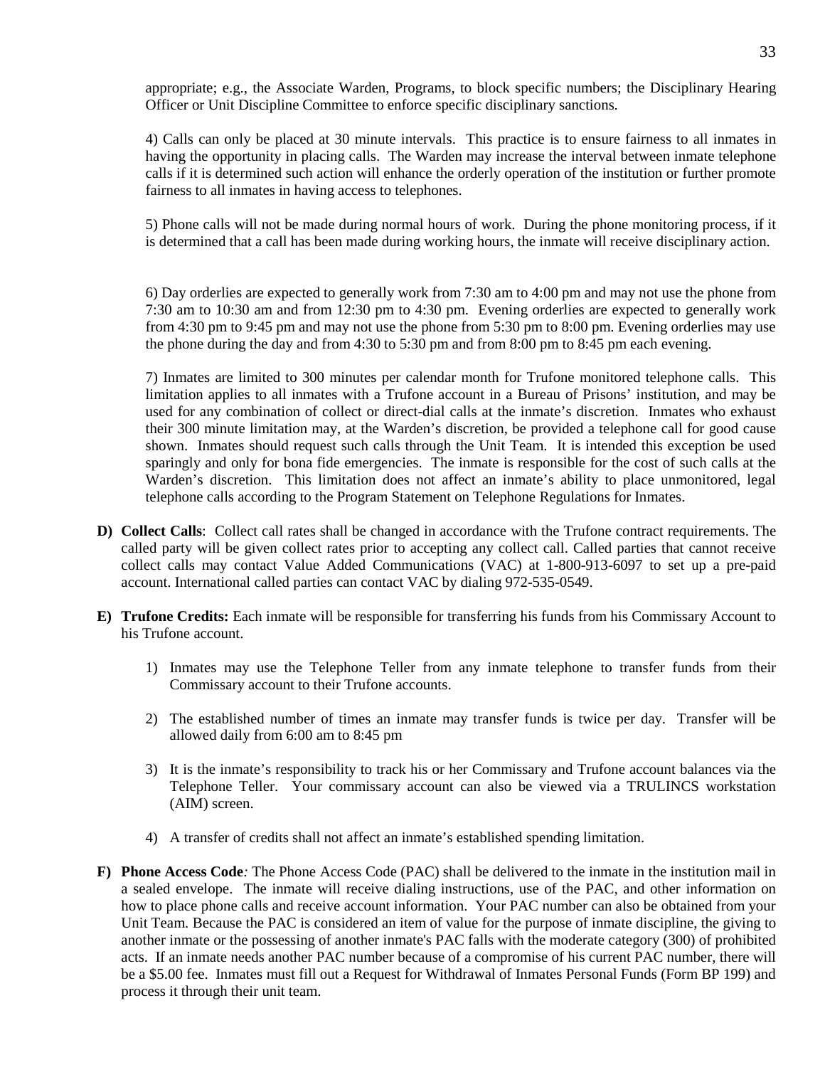appropriate; e.g., the Associate Warden, Programs, to block specific numbers; the Disciplinary Hearing Officer or Unit Discipline Committee to enforce specific disciplinary sanctions.

4) Calls can only be placed at 30 minute intervals. This practice is to ensure fairness to all inmates in having the opportunity in placing calls. The Warden may increase the interval between inmate telephone calls if it is determined such action will enhance the orderly operation of the institution or further promote fairness to all inmates in having access to telephones.

5) Phone calls will not be made during normal hours of work. During the phone monitoring process, if it is determined that a call has been made during working hours, the inmate will receive disciplinary action.

6) Day orderlies are expected to generally work from 7:30 am to 4:00 pm and may not use the phone from 7:30 am to 10:30 am and from 12:30 pm to 4:30 pm. Evening orderlies are expected to generally work from 4:30 pm to 9:45 pm and may not use the phone from 5:30 pm to 8:00 pm. Evening orderlies may use the phone during the day and from 4:30 to 5:30 pm and from 8:00 pm to 8:45 pm each evening.

7) Inmates are limited to 300 minutes per calendar month for Trufone monitored telephone calls. This limitation applies to all inmates with a Trufone account in a Bureau of Prisons' institution, and may be used for any combination of collect or direct-dial calls at the inmate's discretion. Inmates who exhaust their 300 minute limitation may, at the Warden's discretion, be provided a telephone call for good cause shown. Inmates should request such calls through the Unit Team. It is intended this exception be used sparingly and only for bona fide emergencies. The inmate is responsible for the cost of such calls at the Warden's discretion. This limitation does not affect an inmate's ability to place unmonitored, legal telephone calls according to the Program Statement on Telephone Regulations for Inmates.

**D) Collect Calls**: Collect call rates shall be changed in accordance with the Trufone contract requirements. The called party will be given collect rates prior to accepting any collect call. Called parties that cannot receive collect calls may contact Value Added Communications (VAC) at 1-800-913-6097 to set up a pre-paid account. International called parties can contact VAC by dialing 972-535-0549.

**E) Trufone Credits:** Each inmate will be responsible for transferring his funds from his Commissary Account to his Trufone account.

1) Inmates may use the Telephone Teller from any inmate telephone to transfer funds from their Commissary account to their Trufone accounts.

2) The established number of times an inmate may transfer funds is twice per day. Transfer will be allowed daily from 6:00 am to 8:45 pm

3) It is the inmate's responsibility to track his or her Commissary and Trufone account balances via the Telephone Teller. Your commissary account can also be viewed via a TRULINCS workstation (AIM) screen.

4) A transfer of credits shall not affect an inmate's established spending limitation.

**F) Phone Access Code***:* The Phone Access Code (PAC) shall be delivered to the inmate in the institution mail in a sealed envelope. The inmate will receive dialing instructions, use of the PAC, and other information on how to place phone calls and receive account information. Your PAC number can also be obtained from your Unit Team. Because the PAC is considered an item of value for the purpose of inmate discipline, the giving to another inmate or the possessing of another inmate's PAC falls with the moderate category (300) of prohibited acts. If an inmate needs another PAC number because of a compromise of his current PAC number, there will be a $5.00 fee. Inmates must fill out a Request for Withdrawal of Inmates Personal Funds (Form BP 199) and process it through their unit team.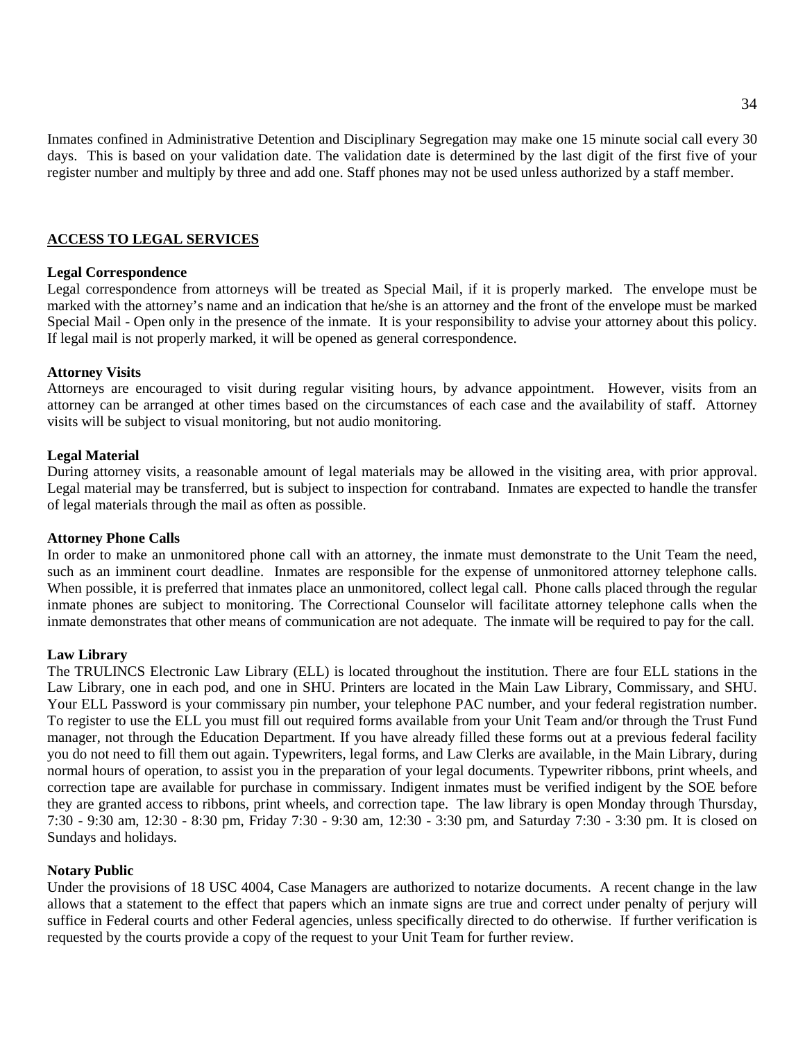Inmates confined in Administrative Detention and Disciplinary Segregation may make one 15 minute social call every 30 days. This is based on your validation date. The validation date is determined by the last digit of the first five of your register number and multiply by three and add one. Staff phones may not be used unless authorized by a staff member.

## ACCESS TO LEGAL SERVICES

**Legal Correspondence**
Legal correspondence from attorneys will be treated as Special Mail, if it is properly marked. The envelope must be marked with the attorney's name and an indication that he/she is an attorney and the front of the envelope must be marked Special Mail - Open only in the presence of the inmate. It is your responsibility to advise your attorney about this policy. If legal mail is not properly marked, it will be opened as general correspondence.

**Attorney Visits**
Attorneys are encouraged to visit during regular visiting hours, by advance appointment. However, visits from an attorney can be arranged at other times based on the circumstances of each case and the availability of staff. Attorney visits will be subject to visual monitoring, but not audio monitoring.

**Legal Material**
During attorney visits, a reasonable amount of legal materials may be allowed in the visiting area, with prior approval. Legal material may be transferred, but is subject to inspection for contraband. Inmates are expected to handle the transfer of legal materials through the mail as often as possible.

**Attorney Phone Calls**
In order to make an unmonitored phone call with an attorney, the inmate must demonstrate to the Unit Team the need, such as an imminent court deadline. Inmates are responsible for the expense of unmonitored attorney telephone calls. When possible, it is preferred that inmates place an unmonitored, collect legal call. Phone calls placed through the regular inmate phones are subject to monitoring. The Correctional Counselor will facilitate attorney telephone calls when the inmate demonstrates that other means of communication are not adequate. The inmate will be required to pay for the call.

**Law Library**
The TRULINCS Electronic Law Library (ELL) is located throughout the institution. There are four ELL stations in the Law Library, one in each pod, and one in SHU. Printers are located in the Main Law Library, Commissary, and SHU. Your ELL Password is your commissary pin number, your telephone PAC number, and your federal registration number. To register to use the ELL you must fill out required forms available from your Unit Team and/or through the Trust Fund manager, not through the Education Department. If you have already filled these forms out at a previous federal facility you do not need to fill them out again. Typewriters, legal forms, and Law Clerks are available, in the Main Library, during normal hours of operation, to assist you in the preparation of your legal documents. Typewriter ribbons, print wheels, and correction tape are available for purchase in commissary. Indigent inmates must be verified indigent by the SOE before they are granted access to ribbons, print wheels, and correction tape. The law library is open Monday through Thursday, 7:30 - 9:30 am, 12:30 - 8:30 pm, Friday 7:30 - 9:30 am, 12:30 - 3:30 pm, and Saturday 7:30 - 3:30 pm. It is closed on Sundays and holidays.

**Notary Public**
Under the provisions of 18 USC 4004, Case Managers are authorized to notarize documents. A recent change in the law allows that a statement to the effect that papers which an inmate signs are true and correct under penalty of perjury will suffice in Federal courts and other Federal agencies, unless specifically directed to do otherwise. If further verification is requested by the courts provide a copy of the request to your Unit Team for further review.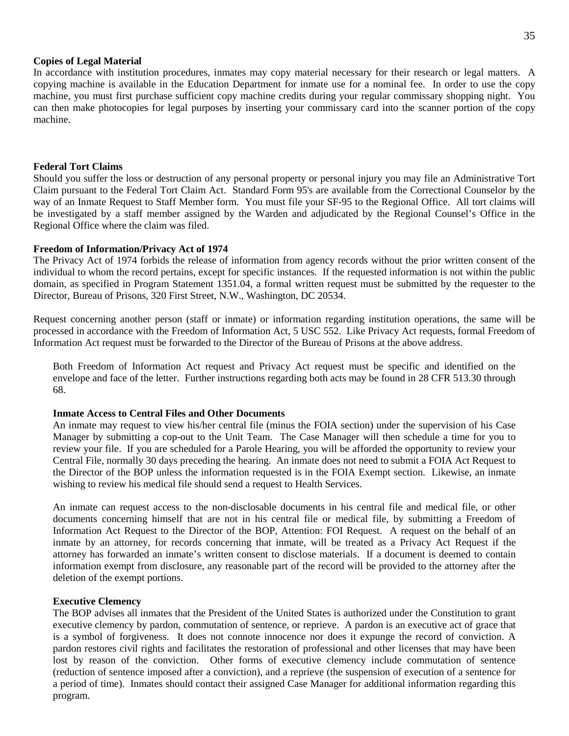**Copies of Legal Material**

In accordance with institution procedures, inmates may copy material necessary for their research or legal matters. A copying machine is available in the Education Department for inmate use for a nominal fee. In order to use the copy machine, you must first purchase sufficient copy machine credits during your regular commissary shopping night. You can then make photocopies for legal purposes by inserting your commissary card into the scanner portion of the copy machine.

**Federal Tort Claims**

Should you suffer the loss or destruction of any personal property or personal injury you may file an Administrative Tort Claim pursuant to the Federal Tort Claim Act. Standard Form 95's are available from the Correctional Counselor by the way of an Inmate Request to Staff Member form. You must file your SF-95 to the Regional Office. All tort claims will be investigated by a staff member assigned by the Warden and adjudicated by the Regional Counsel's Office in the Regional Office where the claim was filed.

**Freedom of Information/Privacy Act of 1974**

The Privacy Act of 1974 forbids the release of information from agency records without the prior written consent of the individual to whom the record pertains, except for specific instances. If the requested information is not within the public domain, as specified in Program Statement 1351.04, a formal written request must be submitted by the requester to the Director, Bureau of Prisons, 320 First Street, N.W., Washington, DC 20534.

Request concerning another person (staff or inmate) or information regarding institution operations, the same will be processed in accordance with the Freedom of Information Act, 5 USC 552. Like Privacy Act requests, formal Freedom of Information Act request must be forwarded to the Director of the Bureau of Prisons at the above address.

Both Freedom of Information Act request and Privacy Act request must be specific and identified on the envelope and face of the letter. Further instructions regarding both acts may be found in 28 CFR 513.30 through 68.

**Inmate Access to Central Files and Other Documents**

An inmate may request to view his/her central file (minus the FOIA section) under the supervision of his Case Manager by submitting a cop-out to the Unit Team. The Case Manager will then schedule a time for you to review your file. If you are scheduled for a Parole Hearing, you will be afforded the opportunity to review your Central File, normally 30 days preceding the hearing. An inmate does not need to submit a FOIA Act Request to the Director of the BOP unless the information requested is in the FOIA Exempt section. Likewise, an inmate wishing to review his medical file should send a request to Health Services.

An inmate can request access to the non-disclosable documents in his central file and medical file, or other documents concerning himself that are not in his central file or medical file, by submitting a Freedom of Information Act Request to the Director of the BOP, Attention: FOI Request. A request on the behalf of an inmate by an attorney, for records concerning that inmate, will be treated as a Privacy Act Request if the attorney has forwarded an inmate's written consent to disclose materials. If a document is deemed to contain information exempt from disclosure, any reasonable part of the record will be provided to the attorney after the deletion of the exempt portions.

**Executive Clemency**

The BOP advises all inmates that the President of the United States is authorized under the Constitution to grant executive clemency by pardon, commutation of sentence, or reprieve. A pardon is an executive act of grace that is a symbol of forgiveness. It does not connote innocence nor does it expunge the record of conviction. A pardon restores civil rights and facilitates the restoration of professional and other licenses that may have been lost by reason of the conviction. Other forms of executive clemency include commutation of sentence (reduction of sentence imposed after a conviction), and a reprieve (the suspension of execution of a sentence for a period of time). Inmates should contact their assigned Case Manager for additional information regarding this program.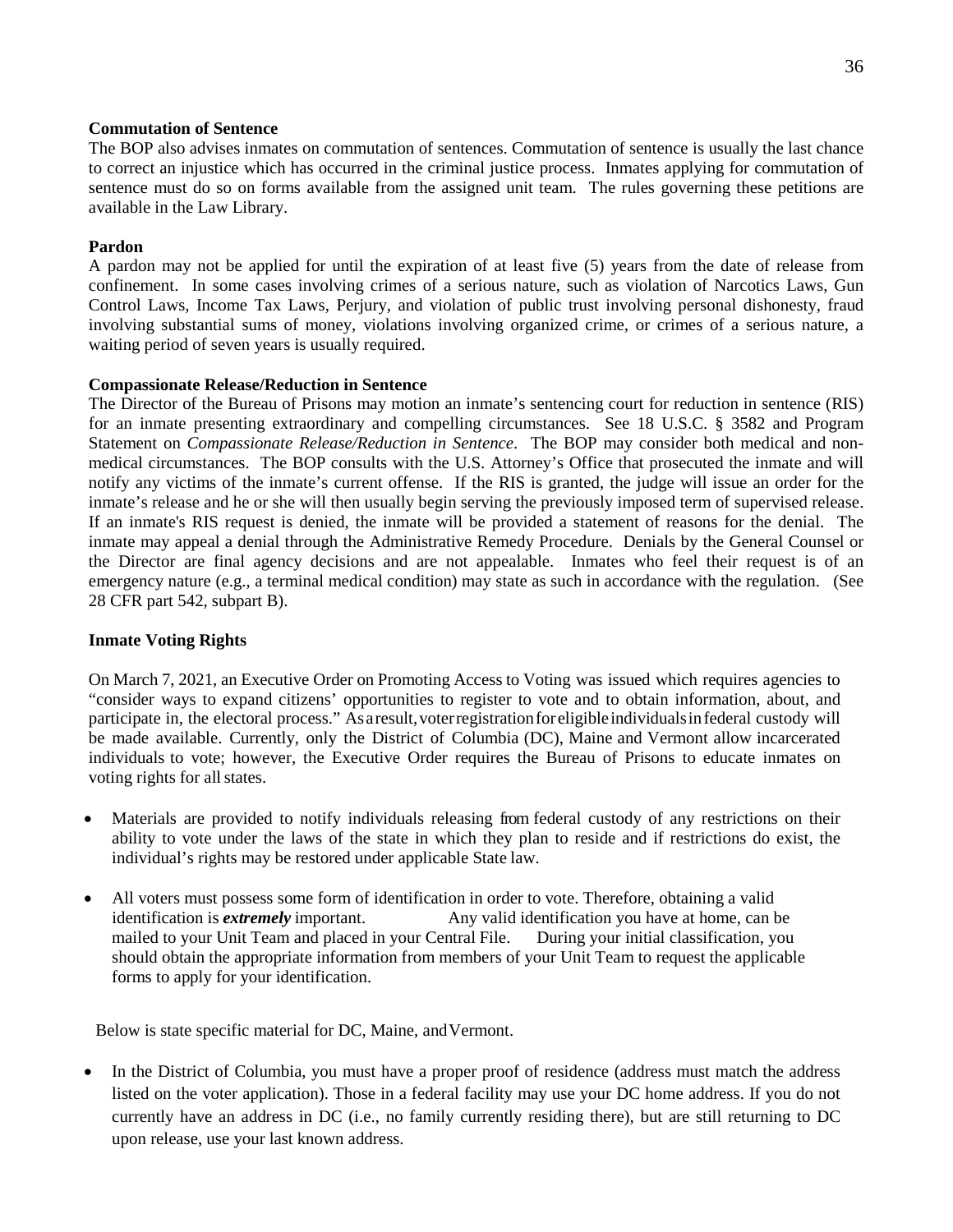**Commutation of Sentence**

The BOP also advises inmates on commutation of sentences. Commutation of sentence is usually the last chance to correct an injustice which has occurred in the criminal justice process. Inmates applying for commutation of sentence must do so on forms available from the assigned unit team. The rules governing these petitions are available in the Law Library.

**Pardon**

A pardon may not be applied for until the expiration of at least five (5) years from the date of release from confinement. In some cases involving crimes of a serious nature, such as violation of Narcotics Laws, Gun Control Laws, Income Tax Laws, Perjury, and violation of public trust involving personal dishonesty, fraud involving substantial sums of money, violations involving organized crime, or crimes of a serious nature, a waiting period of seven years is usually required.

**Compassionate Release/Reduction in Sentence**

The Director of the Bureau of Prisons may motion an inmate's sentencing court for reduction in sentence (RIS) for an inmate presenting extraordinary and compelling circumstances. See 18 U.S.C. § 3582 and Program Statement on *Compassionate Release/Reduction in Sentence*. The BOP may consider both medical and non-medical circumstances. The BOP consults with the U.S. Attorney's Office that prosecuted the inmate and will notify any victims of the inmate's current offense. If the RIS is granted, the judge will issue an order for the inmate's release and he or she will then usually begin serving the previously imposed term of supervised release. If an inmate's RIS request is denied, the inmate will be provided a statement of reasons for the denial. The inmate may appeal a denial through the Administrative Remedy Procedure. Denials by the General Counsel or the Director are final agency decisions and are not appealable. Inmates who feel their request is of an emergency nature (e.g., a terminal medical condition) may state as such in accordance with the regulation. (See 28 CFR part 542, subpart B).

**Inmate Voting Rights**

On March 7, 2021, an Executive Order on Promoting Access to Voting was issued which requires agencies to "consider ways to expand citizens' opportunities to register to vote and to obtain information, about, and participate in, the electoral process." As a result, voter registration for eligible individuals in federal custody will be made available. Currently, only the District of Columbia (DC), Maine and Vermont allow incarcerated individuals to vote; however, the Executive Order requires the Bureau of Prisons to educate inmates on voting rights for all states.

- Materials are provided to notify individuals releasing from federal custody of any restrictions on their ability to vote under the laws of the state in which they plan to reside and if restrictions do exist, the individual's rights may be restored under applicable State law.
- All voters must possess some form of identification in order to vote. Therefore, obtaining a valid identification is ***extremely*** important. Any valid identification you have at home, can be mailed to your Unit Team and placed in your Central File. During your initial classification, you should obtain the appropriate information from members of your Unit Team to request the applicable forms to apply for your identification.

Below is state specific material for DC, Maine, and Vermont.

- In the District of Columbia, you must have a proper proof of residence (address must match the address listed on the voter application). Those in a federal facility may use your DC home address. If you do not currently have an address in DC (i.e., no family currently residing there), but are still returning to DC upon release, use your last known address.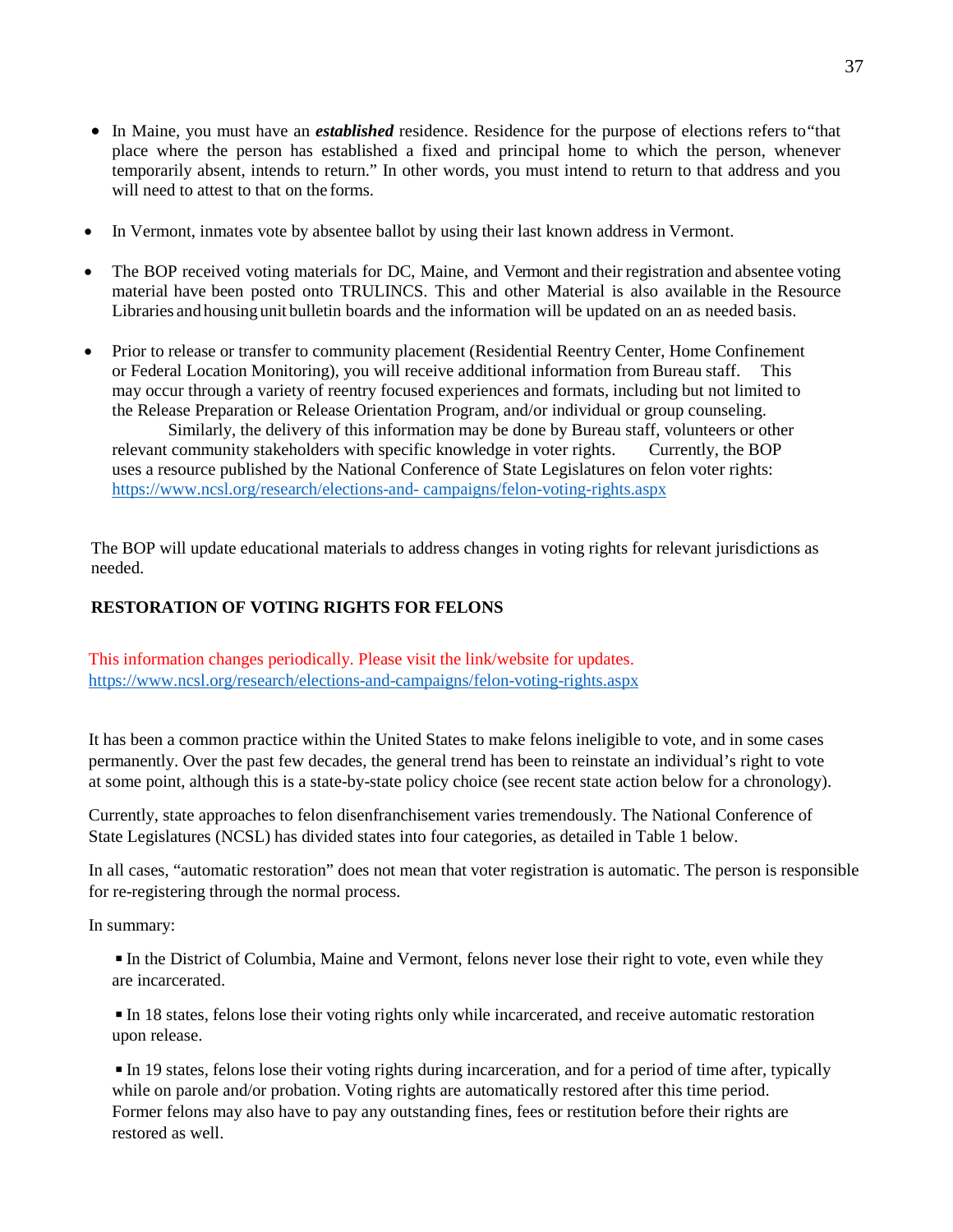- In Maine, you must have an ***established*** residence. Residence for the purpose of elections refers to "that place where the person has established a fixed and principal home to which the person, whenever temporarily absent, intends to return." In other words, you must intend to return to that address and you will need to attest to that on the forms.

- In Vermont, inmates vote by absentee ballot by using their last known address in Vermont.

- The BOP received voting materials for DC, Maine, and Vermont and their registration and absentee voting material have been posted onto TRULINCS. This and other Material is also available in the Resource Libraries and housing unit bulletin boards and the information will be updated on an as needed basis.

- Prior to release or transfer to community placement (Residential Reentry Center, Home Confinement or Federal Location Monitoring), you will receive additional information from Bureau staff. This may occur through a variety of reentry focused experiences and formats, including but not limited to the Release Preparation or Release Orientation Program, and/or individual or group counseling. Similarly, the delivery of this information may be done by Bureau staff, volunteers or other relevant community stakeholders with specific knowledge in voter rights. Currently, the BOP uses a resource published by the National Conference of State Legislatures on felon voter rights: https://www.ncsl.org/research/elections-and- campaigns/felon-voting-rights.aspx

The BOP will update educational materials to address changes in voting rights for relevant jurisdictions as needed.

## RESTORATION OF VOTING RIGHTS FOR FELONS

This information changes periodically. Please visit the link/website for updates.
https://www.ncsl.org/research/elections-and-campaigns/felon-voting-rights.aspx

It has been a common practice within the United States to make felons ineligible to vote, and in some cases permanently. Over the past few decades, the general trend has been to reinstate an individual's right to vote at some point, although this is a state-by-state policy choice (see recent state action below for a chronology).

Currently, state approaches to felon disenfranchisement varies tremendously. The National Conference of State Legislatures (NCSL) has divided states into four categories, as detailed in Table 1 below.

In all cases, "automatic restoration" does not mean that voter registration is automatic. The person is responsible for re-registering through the normal process.

In summary:

- In the District of Columbia, Maine and Vermont, felons never lose their right to vote, even while they are incarcerated.

- In 18 states, felons lose their voting rights only while incarcerated, and receive automatic restoration upon release.

- In 19 states, felons lose their voting rights during incarceration, and for a period of time after, typically while on parole and/or probation. Voting rights are automatically restored after this time period. Former felons may also have to pay any outstanding fines, fees or restitution before their rights are restored as well.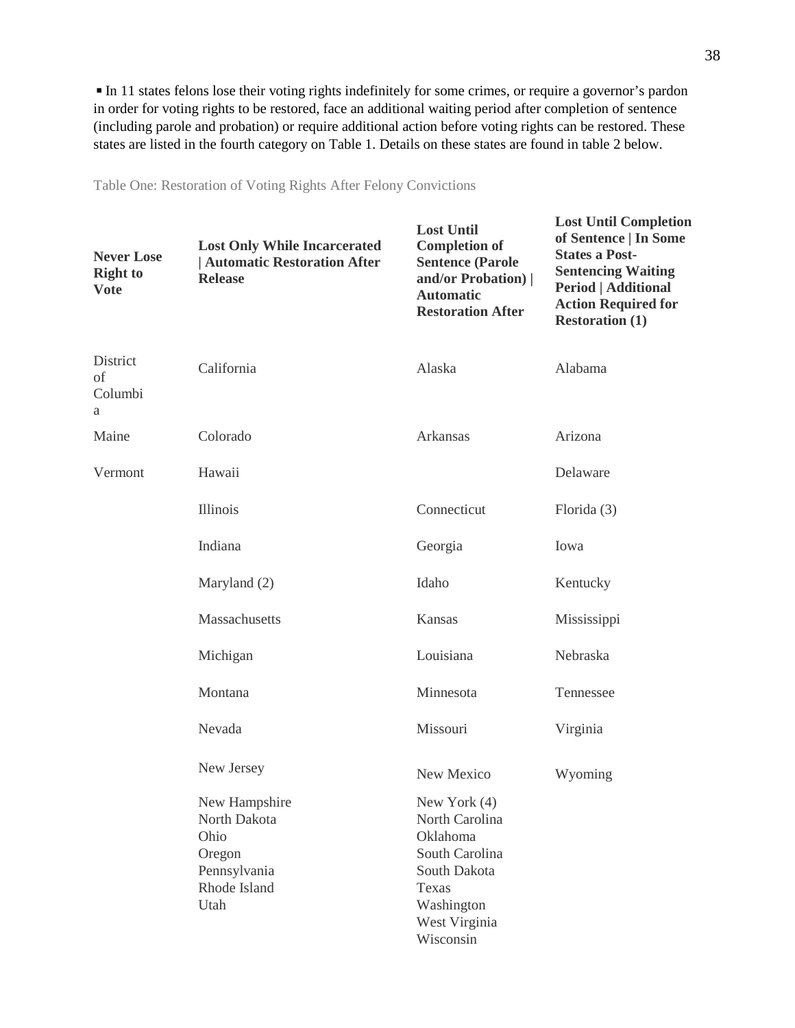▪ In 11 states felons lose their voting rights indefinitely for some crimes, or require a governor's pardon in order for voting rights to be restored, face an additional waiting period after completion of sentence (including parole and probation) or require additional action before voting rights can be restored. These states are listed in the fourth category on Table 1. Details on these states are found in table 2 below.

Table One: Restoration of Voting Rights After Felony Convictions

| **Never Lose Right to Vote** | **Lost Only While Incarcerated \| Automatic Restoration After Release** | **Lost Until Completion of Sentence (Parole and/or Probation) \| Automatic Restoration After** | **Lost Until Completion of Sentence \| In Some States a Post-Sentencing Waiting Period \| Additional Action Required for Restoration (1)** |
|---|---|---|---|
| District of Columbia | California | Alaska | Alabama |
| Maine | Colorado | Arkansas | Arizona |
| Vermont | Hawaii | | Delaware |
| | Illinois | Connecticut | Florida (3) |
| | Indiana | Georgia | Iowa |
| | Maryland (2) | Idaho | Kentucky |
| | Massachusetts | Kansas | Mississippi |
| | Michigan | Louisiana | Nebraska |
| | Montana | Minnesota | Tennessee |
| | Nevada | Missouri | Virginia |
| | New Jersey | New Mexico | Wyoming |
| | New Hampshire | New York (4) | |
| | North Dakota | North Carolina | |
| | Ohio | Oklahoma | |
| | Oregon | South Carolina | |
| | Pennsylvania | South Dakota | |
| | Rhode Island | Texas | |
| | Utah | Washington | |
| | | West Virginia | |
| | | Wisconsin | |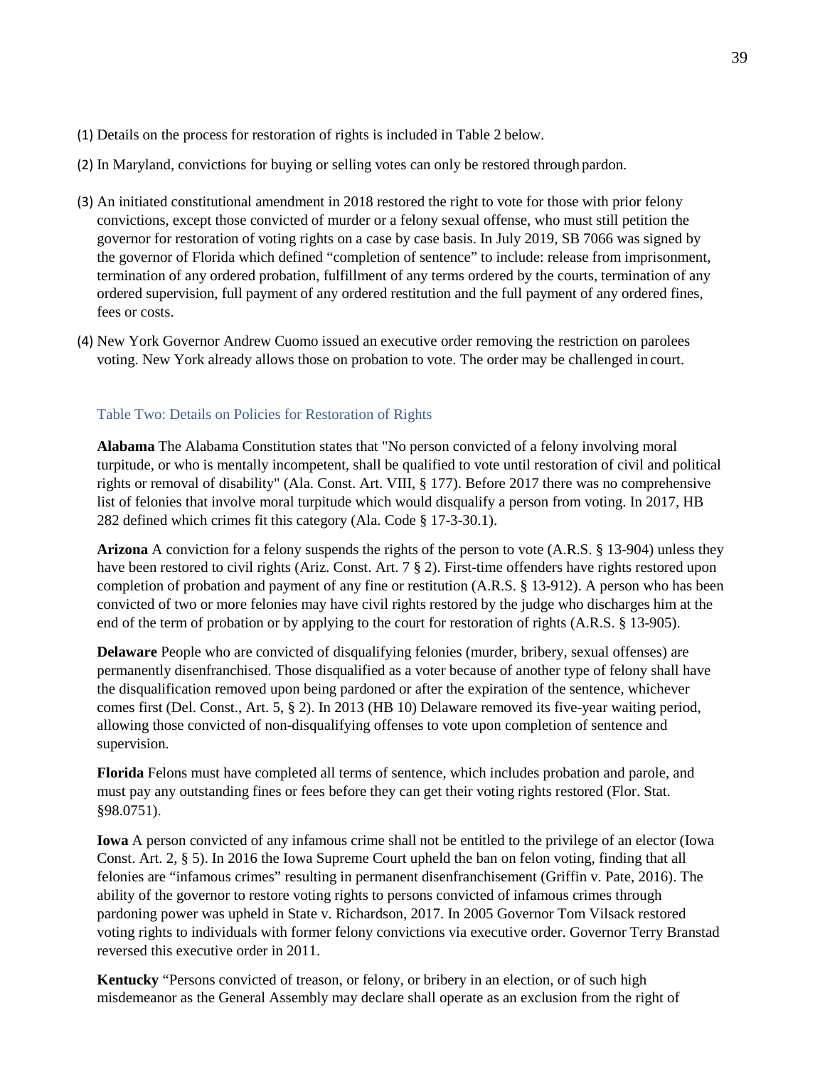(1) Details on the process for restoration of rights is included in Table 2 below.

(2) In Maryland, convictions for buying or selling votes can only be restored through pardon.

(3) An initiated constitutional amendment in 2018 restored the right to vote for those with prior felony convictions, except those convicted of murder or a felony sexual offense, who must still petition the governor for restoration of voting rights on a case by case basis. In July 2019, SB 7066 was signed by the governor of Florida which defined "completion of sentence" to include: release from imprisonment, termination of any ordered probation, fulfillment of any terms ordered by the courts, termination of any ordered supervision, full payment of any ordered restitution and the full payment of any ordered fines, fees or costs.

(4) New York Governor Andrew Cuomo issued an executive order removing the restriction on parolees voting. New York already allows those on probation to vote. The order may be challenged in court.

### Table Two: Details on Policies for Restoration of Rights

**Alabama** The Alabama Constitution states that "No person convicted of a felony involving moral turpitude, or who is mentally incompetent, shall be qualified to vote until restoration of civil and political rights or removal of disability" (Ala. Const. Art. VIII, § 177). Before 2017 there was no comprehensive list of felonies that involve moral turpitude which would disqualify a person from voting. In 2017, HB 282 defined which crimes fit this category (Ala. Code § 17-3-30.1).

**Arizona** A conviction for a felony suspends the rights of the person to vote (A.R.S. § 13-904) unless they have been restored to civil rights (Ariz. Const. Art. 7 § 2). First-time offenders have rights restored upon completion of probation and payment of any fine or restitution (A.R.S. § 13-912). A person who has been convicted of two or more felonies may have civil rights restored by the judge who discharges him at the end of the term of probation or by applying to the court for restoration of rights (A.R.S. § 13-905).

**Delaware** People who are convicted of disqualifying felonies (murder, bribery, sexual offenses) are permanently disenfranchised. Those disqualified as a voter because of another type of felony shall have the disqualification removed upon being pardoned or after the expiration of the sentence, whichever comes first (Del. Const., Art. 5, § 2). In 2013 (HB 10) Delaware removed its five-year waiting period, allowing those convicted of non-disqualifying offenses to vote upon completion of sentence and supervision.

**Florida** Felons must have completed all terms of sentence, which includes probation and parole, and must pay any outstanding fines or fees before they can get their voting rights restored (Flor. Stat. §98.0751).

**Iowa** A person convicted of any infamous crime shall not be entitled to the privilege of an elector (Iowa Const. Art. 2, § 5). In 2016 the Iowa Supreme Court upheld the ban on felon voting, finding that all felonies are "infamous crimes" resulting in permanent disenfranchisement (Griffin v. Pate, 2016). The ability of the governor to restore voting rights to persons convicted of infamous crimes through pardoning power was upheld in State v. Richardson, 2017. In 2005 Governor Tom Vilsack restored voting rights to individuals with former felony convictions via executive order. Governor Terry Branstad reversed this executive order in 2011.

**Kentucky** "Persons convicted of treason, or felony, or bribery in an election, or of such high misdemeanor as the General Assembly may declare shall operate as an exclusion from the right of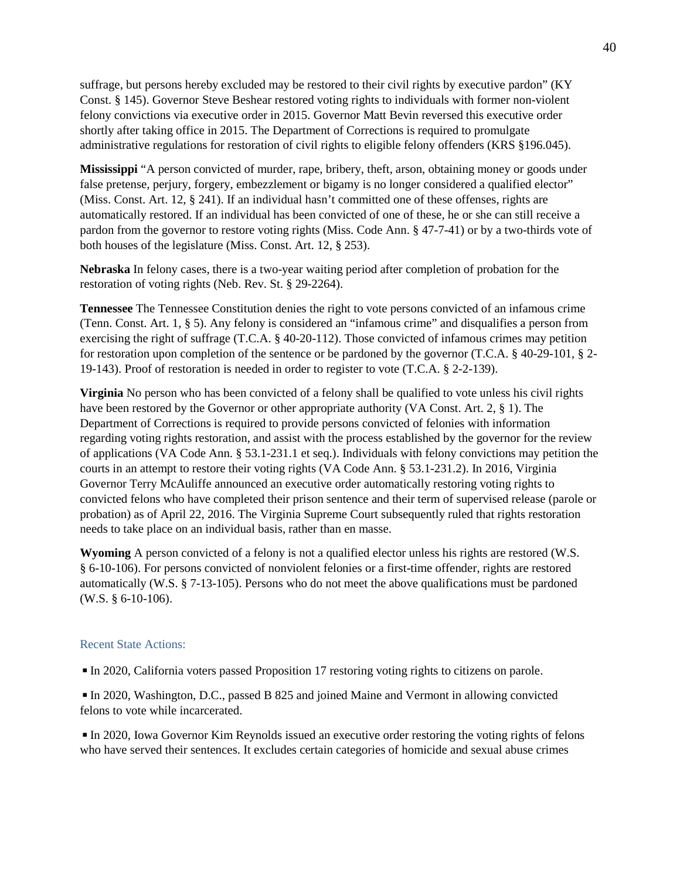suffrage, but persons hereby excluded may be restored to their civil rights by executive pardon" (KY Const. § 145). Governor Steve Beshear restored voting rights to individuals with former non-violent felony convictions via executive order in 2015. Governor Matt Bevin reversed this executive order shortly after taking office in 2015. The Department of Corrections is required to promulgate administrative regulations for restoration of civil rights to eligible felony offenders (KRS §196.045).

**Mississippi** "A person convicted of murder, rape, bribery, theft, arson, obtaining money or goods under false pretense, perjury, forgery, embezzlement or bigamy is no longer considered a qualified elector" (Miss. Const. Art. 12, § 241). If an individual hasn't committed one of these offenses, rights are automatically restored. If an individual has been convicted of one of these, he or she can still receive a pardon from the governor to restore voting rights (Miss. Code Ann. § 47-7-41) or by a two-thirds vote of both houses of the legislature (Miss. Const. Art. 12, § 253).

**Nebraska** In felony cases, there is a two-year waiting period after completion of probation for the restoration of voting rights (Neb. Rev. St. § 29-2264).

**Tennessee** The Tennessee Constitution denies the right to vote persons convicted of an infamous crime (Tenn. Const. Art. 1, § 5). Any felony is considered an "infamous crime" and disqualifies a person from exercising the right of suffrage (T.C.A. § 40-20-112). Those convicted of infamous crimes may petition for restoration upon completion of the sentence or be pardoned by the governor (T.C.A. § 40-29-101, § 2-19-143). Proof of restoration is needed in order to register to vote (T.C.A. § 2-2-139).

**Virginia** No person who has been convicted of a felony shall be qualified to vote unless his civil rights have been restored by the Governor or other appropriate authority (VA Const. Art. 2, § 1). The Department of Corrections is required to provide persons convicted of felonies with information regarding voting rights restoration, and assist with the process established by the governor for the review of applications (VA Code Ann. § 53.1-231.1 et seq.). Individuals with felony convictions may petition the courts in an attempt to restore their voting rights (VA Code Ann. § 53.1-231.2). In 2016, Virginia Governor Terry McAuliffe announced an executive order automatically restoring voting rights to convicted felons who have completed their prison sentence and their term of supervised release (parole or probation) as of April 22, 2016. The Virginia Supreme Court subsequently ruled that rights restoration needs to take place on an individual basis, rather than en masse.

**Wyoming** A person convicted of a felony is not a qualified elector unless his rights are restored (W.S. § 6-10-106). For persons convicted of nonviolent felonies or a first-time offender, rights are restored automatically (W.S. § 7-13-105). Persons who do not meet the above qualifications must be pardoned (W.S. § 6-10-106).

### Recent State Actions:

- In 2020, California voters passed Proposition 17 restoring voting rights to citizens on parole.
- In 2020, Washington, D.C., passed B 825 and joined Maine and Vermont in allowing convicted felons to vote while incarcerated.
- In 2020, Iowa Governor Kim Reynolds issued an executive order restoring the voting rights of felons who have served their sentences. It excludes certain categories of homicide and sexual abuse crimes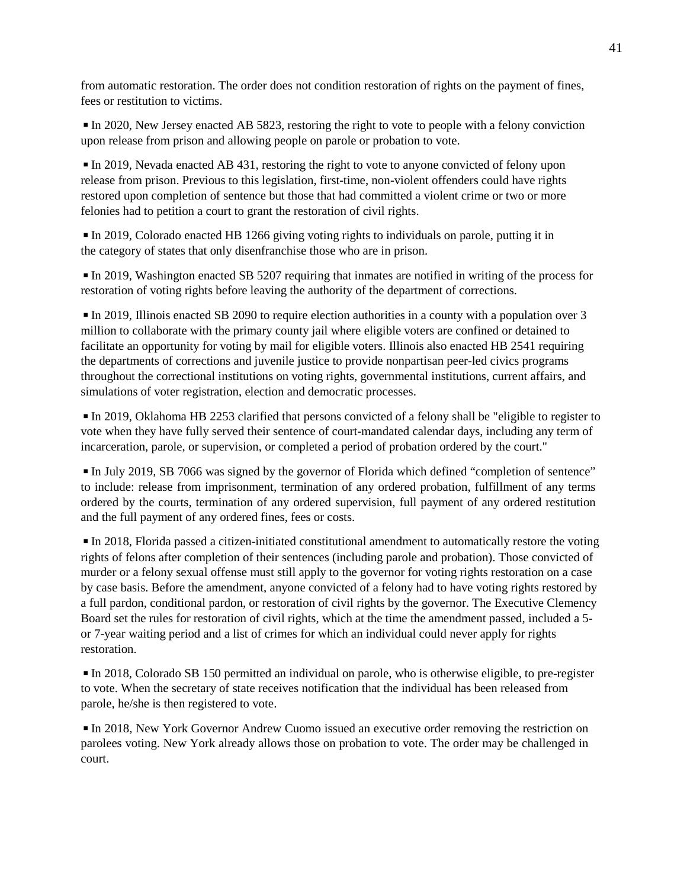from automatic restoration. The order does not condition restoration of rights on the payment of fines, fees or restitution to victims.

- In 2020, New Jersey enacted AB 5823, restoring the right to vote to people with a felony conviction upon release from prison and allowing people on parole or probation to vote.

- In 2019, Nevada enacted AB 431, restoring the right to vote to anyone convicted of felony upon release from prison. Previous to this legislation, first-time, non-violent offenders could have rights restored upon completion of sentence but those that had committed a violent crime or two or more felonies had to petition a court to grant the restoration of civil rights.

- In 2019, Colorado enacted HB 1266 giving voting rights to individuals on parole, putting it in the category of states that only disenfranchise those who are in prison.

- In 2019, Washington enacted SB 5207 requiring that inmates are notified in writing of the process for restoration of voting rights before leaving the authority of the department of corrections.

- In 2019, Illinois enacted SB 2090 to require election authorities in a county with a population over 3 million to collaborate with the primary county jail where eligible voters are confined or detained to facilitate an opportunity for voting by mail for eligible voters. Illinois also enacted HB 2541 requiring the departments of corrections and juvenile justice to provide nonpartisan peer-led civics programs throughout the correctional institutions on voting rights, governmental institutions, current affairs, and simulations of voter registration, election and democratic processes.

- In 2019, Oklahoma HB 2253 clarified that persons convicted of a felony shall be "eligible to register to vote when they have fully served their sentence of court-mandated calendar days, including any term of incarceration, parole, or supervision, or completed a period of probation ordered by the court."

- In July 2019, SB 7066 was signed by the governor of Florida which defined "completion of sentence" to include: release from imprisonment, termination of any ordered probation, fulfillment of any terms ordered by the courts, termination of any ordered supervision, full payment of any ordered restitution and the full payment of any ordered fines, fees or costs.

- In 2018, Florida passed a citizen-initiated constitutional amendment to automatically restore the voting rights of felons after completion of their sentences (including parole and probation). Those convicted of murder or a felony sexual offense must still apply to the governor for voting rights restoration on a case by case basis. Before the amendment, anyone convicted of a felony had to have voting rights restored by a full pardon, conditional pardon, or restoration of civil rights by the governor. The Executive Clemency Board set the rules for restoration of civil rights, which at the time the amendment passed, included a 5- or 7-year waiting period and a list of crimes for which an individual could never apply for rights restoration.

- In 2018, Colorado SB 150 permitted an individual on parole, who is otherwise eligible, to pre-register to vote. When the secretary of state receives notification that the individual has been released from parole, he/she is then registered to vote.

- In 2018, New York Governor Andrew Cuomo issued an executive order removing the restriction on parolees voting. New York already allows those on probation to vote. The order may be challenged in court.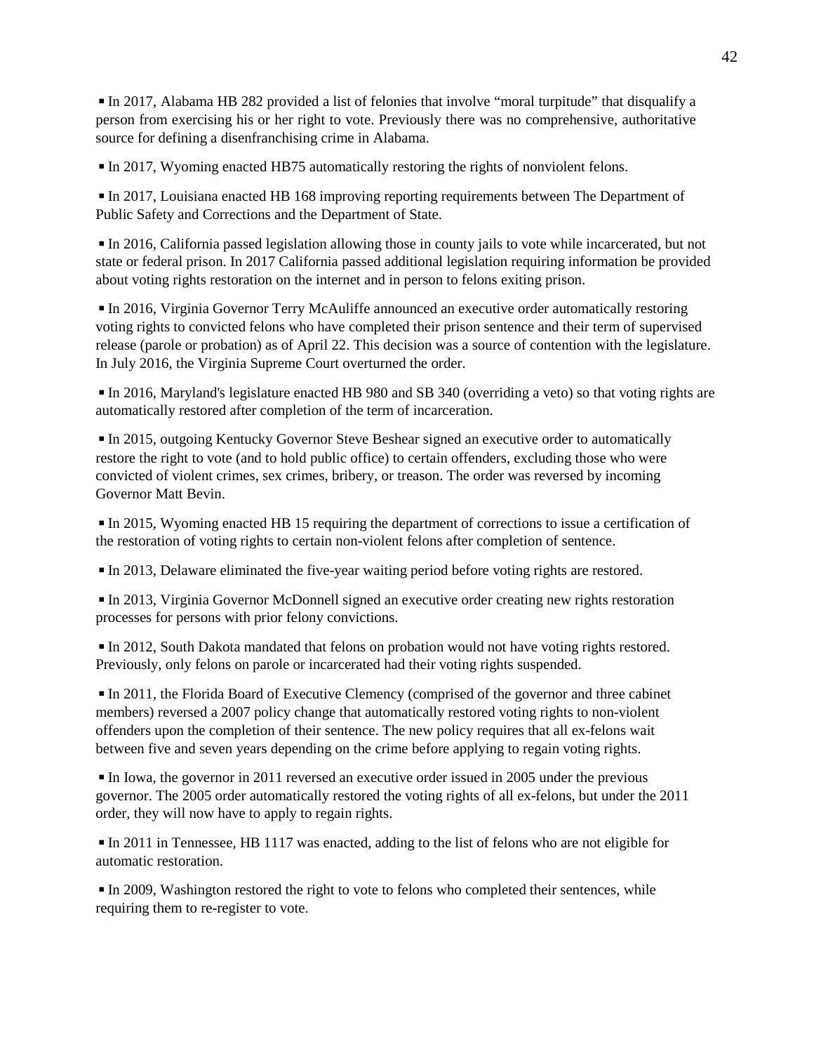- In 2017, Alabama HB 282 provided a list of felonies that involve "moral turpitude" that disqualify a person from exercising his or her right to vote. Previously there was no comprehensive, authoritative source for defining a disenfranchising crime in Alabama.

- In 2017, Wyoming enacted HB75 automatically restoring the rights of nonviolent felons.

- In 2017, Louisiana enacted HB 168 improving reporting requirements between The Department of Public Safety and Corrections and the Department of State.

- In 2016, California passed legislation allowing those in county jails to vote while incarcerated, but not state or federal prison. In 2017 California passed additional legislation requiring information be provided about voting rights restoration on the internet and in person to felons exiting prison.

- In 2016, Virginia Governor Terry McAuliffe announced an executive order automatically restoring voting rights to convicted felons who have completed their prison sentence and their term of supervised release (parole or probation) as of April 22. This decision was a source of contention with the legislature. In July 2016, the Virginia Supreme Court overturned the order.

- In 2016, Maryland's legislature enacted HB 980 and SB 340 (overriding a veto) so that voting rights are automatically restored after completion of the term of incarceration.

- In 2015, outgoing Kentucky Governor Steve Beshear signed an executive order to automatically restore the right to vote (and to hold public office) to certain offenders, excluding those who were convicted of violent crimes, sex crimes, bribery, or treason. The order was reversed by incoming Governor Matt Bevin.

- In 2015, Wyoming enacted HB 15 requiring the department of corrections to issue a certification of the restoration of voting rights to certain non-violent felons after completion of sentence.

- In 2013, Delaware eliminated the five-year waiting period before voting rights are restored.

- In 2013, Virginia Governor McDonnell signed an executive order creating new rights restoration processes for persons with prior felony convictions.

- In 2012, South Dakota mandated that felons on probation would not have voting rights restored. Previously, only felons on parole or incarcerated had their voting rights suspended.

- In 2011, the Florida Board of Executive Clemency (comprised of the governor and three cabinet members) reversed a 2007 policy change that automatically restored voting rights to non-violent offenders upon the completion of their sentence. The new policy requires that all ex-felons wait between five and seven years depending on the crime before applying to regain voting rights.

- In Iowa, the governor in 2011 reversed an executive order issued in 2005 under the previous governor. The 2005 order automatically restored the voting rights of all ex-felons, but under the 2011 order, they will now have to apply to regain rights.

- In 2011 in Tennessee, HB 1117 was enacted, adding to the list of felons who are not eligible for automatic restoration.

- In 2009, Washington restored the right to vote to felons who completed their sentences, while requiring them to re-register to vote.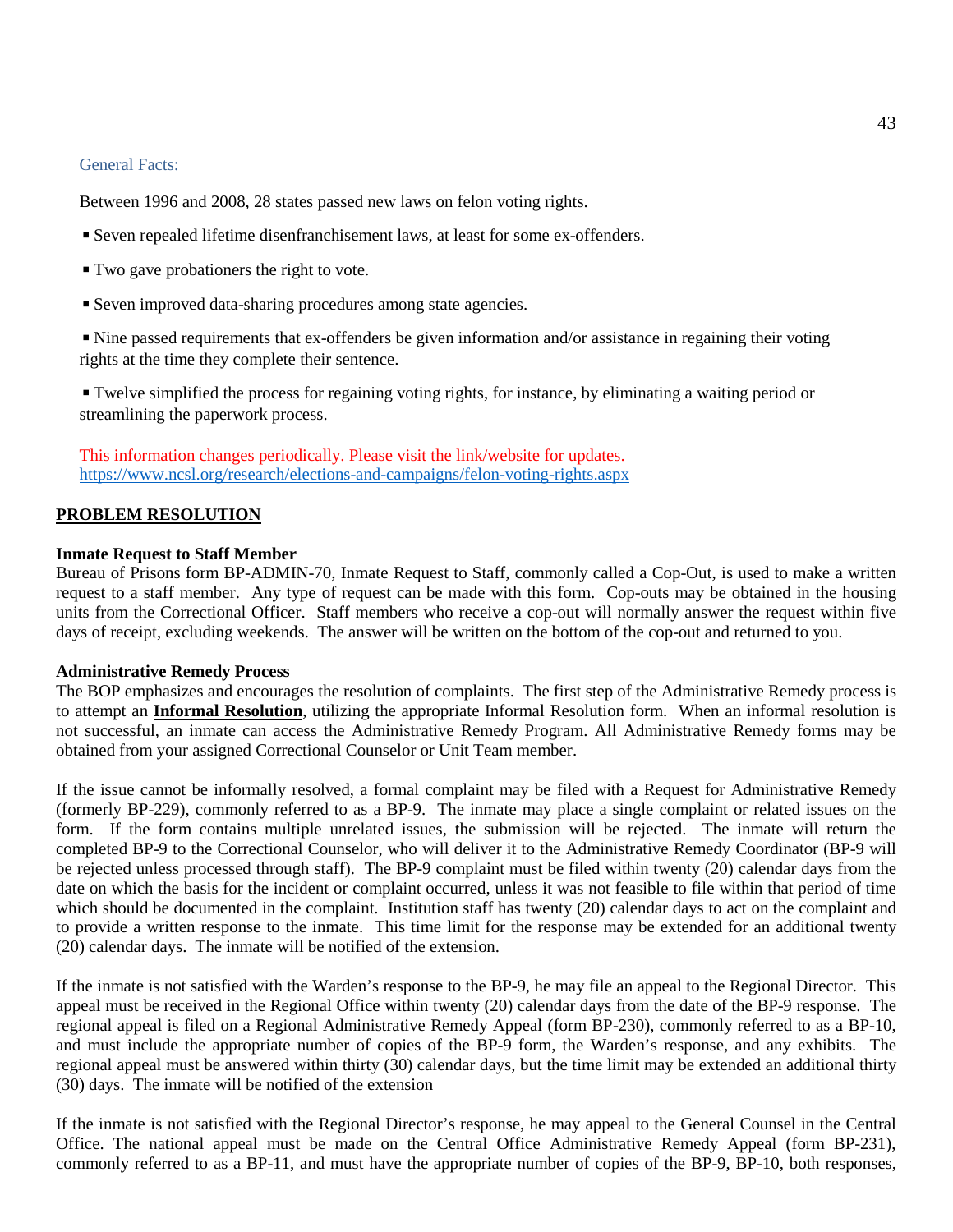### General Facts:

Between 1996 and 2008, 28 states passed new laws on felon voting rights.

- Seven repealed lifetime disenfranchisement laws, at least for some ex-offenders.
- Two gave probationers the right to vote.
- Seven improved data-sharing procedures among state agencies.
- Nine passed requirements that ex-offenders be given information and/or assistance in regaining their voting rights at the time they complete their sentence.
- Twelve simplified the process for regaining voting rights, for instance, by eliminating a waiting period or streamlining the paperwork process.

This information changes periodically. Please visit the link/website for updates.
https://www.ncsl.org/research/elections-and-campaigns/felon-voting-rights.aspx

## PROBLEM RESOLUTION

**Inmate Request to Staff Member**
Bureau of Prisons form BP-ADMIN-70, Inmate Request to Staff, commonly called a Cop-Out, is used to make a written request to a staff member. Any type of request can be made with this form. Cop-outs may be obtained in the housing units from the Correctional Officer. Staff members who receive a cop-out will normally answer the request within five days of receipt, excluding weekends. The answer will be written on the bottom of the cop-out and returned to you.

**Administrative Remedy Process**
The BOP emphasizes and encourages the resolution of complaints. The first step of the Administrative Remedy process is to attempt an **Informal Resolution**, utilizing the appropriate Informal Resolution form. When an informal resolution is not successful, an inmate can access the Administrative Remedy Program. All Administrative Remedy forms may be obtained from your assigned Correctional Counselor or Unit Team member.

If the issue cannot be informally resolved, a formal complaint may be filed with a Request for Administrative Remedy (formerly BP-229), commonly referred to as a BP-9. The inmate may place a single complaint or related issues on the form. If the form contains multiple unrelated issues, the submission will be rejected. The inmate will return the completed BP-9 to the Correctional Counselor, who will deliver it to the Administrative Remedy Coordinator (BP-9 will be rejected unless processed through staff). The BP-9 complaint must be filed within twenty (20) calendar days from the date on which the basis for the incident or complaint occurred, unless it was not feasible to file within that period of time which should be documented in the complaint. Institution staff has twenty (20) calendar days to act on the complaint and to provide a written response to the inmate. This time limit for the response may be extended for an additional twenty (20) calendar days. The inmate will be notified of the extension.

If the inmate is not satisfied with the Warden's response to the BP-9, he may file an appeal to the Regional Director. This appeal must be received in the Regional Office within twenty (20) calendar days from the date of the BP-9 response. The regional appeal is filed on a Regional Administrative Remedy Appeal (form BP-230), commonly referred to as a BP-10, and must include the appropriate number of copies of the BP-9 form, the Warden's response, and any exhibits. The regional appeal must be answered within thirty (30) calendar days, but the time limit may be extended an additional thirty (30) days. The inmate will be notified of the extension

If the inmate is not satisfied with the Regional Director's response, he may appeal to the General Counsel in the Central Office. The national appeal must be made on the Central Office Administrative Remedy Appeal (form BP-231), commonly referred to as a BP-11, and must have the appropriate number of copies of the BP-9, BP-10, both responses,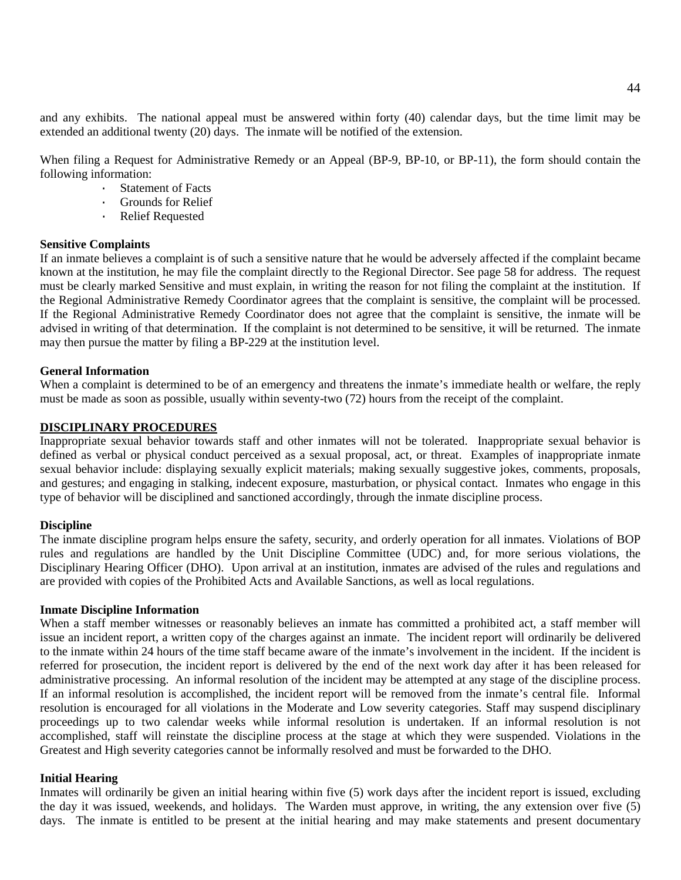and any exhibits. The national appeal must be answered within forty (40) calendar days, but the time limit may be extended an additional twenty (20) days. The inmate will be notified of the extension.

When filing a Request for Administrative Remedy or an Appeal (BP-9, BP-10, or BP-11), the form should contain the following information:

- Statement of Facts
- Grounds for Relief
- Relief Requested

**Sensitive Complaints**

If an inmate believes a complaint is of such a sensitive nature that he would be adversely affected if the complaint became known at the institution, he may file the complaint directly to the Regional Director. See page 58 for address. The request must be clearly marked Sensitive and must explain, in writing the reason for not filing the complaint at the institution. If the Regional Administrative Remedy Coordinator agrees that the complaint is sensitive, the complaint will be processed. If the Regional Administrative Remedy Coordinator does not agree that the complaint is sensitive, the inmate will be advised in writing of that determination. If the complaint is not determined to be sensitive, it will be returned. The inmate may then pursue the matter by filing a BP-229 at the institution level.

**General Information**

When a complaint is determined to be of an emergency and threatens the inmate's immediate health or welfare, the reply must be made as soon as possible, usually within seventy-two (72) hours from the receipt of the complaint.

**DISCIPLINARY PROCEDURES**

Inappropriate sexual behavior towards staff and other inmates will not be tolerated. Inappropriate sexual behavior is defined as verbal or physical conduct perceived as a sexual proposal, act, or threat. Examples of inappropriate inmate sexual behavior include: displaying sexually explicit materials; making sexually suggestive jokes, comments, proposals, and gestures; and engaging in stalking, indecent exposure, masturbation, or physical contact. Inmates who engage in this type of behavior will be disciplined and sanctioned accordingly, through the inmate discipline process.

**Discipline**

The inmate discipline program helps ensure the safety, security, and orderly operation for all inmates. Violations of BOP rules and regulations are handled by the Unit Discipline Committee (UDC) and, for more serious violations, the Disciplinary Hearing Officer (DHO). Upon arrival at an institution, inmates are advised of the rules and regulations and are provided with copies of the Prohibited Acts and Available Sanctions, as well as local regulations.

**Inmate Discipline Information**

When a staff member witnesses or reasonably believes an inmate has committed a prohibited act, a staff member will issue an incident report, a written copy of the charges against an inmate. The incident report will ordinarily be delivered to the inmate within 24 hours of the time staff became aware of the inmate's involvement in the incident. If the incident is referred for prosecution, the incident report is delivered by the end of the next work day after it has been released for administrative processing. An informal resolution of the incident may be attempted at any stage of the discipline process. If an informal resolution is accomplished, the incident report will be removed from the inmate's central file. Informal resolution is encouraged for all violations in the Moderate and Low severity categories. Staff may suspend disciplinary proceedings up to two calendar weeks while informal resolution is undertaken. If an informal resolution is not accomplished, staff will reinstate the discipline process at the stage at which they were suspended. Violations in the Greatest and High severity categories cannot be informally resolved and must be forwarded to the DHO.

**Initial Hearing**

Inmates will ordinarily be given an initial hearing within five (5) work days after the incident report is issued, excluding the day it was issued, weekends, and holidays. The Warden must approve, in writing, the any extension over five (5) days. The inmate is entitled to be present at the initial hearing and may make statements and present documentary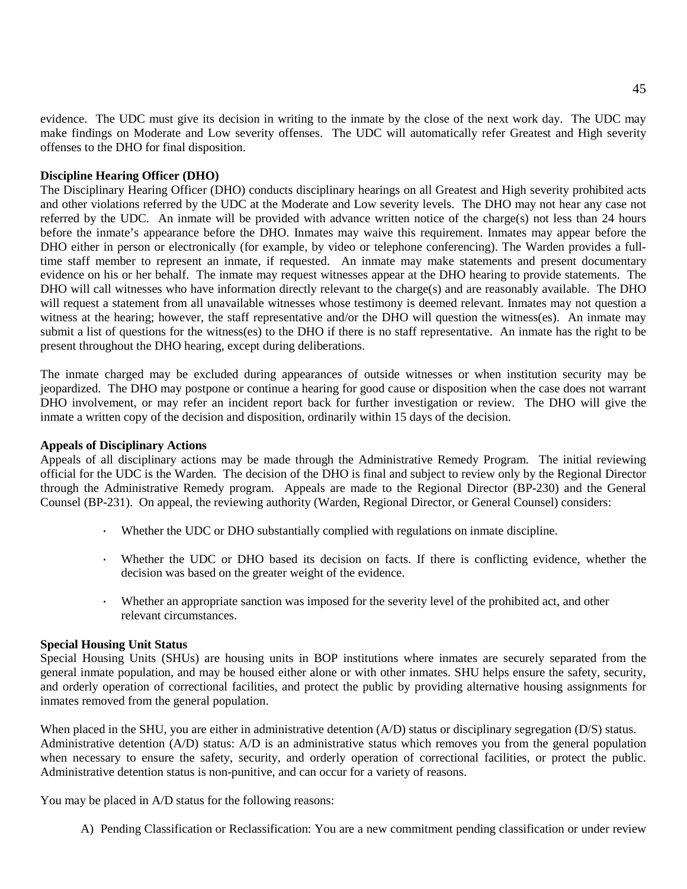evidence. The UDC must give its decision in writing to the inmate by the close of the next work day. The UDC may make findings on Moderate and Low severity offenses. The UDC will automatically refer Greatest and High severity offenses to the DHO for final disposition.

**Discipline Hearing Officer (DHO)**

The Disciplinary Hearing Officer (DHO) conducts disciplinary hearings on all Greatest and High severity prohibited acts and other violations referred by the UDC at the Moderate and Low severity levels. The DHO may not hear any case not referred by the UDC. An inmate will be provided with advance written notice of the charge(s) not less than 24 hours before the inmate's appearance before the DHO. Inmates may waive this requirement. Inmates may appear before the DHO either in person or electronically (for example, by video or telephone conferencing). The Warden provides a full-time staff member to represent an inmate, if requested. An inmate may make statements and present documentary evidence on his or her behalf. The inmate may request witnesses appear at the DHO hearing to provide statements. The DHO will call witnesses who have information directly relevant to the charge(s) and are reasonably available. The DHO will request a statement from all unavailable witnesses whose testimony is deemed relevant. Inmates may not question a witness at the hearing; however, the staff representative and/or the DHO will question the witness(es). An inmate may submit a list of questions for the witness(es) to the DHO if there is no staff representative. An inmate has the right to be present throughout the DHO hearing, except during deliberations.

The inmate charged may be excluded during appearances of outside witnesses or when institution security may be jeopardized. The DHO may postpone or continue a hearing for good cause or disposition when the case does not warrant DHO involvement, or may refer an incident report back for further investigation or review. The DHO will give the inmate a written copy of the decision and disposition, ordinarily within 15 days of the decision.

**Appeals of Disciplinary Actions**

Appeals of all disciplinary actions may be made through the Administrative Remedy Program. The initial reviewing official for the UDC is the Warden. The decision of the DHO is final and subject to review only by the Regional Director through the Administrative Remedy program. Appeals are made to the Regional Director (BP-230) and the General Counsel (BP-231). On appeal, the reviewing authority (Warden, Regional Director, or General Counsel) considers:

- Whether the UDC or DHO substantially complied with regulations on inmate discipline.
- Whether the UDC or DHO based its decision on facts. If there is conflicting evidence, whether the decision was based on the greater weight of the evidence.
- Whether an appropriate sanction was imposed for the severity level of the prohibited act, and other relevant circumstances.

**Special Housing Unit Status**

Special Housing Units (SHUs) are housing units in BOP institutions where inmates are securely separated from the general inmate population, and may be housed either alone or with other inmates. SHU helps ensure the safety, security, and orderly operation of correctional facilities, and protect the public by providing alternative housing assignments for inmates removed from the general population.

When placed in the SHU, you are either in administrative detention (A/D) status or disciplinary segregation (D/S) status. Administrative detention (A/D) status: A/D is an administrative status which removes you from the general population when necessary to ensure the safety, security, and orderly operation of correctional facilities, or protect the public. Administrative detention status is non-punitive, and can occur for a variety of reasons.

You may be placed in A/D status for the following reasons:

A) Pending Classification or Reclassification: You are a new commitment pending classification or under review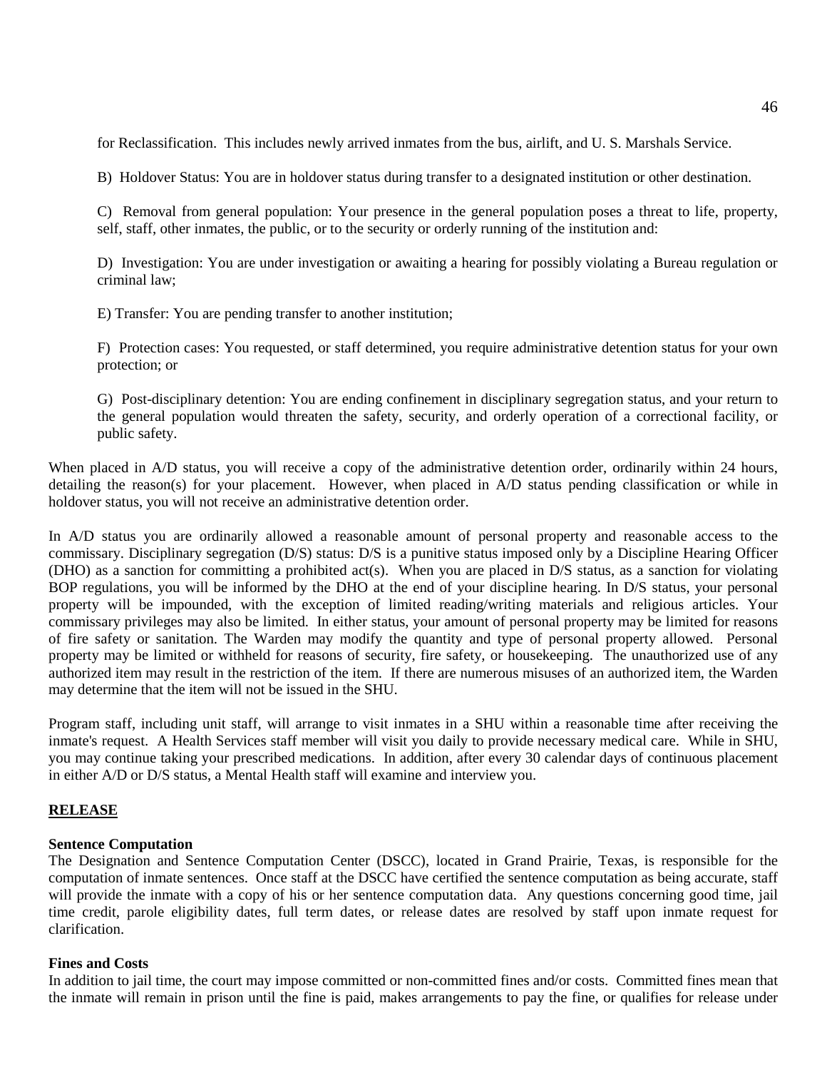for Reclassification. This includes newly arrived inmates from the bus, airlift, and U. S. Marshals Service.

B) Holdover Status: You are in holdover status during transfer to a designated institution or other destination.

C) Removal from general population: Your presence in the general population poses a threat to life, property, self, staff, other inmates, the public, or to the security or orderly running of the institution and:

D) Investigation: You are under investigation or awaiting a hearing for possibly violating a Bureau regulation or criminal law;

E) Transfer: You are pending transfer to another institution;

F) Protection cases: You requested, or staff determined, you require administrative detention status for your own protection; or

G) Post-disciplinary detention: You are ending confinement in disciplinary segregation status, and your return to the general population would threaten the safety, security, and orderly operation of a correctional facility, or public safety.

When placed in A/D status, you will receive a copy of the administrative detention order, ordinarily within 24 hours, detailing the reason(s) for your placement. However, when placed in A/D status pending classification or while in holdover status, you will not receive an administrative detention order.

In A/D status you are ordinarily allowed a reasonable amount of personal property and reasonable access to the commissary. Disciplinary segregation (D/S) status: D/S is a punitive status imposed only by a Discipline Hearing Officer (DHO) as a sanction for committing a prohibited act(s). When you are placed in D/S status, as a sanction for violating BOP regulations, you will be informed by the DHO at the end of your discipline hearing. In D/S status, your personal property will be impounded, with the exception of limited reading/writing materials and religious articles. Your commissary privileges may also be limited. In either status, your amount of personal property may be limited for reasons of fire safety or sanitation. The Warden may modify the quantity and type of personal property allowed. Personal property may be limited or withheld for reasons of security, fire safety, or housekeeping. The unauthorized use of any authorized item may result in the restriction of the item. If there are numerous misuses of an authorized item, the Warden may determine that the item will not be issued in the SHU.

Program staff, including unit staff, will arrange to visit inmates in a SHU within a reasonable time after receiving the inmate's request. A Health Services staff member will visit you daily to provide necessary medical care. While in SHU, you may continue taking your prescribed medications. In addition, after every 30 calendar days of continuous placement in either A/D or D/S status, a Mental Health staff will examine and interview you.

## RELEASE

**Sentence Computation**
The Designation and Sentence Computation Center (DSCC), located in Grand Prairie, Texas, is responsible for the computation of inmate sentences. Once staff at the DSCC have certified the sentence computation as being accurate, staff will provide the inmate with a copy of his or her sentence computation data. Any questions concerning good time, jail time credit, parole eligibility dates, full term dates, or release dates are resolved by staff upon inmate request for clarification.

**Fines and Costs**
In addition to jail time, the court may impose committed or non-committed fines and/or costs. Committed fines mean that the inmate will remain in prison until the fine is paid, makes arrangements to pay the fine, or qualifies for release under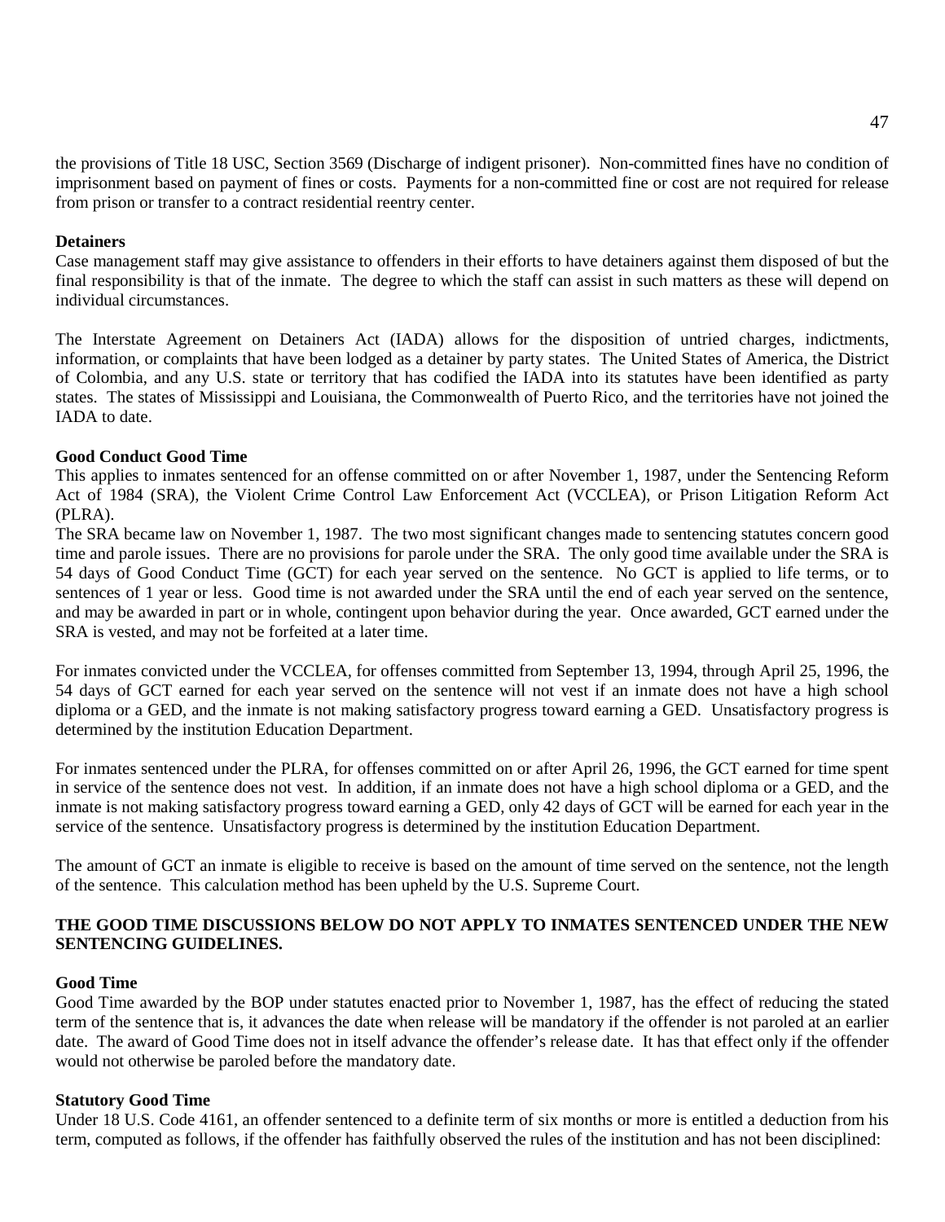the provisions of Title 18 USC, Section 3569 (Discharge of indigent prisoner). Non-committed fines have no condition of imprisonment based on payment of fines or costs. Payments for a non-committed fine or cost are not required for release from prison or transfer to a contract residential reentry center.

**Detainers**

Case management staff may give assistance to offenders in their efforts to have detainers against them disposed of but the final responsibility is that of the inmate. The degree to which the staff can assist in such matters as these will depend on individual circumstances.

The Interstate Agreement on Detainers Act (IADA) allows for the disposition of untried charges, indictments, information, or complaints that have been lodged as a detainer by party states. The United States of America, the District of Colombia, and any U.S. state or territory that has codified the IADA into its statutes have been identified as party states. The states of Mississippi and Louisiana, the Commonwealth of Puerto Rico, and the territories have not joined the IADA to date.

**Good Conduct Good Time**

This applies to inmates sentenced for an offense committed on or after November 1, 1987, under the Sentencing Reform Act of 1984 (SRA), the Violent Crime Control Law Enforcement Act (VCCLEA), or Prison Litigation Reform Act (PLRA).

The SRA became law on November 1, 1987. The two most significant changes made to sentencing statutes concern good time and parole issues. There are no provisions for parole under the SRA. The only good time available under the SRA is 54 days of Good Conduct Time (GCT) for each year served on the sentence. No GCT is applied to life terms, or to sentences of 1 year or less. Good time is not awarded under the SRA until the end of each year served on the sentence, and may be awarded in part or in whole, contingent upon behavior during the year. Once awarded, GCT earned under the SRA is vested, and may not be forfeited at a later time.

For inmates convicted under the VCCLEA, for offenses committed from September 13, 1994, through April 25, 1996, the 54 days of GCT earned for each year served on the sentence will not vest if an inmate does not have a high school diploma or a GED, and the inmate is not making satisfactory progress toward earning a GED. Unsatisfactory progress is determined by the institution Education Department.

For inmates sentenced under the PLRA, for offenses committed on or after April 26, 1996, the GCT earned for time spent in service of the sentence does not vest. In addition, if an inmate does not have a high school diploma or a GED, and the inmate is not making satisfactory progress toward earning a GED, only 42 days of GCT will be earned for each year in the service of the sentence. Unsatisfactory progress is determined by the institution Education Department.

The amount of GCT an inmate is eligible to receive is based on the amount of time served on the sentence, not the length of the sentence. This calculation method has been upheld by the U.S. Supreme Court.

**THE GOOD TIME DISCUSSIONS BELOW DO NOT APPLY TO INMATES SENTENCED UNDER THE NEW SENTENCING GUIDELINES.**

**Good Time**

Good Time awarded by the BOP under statutes enacted prior to November 1, 1987, has the effect of reducing the stated term of the sentence that is, it advances the date when release will be mandatory if the offender is not paroled at an earlier date. The award of Good Time does not in itself advance the offender's release date. It has that effect only if the offender would not otherwise be paroled before the mandatory date.

**Statutory Good Time**

Under 18 U.S. Code 4161, an offender sentenced to a definite term of six months or more is entitled a deduction from his term, computed as follows, if the offender has faithfully observed the rules of the institution and has not been disciplined: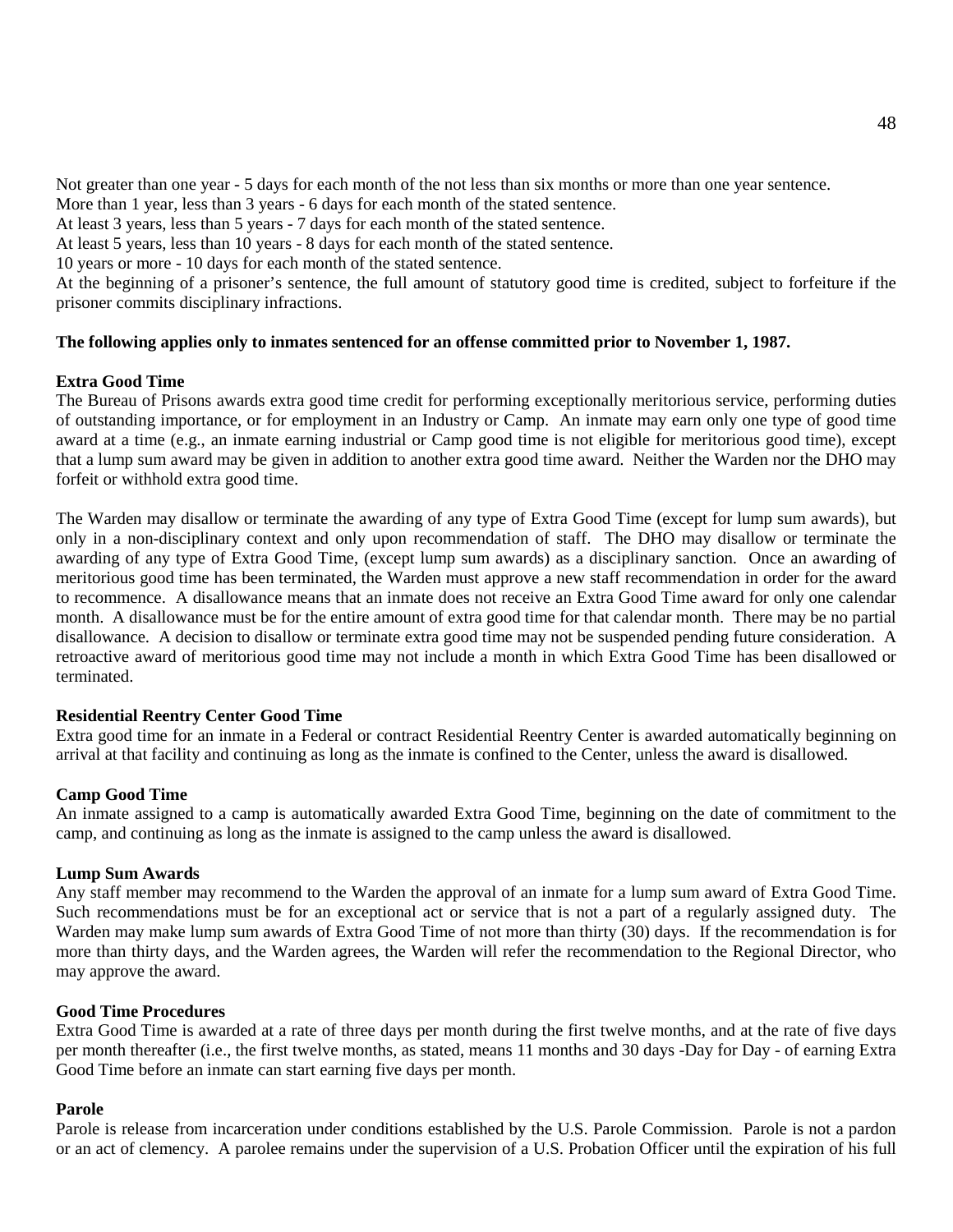Not greater than one year - 5 days for each month of the not less than six months or more than one year sentence.
More than 1 year, less than 3 years - 6 days for each month of the stated sentence.
At least 3 years, less than 5 years - 7 days for each month of the stated sentence.
At least 5 years, less than 10 years - 8 days for each month of the stated sentence.
10 years or more - 10 days for each month of the stated sentence.
At the beginning of a prisoner's sentence, the full amount of statutory good time is credited, subject to forfeiture if the prisoner commits disciplinary infractions.

**The following applies only to inmates sentenced for an offense committed prior to November 1, 1987.**

**Extra Good Time**
The Bureau of Prisons awards extra good time credit for performing exceptionally meritorious service, performing duties of outstanding importance, or for employment in an Industry or Camp. An inmate may earn only one type of good time award at a time (e.g., an inmate earning industrial or Camp good time is not eligible for meritorious good time), except that a lump sum award may be given in addition to another extra good time award. Neither the Warden nor the DHO may forfeit or withhold extra good time.

The Warden may disallow or terminate the awarding of any type of Extra Good Time (except for lump sum awards), but only in a non-disciplinary context and only upon recommendation of staff. The DHO may disallow or terminate the awarding of any type of Extra Good Time, (except lump sum awards) as a disciplinary sanction. Once an awarding of meritorious good time has been terminated, the Warden must approve a new staff recommendation in order for the award to recommence. A disallowance means that an inmate does not receive an Extra Good Time award for only one calendar month. A disallowance must be for the entire amount of extra good time for that calendar month. There may be no partial disallowance. A decision to disallow or terminate extra good time may not be suspended pending future consideration. A retroactive award of meritorious good time may not include a month in which Extra Good Time has been disallowed or terminated.

**Residential Reentry Center Good Time**
Extra good time for an inmate in a Federal or contract Residential Reentry Center is awarded automatically beginning on arrival at that facility and continuing as long as the inmate is confined to the Center, unless the award is disallowed.

**Camp Good Time**
An inmate assigned to a camp is automatically awarded Extra Good Time, beginning on the date of commitment to the camp, and continuing as long as the inmate is assigned to the camp unless the award is disallowed.

**Lump Sum Awards**
Any staff member may recommend to the Warden the approval of an inmate for a lump sum award of Extra Good Time. Such recommendations must be for an exceptional act or service that is not a part of a regularly assigned duty. The Warden may make lump sum awards of Extra Good Time of not more than thirty (30) days. If the recommendation is for more than thirty days, and the Warden agrees, the Warden will refer the recommendation to the Regional Director, who may approve the award.

**Good Time Procedures**
Extra Good Time is awarded at a rate of three days per month during the first twelve months, and at the rate of five days per month thereafter (i.e., the first twelve months, as stated, means 11 months and 30 days -Day for Day - of earning Extra Good Time before an inmate can start earning five days per month.

**Parole**
Parole is release from incarceration under conditions established by the U.S. Parole Commission. Parole is not a pardon or an act of clemency. A parolee remains under the supervision of a U.S. Probation Officer until the expiration of his full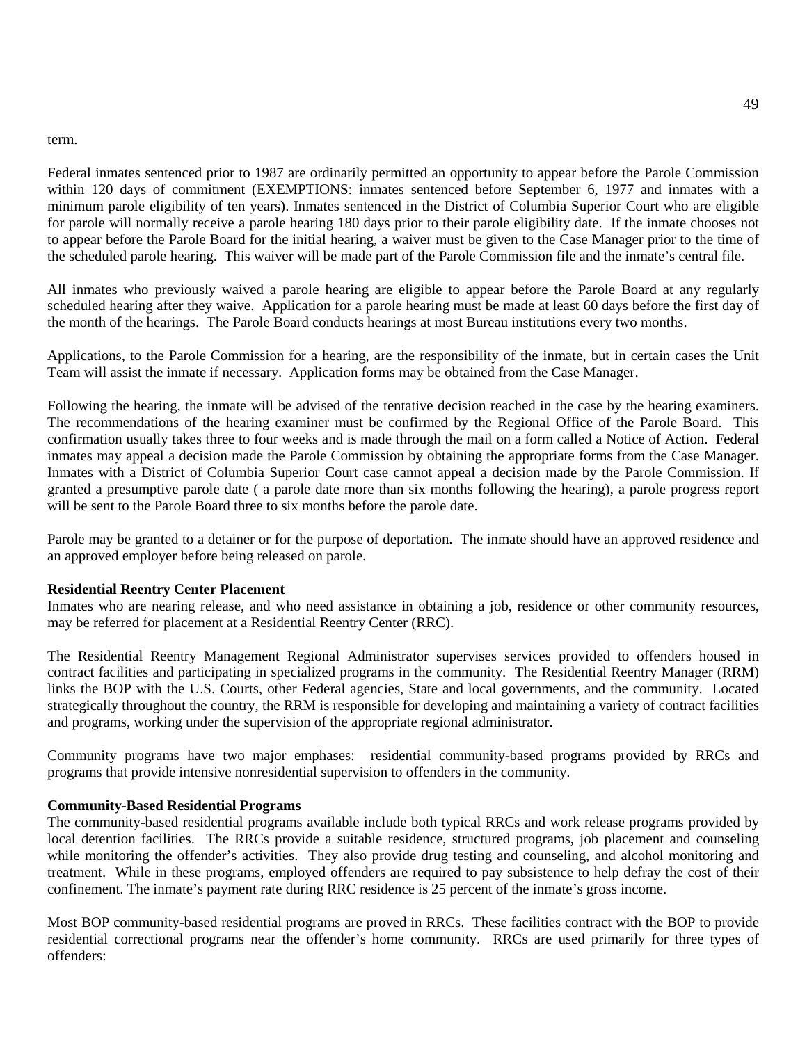term.

Federal inmates sentenced prior to 1987 are ordinarily permitted an opportunity to appear before the Parole Commission within 120 days of commitment (EXEMPTIONS: inmates sentenced before September 6, 1977 and inmates with a minimum parole eligibility of ten years). Inmates sentenced in the District of Columbia Superior Court who are eligible for parole will normally receive a parole hearing 180 days prior to their parole eligibility date. If the inmate chooses not to appear before the Parole Board for the initial hearing, a waiver must be given to the Case Manager prior to the time of the scheduled parole hearing. This waiver will be made part of the Parole Commission file and the inmate's central file.

All inmates who previously waived a parole hearing are eligible to appear before the Parole Board at any regularly scheduled hearing after they waive. Application for a parole hearing must be made at least 60 days before the first day of the month of the hearings. The Parole Board conducts hearings at most Bureau institutions every two months.

Applications, to the Parole Commission for a hearing, are the responsibility of the inmate, but in certain cases the Unit Team will assist the inmate if necessary. Application forms may be obtained from the Case Manager.

Following the hearing, the inmate will be advised of the tentative decision reached in the case by the hearing examiners. The recommendations of the hearing examiner must be confirmed by the Regional Office of the Parole Board. This confirmation usually takes three to four weeks and is made through the mail on a form called a Notice of Action. Federal inmates may appeal a decision made the Parole Commission by obtaining the appropriate forms from the Case Manager. Inmates with a District of Columbia Superior Court case cannot appeal a decision made by the Parole Commission. If granted a presumptive parole date ( a parole date more than six months following the hearing), a parole progress report will be sent to the Parole Board three to six months before the parole date.

Parole may be granted to a detainer or for the purpose of deportation. The inmate should have an approved residence and an approved employer before being released on parole.

**Residential Reentry Center Placement**

Inmates who are nearing release, and who need assistance in obtaining a job, residence or other community resources, may be referred for placement at a Residential Reentry Center (RRC).

The Residential Reentry Management Regional Administrator supervises services provided to offenders housed in contract facilities and participating in specialized programs in the community. The Residential Reentry Manager (RRM) links the BOP with the U.S. Courts, other Federal agencies, State and local governments, and the community. Located strategically throughout the country, the RRM is responsible for developing and maintaining a variety of contract facilities and programs, working under the supervision of the appropriate regional administrator.

Community programs have two major emphases: residential community-based programs provided by RRCs and programs that provide intensive nonresidential supervision to offenders in the community.

**Community-Based Residential Programs**

The community-based residential programs available include both typical RRCs and work release programs provided by local detention facilities. The RRCs provide a suitable residence, structured programs, job placement and counseling while monitoring the offender's activities. They also provide drug testing and counseling, and alcohol monitoring and treatment. While in these programs, employed offenders are required to pay subsistence to help defray the cost of their confinement. The inmate's payment rate during RRC residence is 25 percent of the inmate's gross income.

Most BOP community-based residential programs are proved in RRCs. These facilities contract with the BOP to provide residential correctional programs near the offender's home community. RRCs are used primarily for three types of offenders: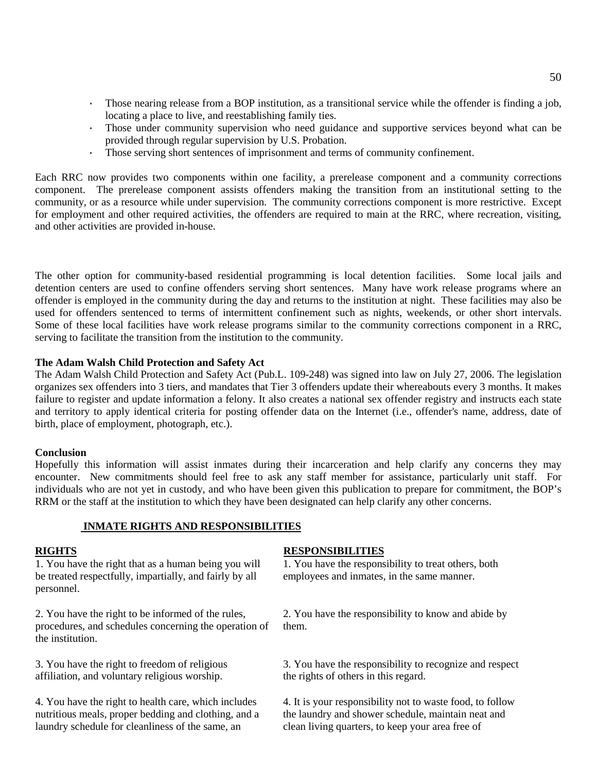- Those nearing release from a BOP institution, as a transitional service while the offender is finding a job, locating a place to live, and reestablishing family ties.
- Those under community supervision who need guidance and supportive services beyond what can be provided through regular supervision by U.S. Probation.
- Those serving short sentences of imprisonment and terms of community confinement.

Each RRC now provides two components within one facility, a prerelease component and a community corrections component. The prerelease component assists offenders making the transition from an institutional setting to the community, or as a resource while under supervision. The community corrections component is more restrictive. Except for employment and other required activities, the offenders are required to main at the RRC, where recreation, visiting, and other activities are provided in-house.

The other option for community-based residential programming is local detention facilities. Some local jails and detention centers are used to confine offenders serving short sentences. Many have work release programs where an offender is employed in the community during the day and returns to the institution at night. These facilities may also be used for offenders sentenced to terms of intermittent confinement such as nights, weekends, or other short intervals. Some of these local facilities have work release programs similar to the community corrections component in a RRC, serving to facilitate the transition from the institution to the community.

**The Adam Walsh Child Protection and Safety Act**

The Adam Walsh Child Protection and Safety Act (Pub.L. 109-248) was signed into law on July 27, 2006. The legislation organizes sex offenders into 3 tiers, and mandates that Tier 3 offenders update their whereabouts every 3 months. It makes failure to register and update information a felony. It also creates a national sex offender registry and instructs each state and territory to apply identical criteria for posting offender data on the Internet (i.e., offender's name, address, date of birth, place of employment, photograph, etc.).

**Conclusion**

Hopefully this information will assist inmates during their incarceration and help clarify any concerns they may encounter. New commitments should feel free to ask any staff member for assistance, particularly unit staff. For individuals who are not yet in custody, and who have been given this publication to prepare for commitment, the BOP's RRM or the staff at the institution to which they have been designated can help clarify any other concerns.

## INMATE RIGHTS AND RESPONSIBILITIES

| **RIGHTS** | **RESPONSIBILITIES** |
|---|---|
| 1. You have the right that as a human being you will be treated respectfully, impartially, and fairly by all personnel. | 1. You have the responsibility to treat others, both employees and inmates, in the same manner. |
| 2. You have the right to be informed of the rules, procedures, and schedules concerning the operation of the institution. | 2. You have the responsibility to know and abide by them. |
| 3. You have the right to freedom of religious affiliation, and voluntary religious worship. | 3. You have the responsibility to recognize and respect the rights of others in this regard. |
| 4. You have the right to health care, which includes nutritious meals, proper bedding and clothing, and a laundry schedule for cleanliness of the same, an | 4. It is your responsibility not to waste food, to follow the laundry and shower schedule, maintain neat and clean living quarters, to keep your area free of |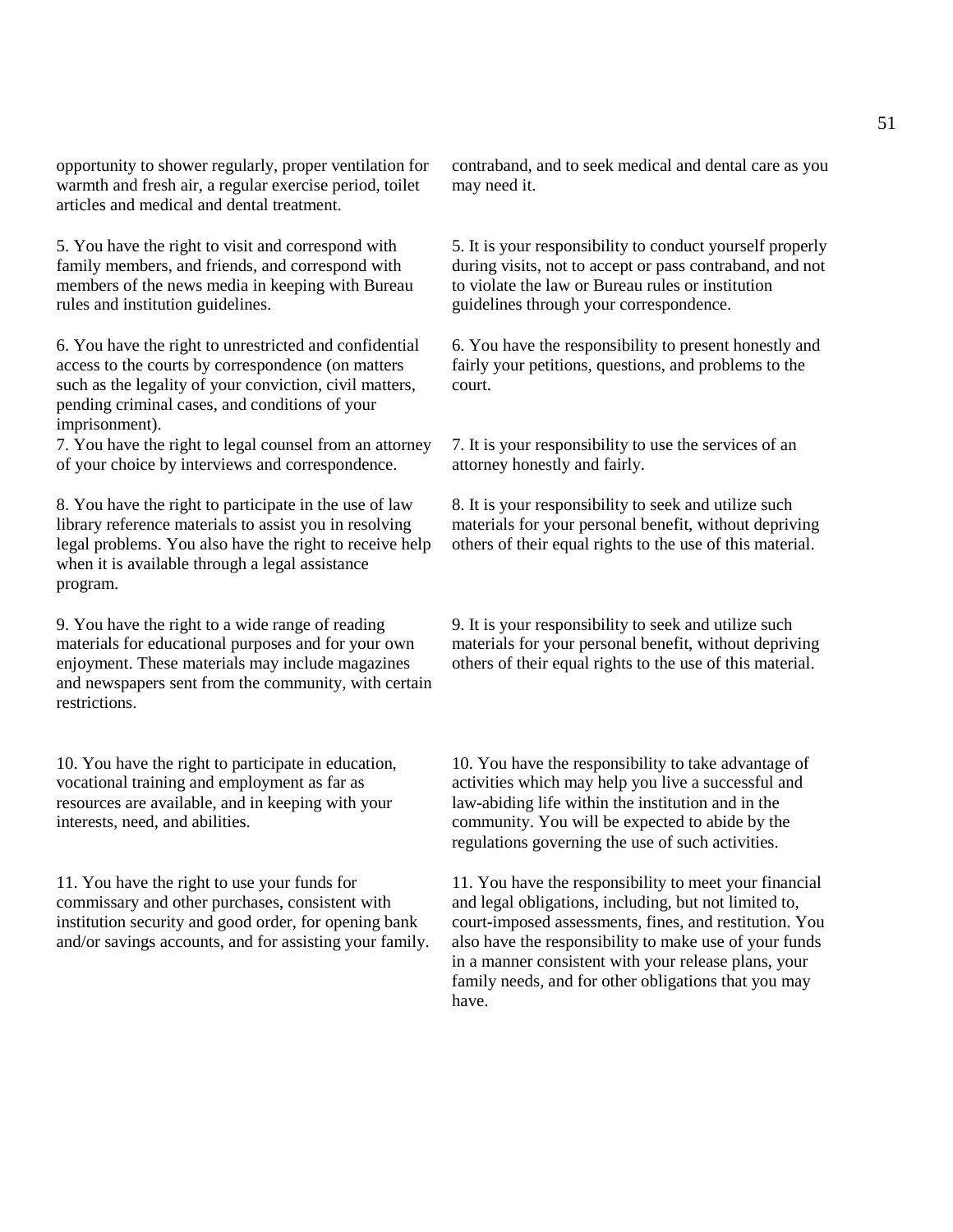opportunity to shower regularly, proper ventilation for warmth and fresh air, a regular exercise period, toilet articles and medical and dental treatment.

contraband, and to seek medical and dental care as you may need it.

| Rights | Responsibilities |
| --- | --- |
| 5. You have the right to visit and correspond with family members, and friends, and correspond with members of the news media in keeping with Bureau rules and institution guidelines. | 5. It is your responsibility to conduct yourself properly during visits, not to accept or pass contraband, and not to violate the law or Bureau rules or institution guidelines through your correspondence. |
| 6. You have the right to unrestricted and confidential access to the courts by correspondence (on matters such as the legality of your conviction, civil matters, pending criminal cases, and conditions of your imprisonment). | 6. You have the responsibility to present honestly and fairly your petitions, questions, and problems to the court. |
| 7. You have the right to legal counsel from an attorney of your choice by interviews and correspondence. | 7. It is your responsibility to use the services of an attorney honestly and fairly. |
| 8. You have the right to participate in the use of law library reference materials to assist you in resolving legal problems. You also have the right to receive help when it is available through a legal assistance program. | 8. It is your responsibility to seek and utilize such materials for your personal benefit, without depriving others of their equal rights to the use of this material. |
| 9. You have the right to a wide range of reading materials for educational purposes and for your own enjoyment. These materials may include magazines and newspapers sent from the community, with certain restrictions. | 9. It is your responsibility to seek and utilize such materials for your personal benefit, without depriving others of their equal rights to the use of this material. |
| 10. You have the right to participate in education, vocational training and employment as far as resources are available, and in keeping with your interests, need, and abilities. | 10. You have the responsibility to take advantage of activities which may help you live a successful and law-abiding life within the institution and in the community. You will be expected to abide by the regulations governing the use of such activities. |
| 11. You have the right to use your funds for commissary and other purchases, consistent with institution security and good order, for opening bank and/or savings accounts, and for assisting your family. | 11. You have the responsibility to meet your financial and legal obligations, including, but not limited to, court-imposed assessments, fines, and restitution. You also have the responsibility to make use of your funds in a manner consistent with your release plans, your family needs, and for other obligations that you may have. |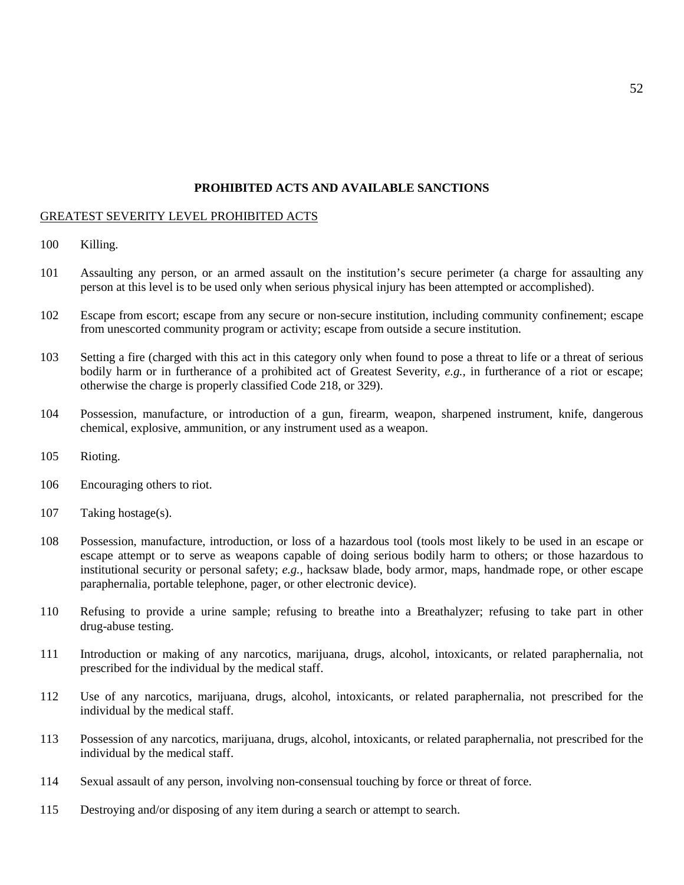**PROHIBITED ACTS AND AVAILABLE SANCTIONS**

GREATEST SEVERITY LEVEL PROHIBITED ACTS

100 Killing.

101 Assaulting any person, or an armed assault on the institution's secure perimeter (a charge for assaulting any person at this level is to be used only when serious physical injury has been attempted or accomplished).

102 Escape from escort; escape from any secure or non-secure institution, including community confinement; escape from unescorted community program or activity; escape from outside a secure institution.

103 Setting a fire (charged with this act in this category only when found to pose a threat to life or a threat of serious bodily harm or in furtherance of a prohibited act of Greatest Severity, *e.g.*, in furtherance of a riot or escape; otherwise the charge is properly classified Code 218, or 329).

104 Possession, manufacture, or introduction of a gun, firearm, weapon, sharpened instrument, knife, dangerous chemical, explosive, ammunition, or any instrument used as a weapon.

105 Rioting.

106 Encouraging others to riot.

107 Taking hostage(s).

108 Possession, manufacture, introduction, or loss of a hazardous tool (tools most likely to be used in an escape or escape attempt or to serve as weapons capable of doing serious bodily harm to others; or those hazardous to institutional security or personal safety; *e.g.*, hacksaw blade, body armor, maps, handmade rope, or other escape paraphernalia, portable telephone, pager, or other electronic device).

110 Refusing to provide a urine sample; refusing to breathe into a Breathalyzer; refusing to take part in other drug-abuse testing.

111 Introduction or making of any narcotics, marijuana, drugs, alcohol, intoxicants, or related paraphernalia, not prescribed for the individual by the medical staff.

112 Use of any narcotics, marijuana, drugs, alcohol, intoxicants, or related paraphernalia, not prescribed for the individual by the medical staff.

113 Possession of any narcotics, marijuana, drugs, alcohol, intoxicants, or related paraphernalia, not prescribed for the individual by the medical staff.

114 Sexual assault of any person, involving non-consensual touching by force or threat of force.

115 Destroying and/or disposing of any item during a search or attempt to search.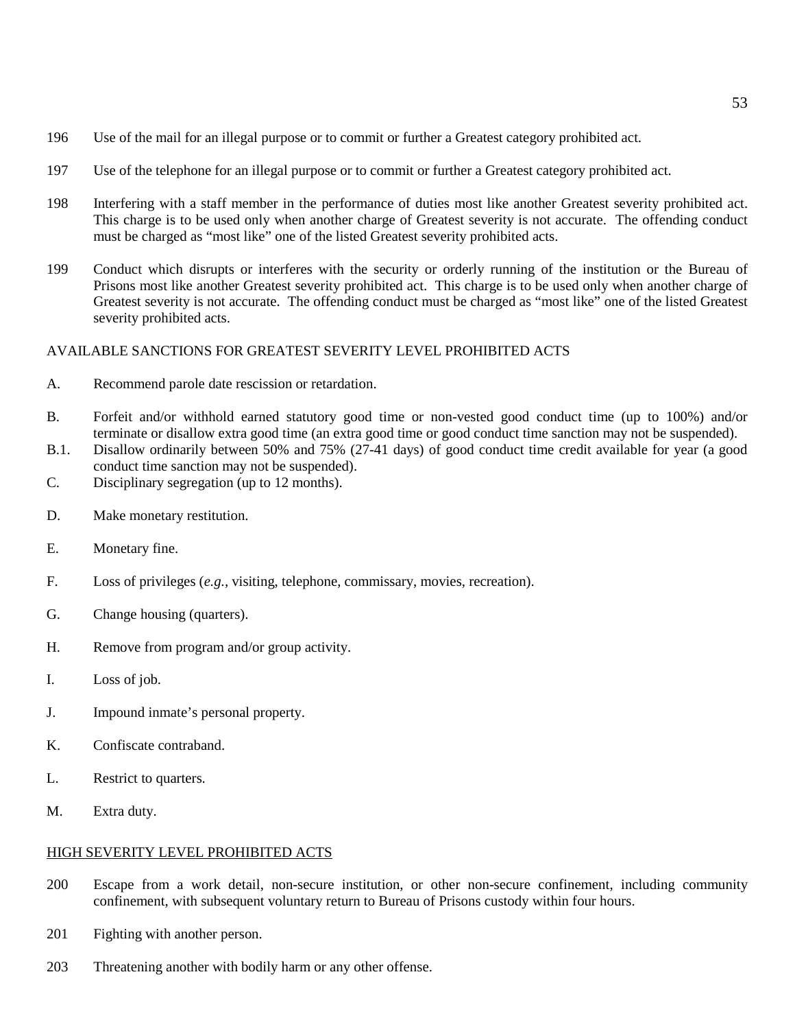196 Use of the mail for an illegal purpose or to commit or further a Greatest category prohibited act.

197 Use of the telephone for an illegal purpose or to commit or further a Greatest category prohibited act.

198 Interfering with a staff member in the performance of duties most like another Greatest severity prohibited act. This charge is to be used only when another charge of Greatest severity is not accurate. The offending conduct must be charged as "most like" one of the listed Greatest severity prohibited acts.

199 Conduct which disrupts or interferes with the security or orderly running of the institution or the Bureau of Prisons most like another Greatest severity prohibited act. This charge is to be used only when another charge of Greatest severity is not accurate. The offending conduct must be charged as "most like" one of the listed Greatest severity prohibited acts.

AVAILABLE SANCTIONS FOR GREATEST SEVERITY LEVEL PROHIBITED ACTS

A. Recommend parole date rescission or retardation.

B. Forfeit and/or withhold earned statutory good time or non-vested good conduct time (up to 100%) and/or terminate or disallow extra good time (an extra good time or good conduct time sanction may not be suspended).

B.1. Disallow ordinarily between 50% and 75% (27-41 days) of good conduct time credit available for year (a good conduct time sanction may not be suspended).

C. Disciplinary segregation (up to 12 months).

D. Make monetary restitution.

E. Monetary fine.

F. Loss of privileges (*e.g.*, visiting, telephone, commissary, movies, recreation).

G. Change housing (quarters).

H. Remove from program and/or group activity.

I. Loss of job.

J. Impound inmate's personal property.

K. Confiscate contraband.

L. Restrict to quarters.

M. Extra duty.

<u>HIGH SEVERITY LEVEL PROHIBITED ACTS</u>

200 Escape from a work detail, non-secure institution, or other non-secure confinement, including community confinement, with subsequent voluntary return to Bureau of Prisons custody within four hours.

201 Fighting with another person.

203 Threatening another with bodily harm or any other offense.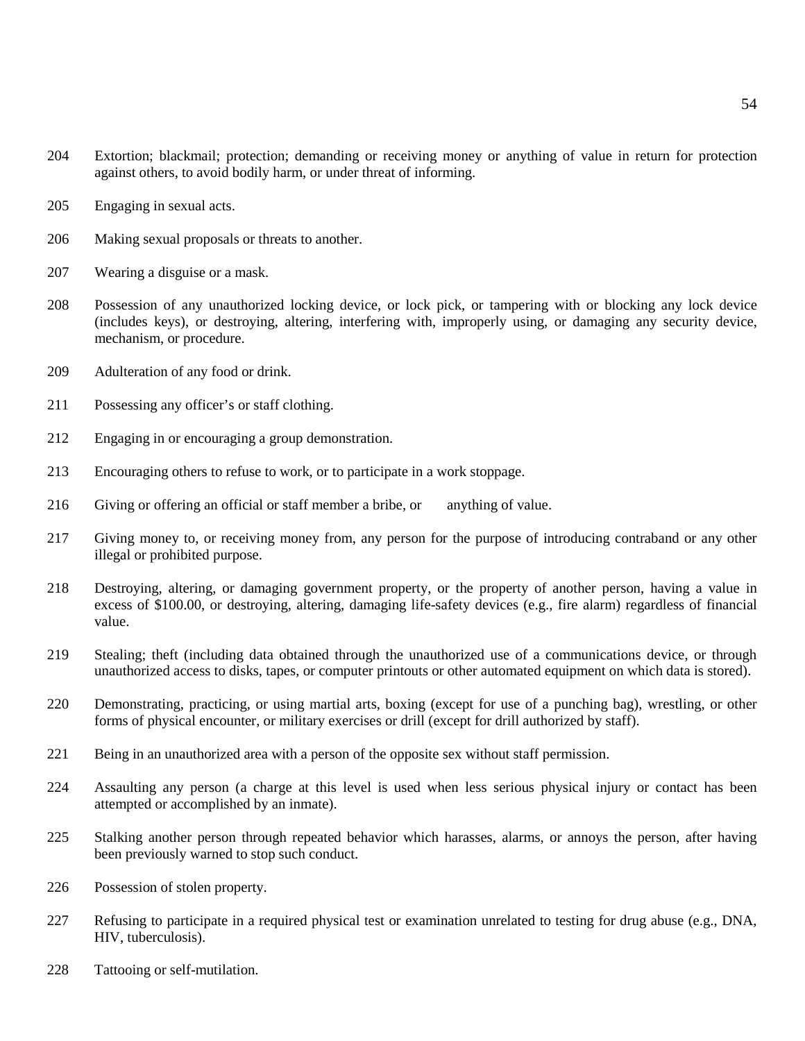204 Extortion; blackmail; protection; demanding or receiving money or anything of value in return for protection against others, to avoid bodily harm, or under threat of informing.

205 Engaging in sexual acts.

206 Making sexual proposals or threats to another.

207 Wearing a disguise or a mask.

208 Possession of any unauthorized locking device, or lock pick, or tampering with or blocking any lock device (includes keys), or destroying, altering, interfering with, improperly using, or damaging any security device, mechanism, or procedure.

209 Adulteration of any food or drink.

211 Possessing any officer's or staff clothing.

212 Engaging in or encouraging a group demonstration.

213 Encouraging others to refuse to work, or to participate in a work stoppage.

216 Giving or offering an official or staff member a bribe, or anything of value.

217 Giving money to, or receiving money from, any person for the purpose of introducing contraband or any other illegal or prohibited purpose.

218 Destroying, altering, or damaging government property, or the property of another person, having a value in excess of $100.00, or destroying, altering, damaging life-safety devices (e.g., fire alarm) regardless of financial value.

219 Stealing; theft (including data obtained through the unauthorized use of a communications device, or through unauthorized access to disks, tapes, or computer printouts or other automated equipment on which data is stored).

220 Demonstrating, practicing, or using martial arts, boxing (except for use of a punching bag), wrestling, or other forms of physical encounter, or military exercises or drill (except for drill authorized by staff).

221 Being in an unauthorized area with a person of the opposite sex without staff permission.

224 Assaulting any person (a charge at this level is used when less serious physical injury or contact has been attempted or accomplished by an inmate).

225 Stalking another person through repeated behavior which harasses, alarms, or annoys the person, after having been previously warned to stop such conduct.

226 Possession of stolen property.

227 Refusing to participate in a required physical test or examination unrelated to testing for drug abuse (e.g., DNA, HIV, tuberculosis).

228 Tattooing or self-mutilation.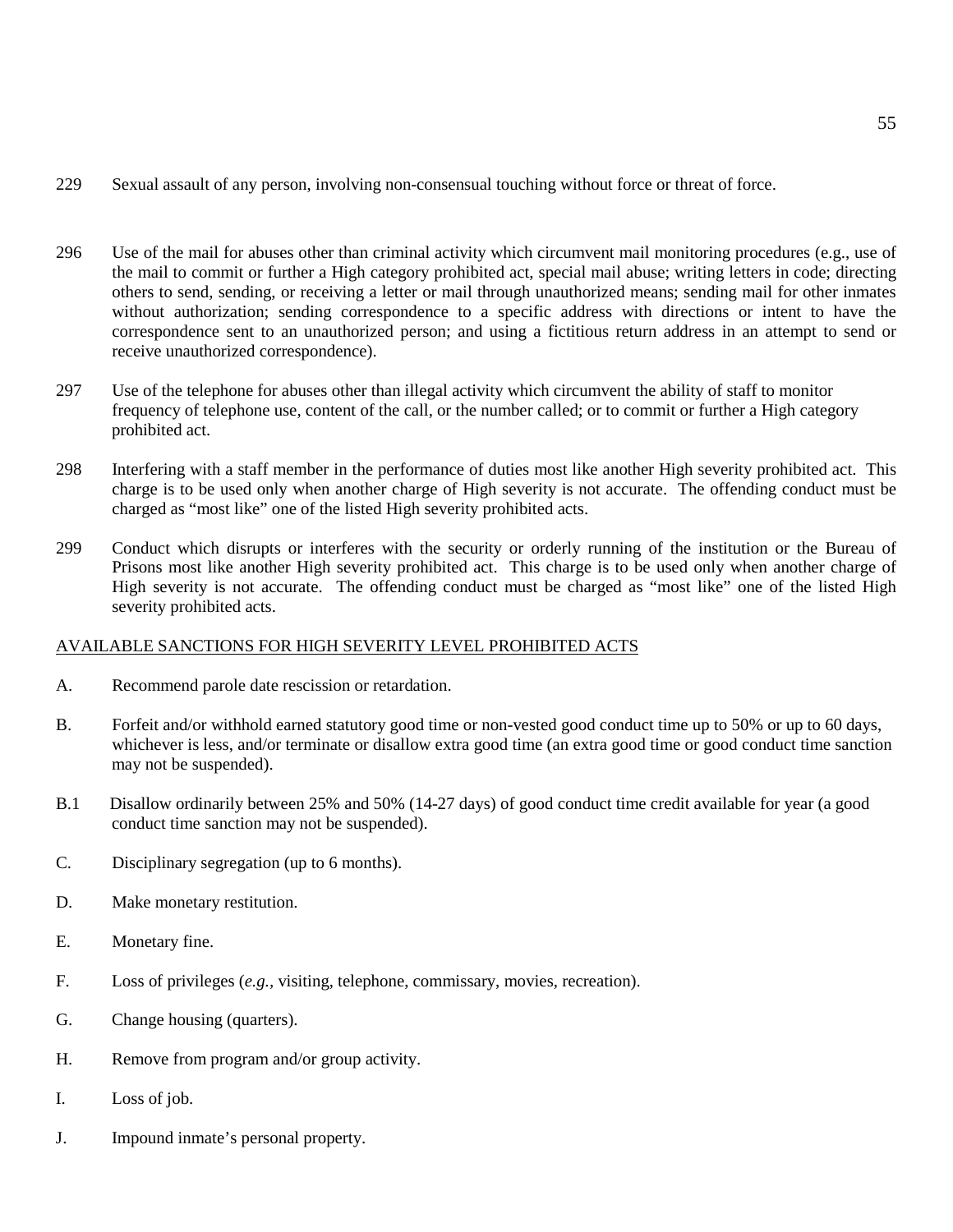229 Sexual assault of any person, involving non-consensual touching without force or threat of force.

296 Use of the mail for abuses other than criminal activity which circumvent mail monitoring procedures (e.g., use of the mail to commit or further a High category prohibited act, special mail abuse; writing letters in code; directing others to send, sending, or receiving a letter or mail through unauthorized means; sending mail for other inmates without authorization; sending correspondence to a specific address with directions or intent to have the correspondence sent to an unauthorized person; and using a fictitious return address in an attempt to send or receive unauthorized correspondence).

297 Use of the telephone for abuses other than illegal activity which circumvent the ability of staff to monitor frequency of telephone use, content of the call, or the number called; or to commit or further a High category prohibited act.

298 Interfering with a staff member in the performance of duties most like another High severity prohibited act. This charge is to be used only when another charge of High severity is not accurate. The offending conduct must be charged as "most like" one of the listed High severity prohibited acts.

299 Conduct which disrupts or interferes with the security or orderly running of the institution or the Bureau of Prisons most like another High severity prohibited act. This charge is to be used only when another charge of High severity is not accurate. The offending conduct must be charged as "most like" one of the listed High severity prohibited acts.

AVAILABLE SANCTIONS FOR HIGH SEVERITY LEVEL PROHIBITED ACTS

A. Recommend parole date rescission or retardation.

B. Forfeit and/or withhold earned statutory good time or non-vested good conduct time up to 50% or up to 60 days, whichever is less, and/or terminate or disallow extra good time (an extra good time or good conduct time sanction may not be suspended).

B.1 Disallow ordinarily between 25% and 50% (14-27 days) of good conduct time credit available for year (a good conduct time sanction may not be suspended).

C. Disciplinary segregation (up to 6 months).

D. Make monetary restitution.

E. Monetary fine.

F. Loss of privileges (*e.g.*, visiting, telephone, commissary, movies, recreation).

G. Change housing (quarters).

H. Remove from program and/or group activity.

I. Loss of job.

J. Impound inmate's personal property.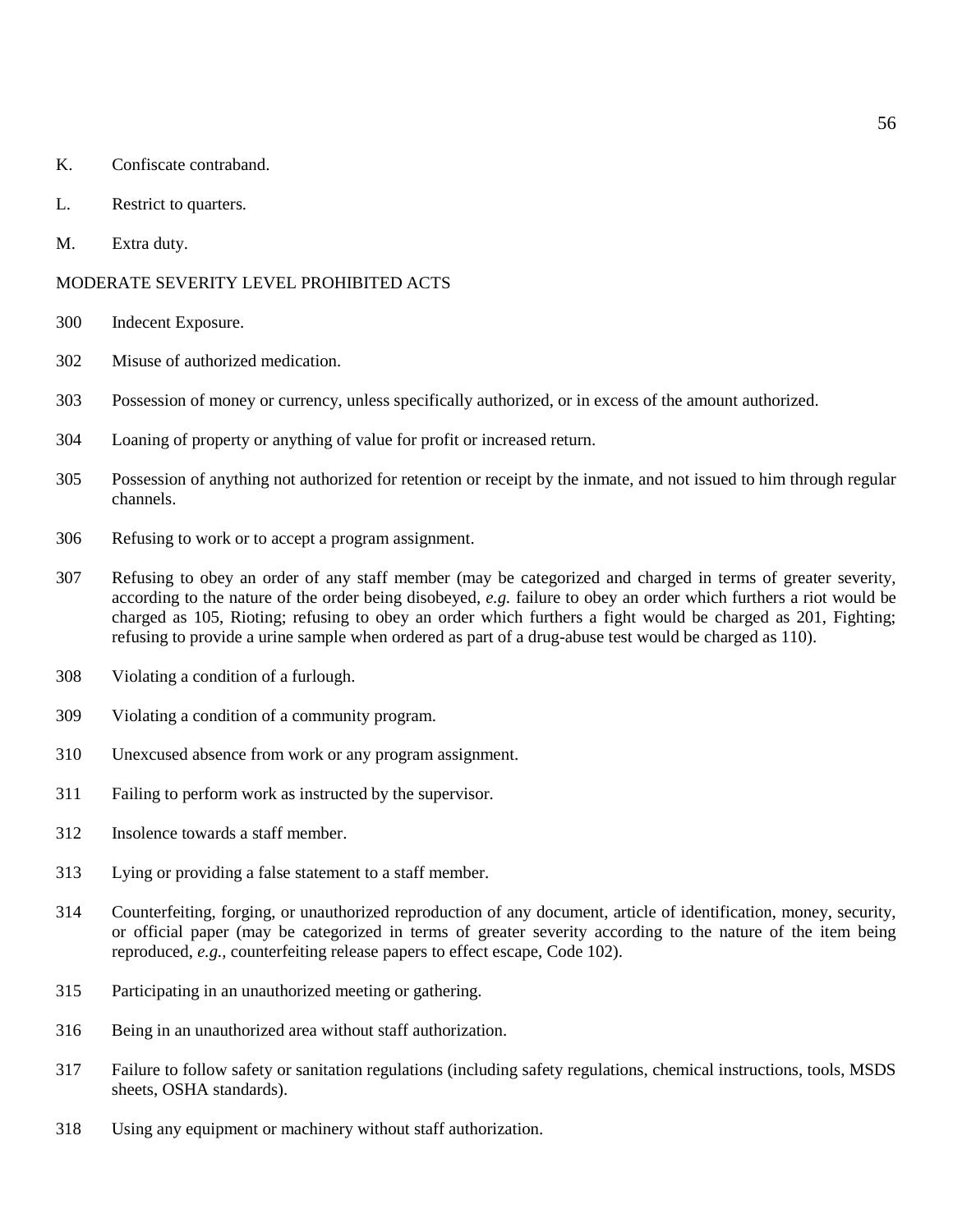K. Confiscate contraband.

L. Restrict to quarters.

M. Extra duty.

MODERATE SEVERITY LEVEL PROHIBITED ACTS

300 Indecent Exposure.

302 Misuse of authorized medication.

303 Possession of money or currency, unless specifically authorized, or in excess of the amount authorized.

304 Loaning of property or anything of value for profit or increased return.

305 Possession of anything not authorized for retention or receipt by the inmate, and not issued to him through regular channels.

306 Refusing to work or to accept a program assignment.

307 Refusing to obey an order of any staff member (may be categorized and charged in terms of greater severity, according to the nature of the order being disobeyed, *e.g.* failure to obey an order which furthers a riot would be charged as 105, Rioting; refusing to obey an order which furthers a fight would be charged as 201, Fighting; refusing to provide a urine sample when ordered as part of a drug-abuse test would be charged as 110).

308 Violating a condition of a furlough.

309 Violating a condition of a community program.

310 Unexcused absence from work or any program assignment.

311 Failing to perform work as instructed by the supervisor.

312 Insolence towards a staff member.

313 Lying or providing a false statement to a staff member.

314 Counterfeiting, forging, or unauthorized reproduction of any document, article of identification, money, security, or official paper (may be categorized in terms of greater severity according to the nature of the item being reproduced, *e.g.,* counterfeiting release papers to effect escape, Code 102).

315 Participating in an unauthorized meeting or gathering.

316 Being in an unauthorized area without staff authorization.

317 Failure to follow safety or sanitation regulations (including safety regulations, chemical instructions, tools, MSDS sheets, OSHA standards).

318 Using any equipment or machinery without staff authorization.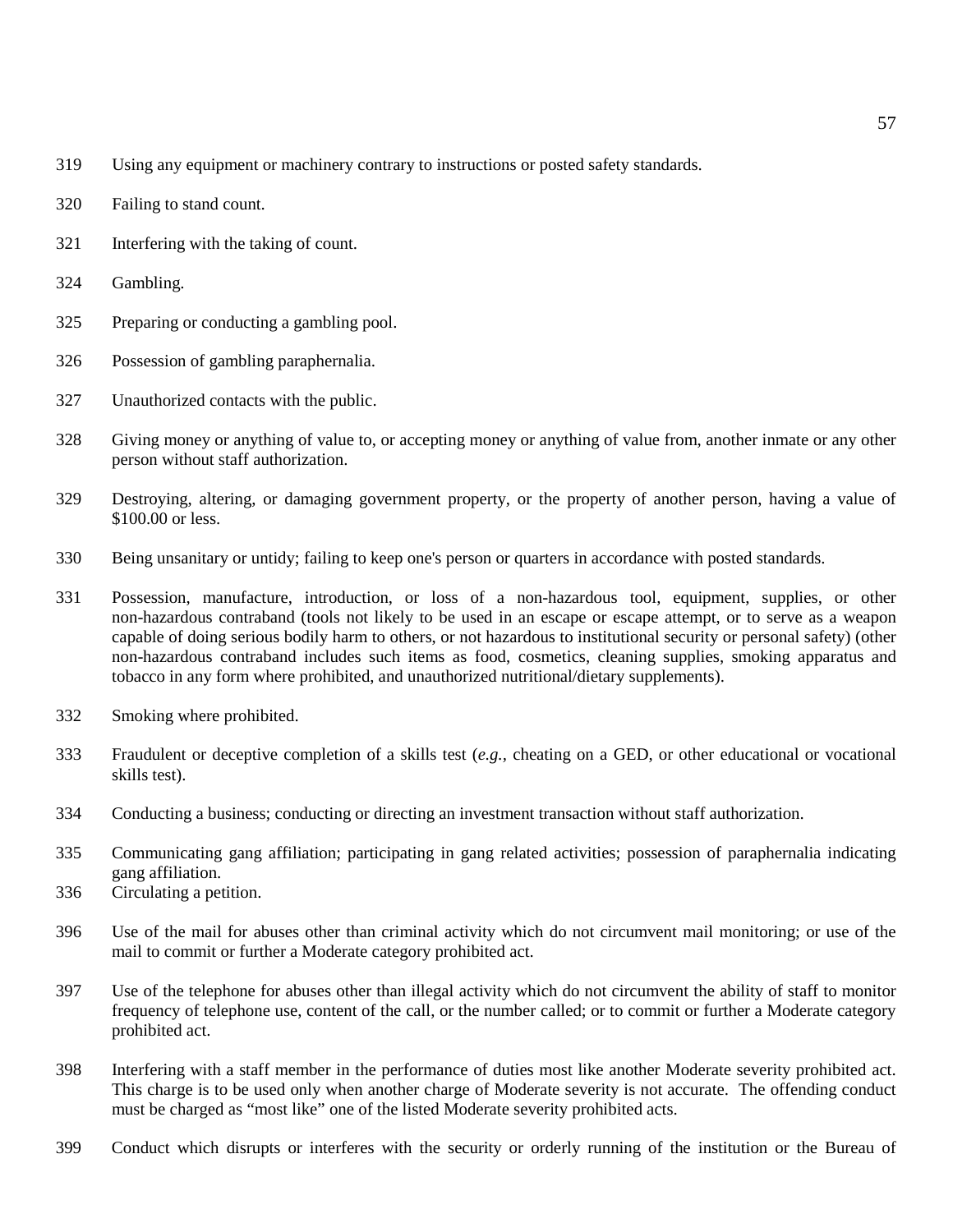319 Using any equipment or machinery contrary to instructions or posted safety standards.

320 Failing to stand count.

321 Interfering with the taking of count.

324 Gambling.

325 Preparing or conducting a gambling pool.

326 Possession of gambling paraphernalia.

327 Unauthorized contacts with the public.

328 Giving money or anything of value to, or accepting money or anything of value from, another inmate or any other person without staff authorization.

329 Destroying, altering, or damaging government property, or the property of another person, having a value of $100.00 or less.

330 Being unsanitary or untidy; failing to keep one's person or quarters in accordance with posted standards.

331 Possession, manufacture, introduction, or loss of a non-hazardous tool, equipment, supplies, or other non-hazardous contraband (tools not likely to be used in an escape or escape attempt, or to serve as a weapon capable of doing serious bodily harm to others, or not hazardous to institutional security or personal safety) (other non-hazardous contraband includes such items as food, cosmetics, cleaning supplies, smoking apparatus and tobacco in any form where prohibited, and unauthorized nutritional/dietary supplements).

332 Smoking where prohibited.

333 Fraudulent or deceptive completion of a skills test (*e.g.*, cheating on a GED, or other educational or vocational skills test).

334 Conducting a business; conducting or directing an investment transaction without staff authorization.

335 Communicating gang affiliation; participating in gang related activities; possession of paraphernalia indicating gang affiliation.

336 Circulating a petition.

396 Use of the mail for abuses other than criminal activity which do not circumvent mail monitoring; or use of the mail to commit or further a Moderate category prohibited act.

397 Use of the telephone for abuses other than illegal activity which do not circumvent the ability of staff to monitor frequency of telephone use, content of the call, or the number called; or to commit or further a Moderate category prohibited act.

398 Interfering with a staff member in the performance of duties most like another Moderate severity prohibited act. This charge is to be used only when another charge of Moderate severity is not accurate. The offending conduct must be charged as "most like" one of the listed Moderate severity prohibited acts.

399 Conduct which disrupts or interferes with the security or orderly running of the institution or the Bureau of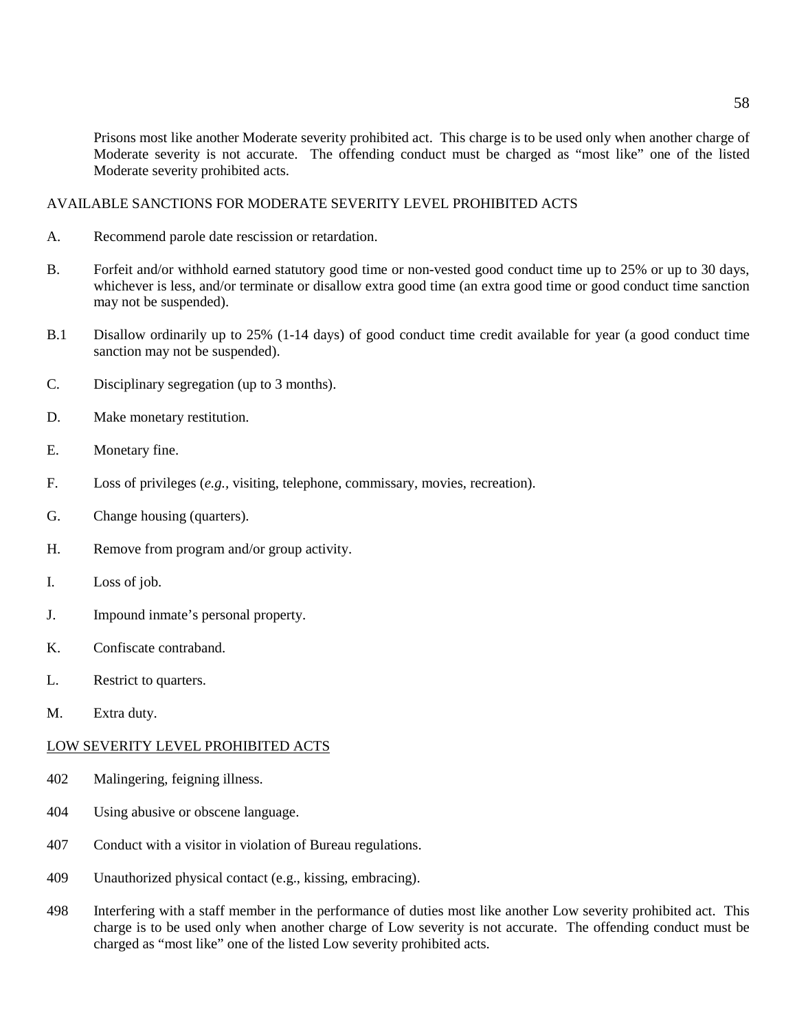Prisons most like another Moderate severity prohibited act. This charge is to be used only when another charge of Moderate severity is not accurate. The offending conduct must be charged as "most like" one of the listed Moderate severity prohibited acts.

AVAILABLE SANCTIONS FOR MODERATE SEVERITY LEVEL PROHIBITED ACTS

A. Recommend parole date rescission or retardation.

B. Forfeit and/or withhold earned statutory good time or non-vested good conduct time up to 25% or up to 30 days, whichever is less, and/or terminate or disallow extra good time (an extra good time or good conduct time sanction may not be suspended).

B.1 Disallow ordinarily up to 25% (1-14 days) of good conduct time credit available for year (a good conduct time sanction may not be suspended).

C. Disciplinary segregation (up to 3 months).

D. Make monetary restitution.

E. Monetary fine.

F. Loss of privileges (*e.g.*, visiting, telephone, commissary, movies, recreation).

G. Change housing (quarters).

H. Remove from program and/or group activity.

I. Loss of job.

J. Impound inmate's personal property.

K. Confiscate contraband.

L. Restrict to quarters.

M. Extra duty.

<u>LOW SEVERITY LEVEL PROHIBITED ACTS</u>

402 Malingering, feigning illness.

404 Using abusive or obscene language.

407 Conduct with a visitor in violation of Bureau regulations.

409 Unauthorized physical contact (e.g., kissing, embracing).

498 Interfering with a staff member in the performance of duties most like another Low severity prohibited act. This charge is to be used only when another charge of Low severity is not accurate. The offending conduct must be charged as "most like" one of the listed Low severity prohibited acts.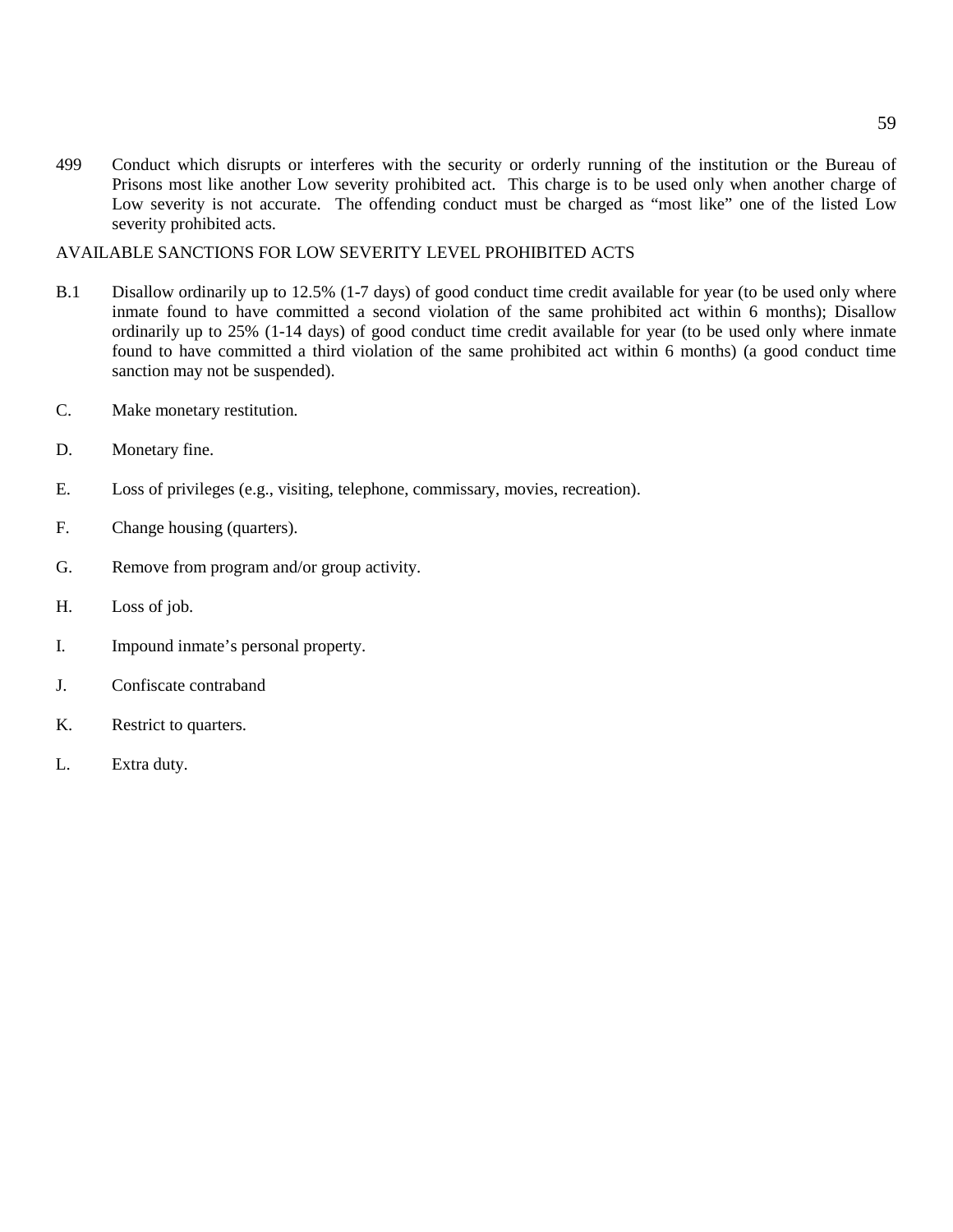499 Conduct which disrupts or interferes with the security or orderly running of the institution or the Bureau of Prisons most like another Low severity prohibited act. This charge is to be used only when another charge of Low severity is not accurate. The offending conduct must be charged as "most like" one of the listed Low severity prohibited acts.

AVAILABLE SANCTIONS FOR LOW SEVERITY LEVEL PROHIBITED ACTS

B.1 Disallow ordinarily up to 12.5% (1-7 days) of good conduct time credit available for year (to be used only where inmate found to have committed a second violation of the same prohibited act within 6 months); Disallow ordinarily up to 25% (1-14 days) of good conduct time credit available for year (to be used only where inmate found to have committed a third violation of the same prohibited act within 6 months) (a good conduct time sanction may not be suspended).

C. Make monetary restitution.

D. Monetary fine.

E. Loss of privileges (e.g., visiting, telephone, commissary, movies, recreation).

F. Change housing (quarters).

G. Remove from program and/or group activity.

H. Loss of job.

I. Impound inmate's personal property.

J. Confiscate contraband

K. Restrict to quarters.

L. Extra duty.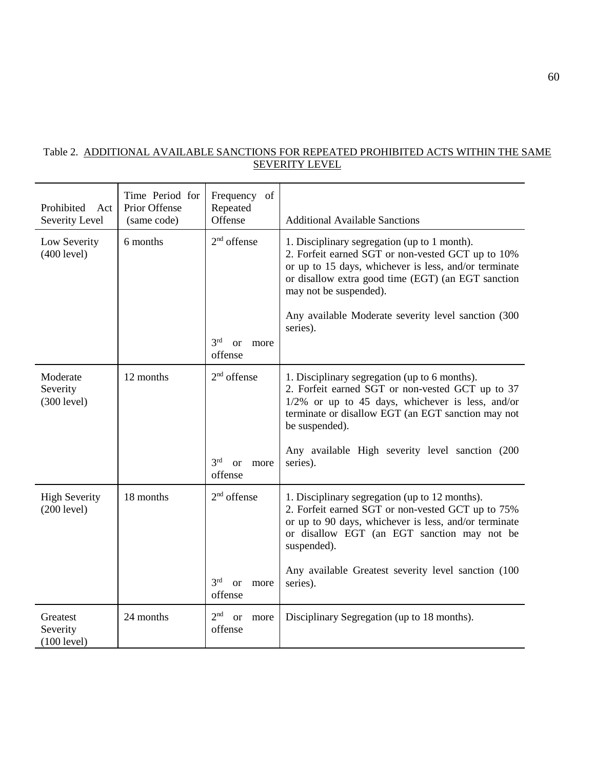Table 2. ADDITIONAL AVAILABLE SANCTIONS FOR REPEATED PROHIBITED ACTS WITHIN THE SAME SEVERITY LEVEL

| Prohibited Act Severity Level | Time Period for Prior Offense (same code) | Frequency of Repeated Offense | Additional Available Sanctions |
|---|---|---|---|
| Low Severity (400 level) | 6 months | 2nd offense | 1. Disciplinary segregation (up to 1 month).<br>2. Forfeit earned SGT or non-vested GCT up to 10% or up to 15 days, whichever is less, and/or terminate or disallow extra good time (EGT) (an EGT sanction may not be suspended). |
| | | 3rd or more offense | Any available Moderate severity level sanction (300 series). |
| Moderate Severity (300 level) | 12 months | 2nd offense | 1. Disciplinary segregation (up to 6 months).<br>2. Forfeit earned SGT or non-vested GCT up to 37 1/2% or up to 45 days, whichever is less, and/or terminate or disallow EGT (an EGT sanction may not be suspended). |
| | | 3rd or more offense | Any available High severity level sanction (200 series). |
| High Severity (200 level) | 18 months | 2nd offense | 1. Disciplinary segregation (up to 12 months).<br>2. Forfeit earned SGT or non-vested GCT up to 75% or up to 90 days, whichever is less, and/or terminate or disallow EGT (an EGT sanction may not be suspended). |
| | | 3rd or more offense | Any available Greatest severity level sanction (100 series). |
| Greatest Severity (100 level) | 24 months | 2nd or more offense | Disciplinary Segregation (up to 18 months). |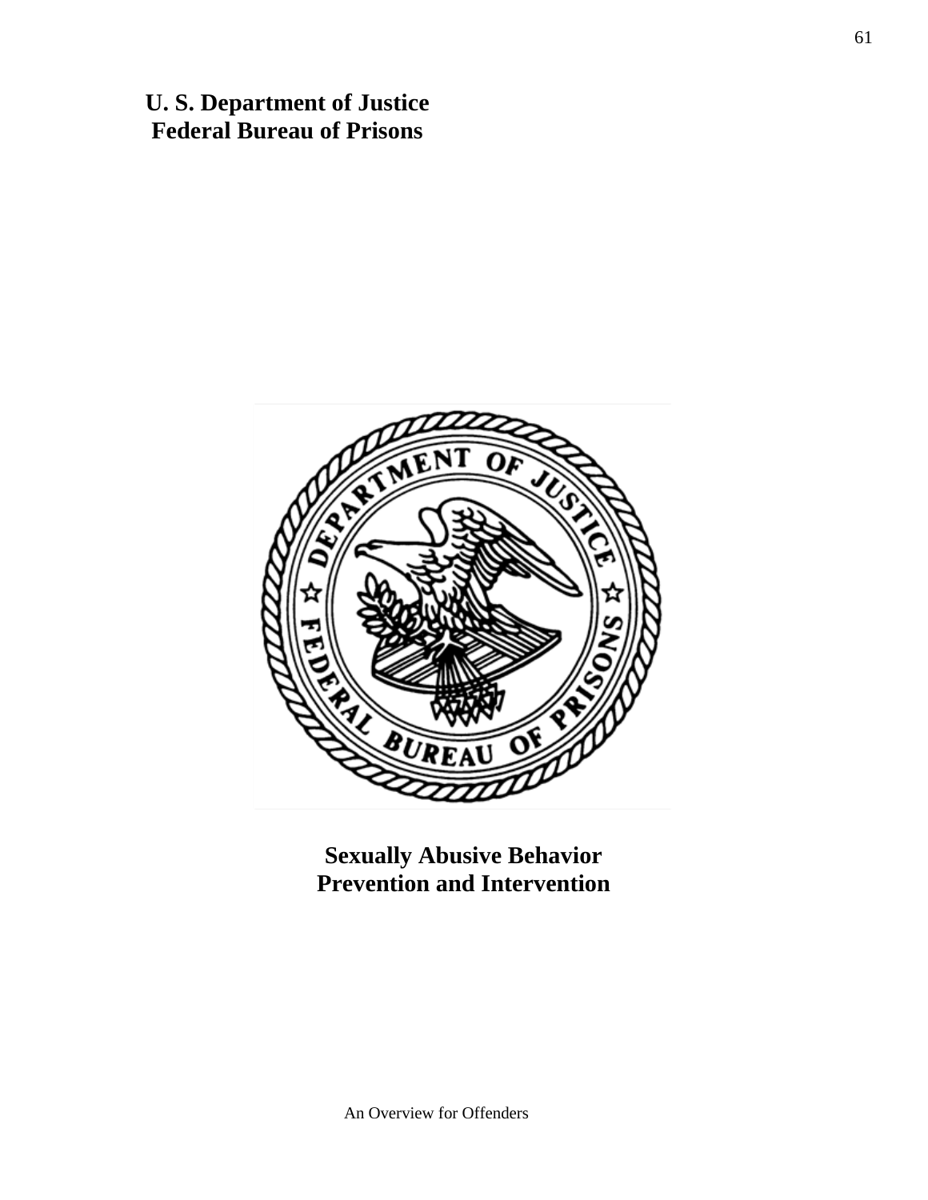**U. S. Department of Justice**
**Federal Bureau of Prisons**

# Sexually Abusive Behavior Prevention and Intervention

An Overview for Offenders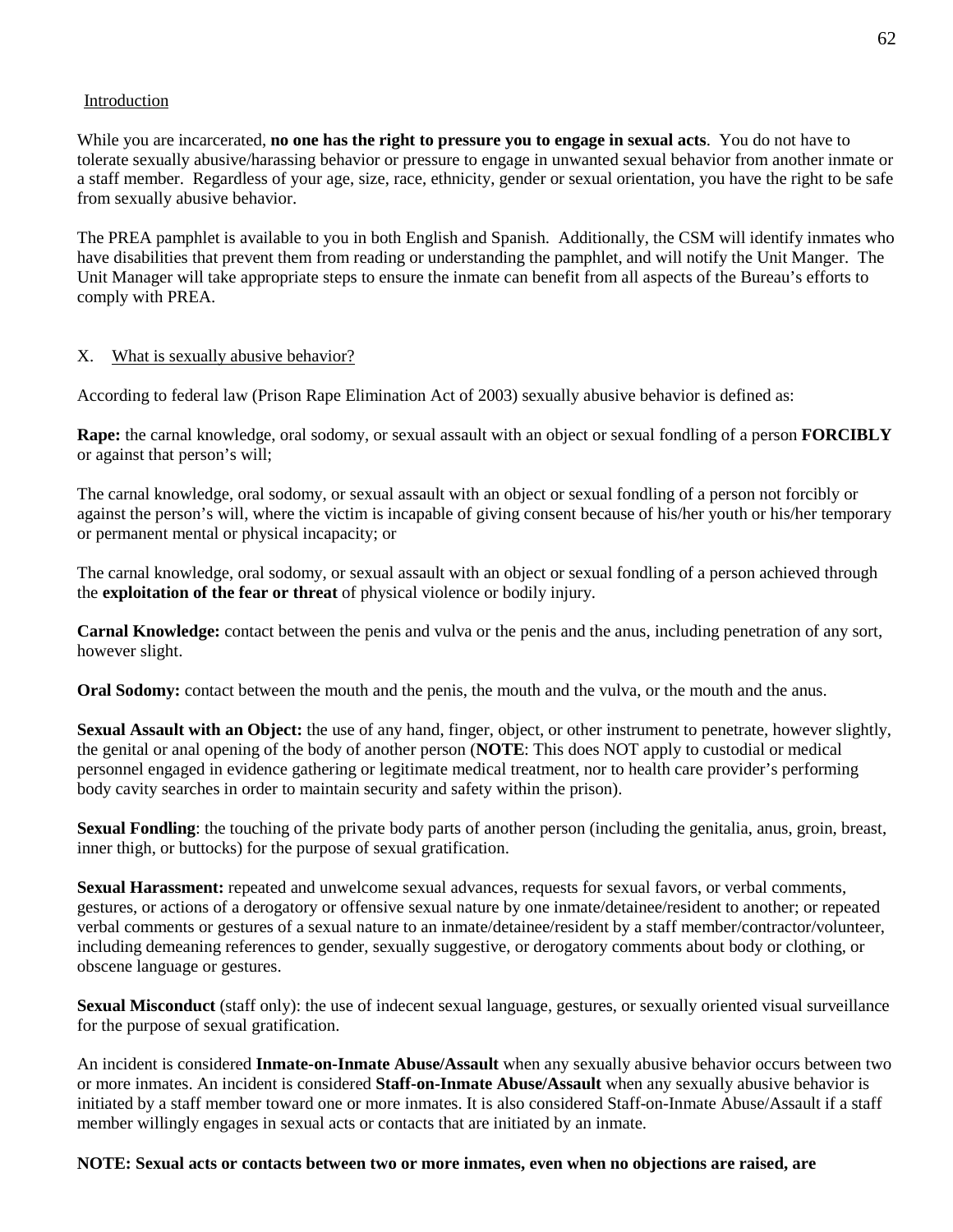Introduction

While you are incarcerated, **no one has the right to pressure you to engage in sexual acts**. You do not have to tolerate sexually abusive/harassing behavior or pressure to engage in unwanted sexual behavior from another inmate or a staff member. Regardless of your age, size, race, ethnicity, gender or sexual orientation, you have the right to be safe from sexually abusive behavior.

The PREA pamphlet is available to you in both English and Spanish. Additionally, the CSM will identify inmates who have disabilities that prevent them from reading or understanding the pamphlet, and will notify the Unit Manger. The Unit Manager will take appropriate steps to ensure the inmate can benefit from all aspects of the Bureau's efforts to comply with PREA.

X. What is sexually abusive behavior?

According to federal law (Prison Rape Elimination Act of 2003) sexually abusive behavior is defined as:

**Rape:** the carnal knowledge, oral sodomy, or sexual assault with an object or sexual fondling of a person **FORCIBLY** or against that person's will;

The carnal knowledge, oral sodomy, or sexual assault with an object or sexual fondling of a person not forcibly or against the person's will, where the victim is incapable of giving consent because of his/her youth or his/her temporary or permanent mental or physical incapacity; or

The carnal knowledge, oral sodomy, or sexual assault with an object or sexual fondling of a person achieved through the **exploitation of the fear or threat** of physical violence or bodily injury.

**Carnal Knowledge:** contact between the penis and vulva or the penis and the anus, including penetration of any sort, however slight.

**Oral Sodomy:** contact between the mouth and the penis, the mouth and the vulva, or the mouth and the anus.

**Sexual Assault with an Object:** the use of any hand, finger, object, or other instrument to penetrate, however slightly, the genital or anal opening of the body of another person (**NOTE**: This does NOT apply to custodial or medical personnel engaged in evidence gathering or legitimate medical treatment, nor to health care provider's performing body cavity searches in order to maintain security and safety within the prison).

**Sexual Fondling**: the touching of the private body parts of another person (including the genitalia, anus, groin, breast, inner thigh, or buttocks) for the purpose of sexual gratification.

**Sexual Harassment:** repeated and unwelcome sexual advances, requests for sexual favors, or verbal comments, gestures, or actions of a derogatory or offensive sexual nature by one inmate/detainee/resident to another; or repeated verbal comments or gestures of a sexual nature to an inmate/detainee/resident by a staff member/contractor/volunteer, including demeaning references to gender, sexually suggestive, or derogatory comments about body or clothing, or obscene language or gestures.

**Sexual Misconduct** (staff only): the use of indecent sexual language, gestures, or sexually oriented visual surveillance for the purpose of sexual gratification.

An incident is considered **Inmate-on-Inmate Abuse/Assault** when any sexually abusive behavior occurs between two or more inmates. An incident is considered **Staff-on-Inmate Abuse/Assault** when any sexually abusive behavior is initiated by a staff member toward one or more inmates. It is also considered Staff-on-Inmate Abuse/Assault if a staff member willingly engages in sexual acts or contacts that are initiated by an inmate.

**NOTE: Sexual acts or contacts between two or more inmates, even when no objections are raised, are**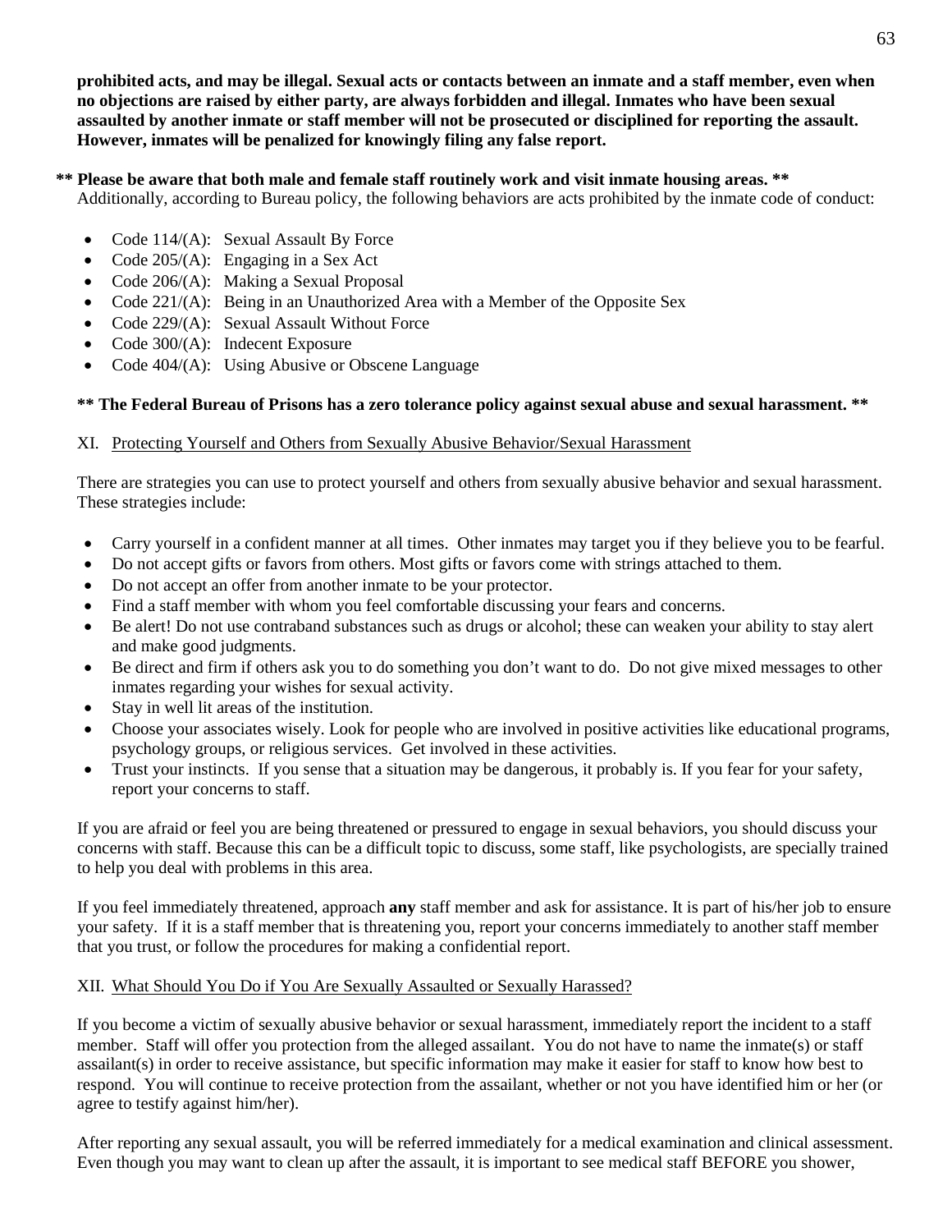**prohibited acts, and may be illegal. Sexual acts or contacts between an inmate and a staff member, even when no objections are raised by either party, are always forbidden and illegal. Inmates who have been sexual assaulted by another inmate or staff member will not be prosecuted or disciplined for reporting the assault. However, inmates will be penalized for knowingly filing any false report.**

**** Please be aware that both male and female staff routinely work and visit inmate housing areas. ****
Additionally, according to Bureau policy, the following behaviors are acts prohibited by the inmate code of conduct:

- Code 114/(A): Sexual Assault By Force
- Code 205/(A): Engaging in a Sex Act
- Code 206/(A): Making a Sexual Proposal
- Code 221/(A): Being in an Unauthorized Area with a Member of the Opposite Sex
- Code 229/(A): Sexual Assault Without Force
- Code 300/(A): Indecent Exposure
- Code 404/(A): Using Abusive or Obscene Language

**** The Federal Bureau of Prisons has a zero tolerance policy against sexual abuse and sexual harassment. ****

## XI. Protecting Yourself and Others from Sexually Abusive Behavior/Sexual Harassment

There are strategies you can use to protect yourself and others from sexually abusive behavior and sexual harassment. These strategies include:

- Carry yourself in a confident manner at all times. Other inmates may target you if they believe you to be fearful.
- Do not accept gifts or favors from others. Most gifts or favors come with strings attached to them.
- Do not accept an offer from another inmate to be your protector.
- Find a staff member with whom you feel comfortable discussing your fears and concerns.
- Be alert! Do not use contraband substances such as drugs or alcohol; these can weaken your ability to stay alert and make good judgments.
- Be direct and firm if others ask you to do something you don't want to do. Do not give mixed messages to other inmates regarding your wishes for sexual activity.
- Stay in well lit areas of the institution.
- Choose your associates wisely. Look for people who are involved in positive activities like educational programs, psychology groups, or religious services. Get involved in these activities.
- Trust your instincts. If you sense that a situation may be dangerous, it probably is. If you fear for your safety, report your concerns to staff.

If you are afraid or feel you are being threatened or pressured to engage in sexual behaviors, you should discuss your concerns with staff. Because this can be a difficult topic to discuss, some staff, like psychologists, are specially trained to help you deal with problems in this area.

If you feel immediately threatened, approach **any** staff member and ask for assistance. It is part of his/her job to ensure your safety. If it is a staff member that is threatening you, report your concerns immediately to another staff member that you trust, or follow the procedures for making a confidential report.

## XII. What Should You Do if You Are Sexually Assaulted or Sexually Harassed?

If you become a victim of sexually abusive behavior or sexual harassment, immediately report the incident to a staff member. Staff will offer you protection from the alleged assailant. You do not have to name the inmate(s) or staff assailant(s) in order to receive assistance, but specific information may make it easier for staff to know how best to respond. You will continue to receive protection from the assailant, whether or not you have identified him or her (or agree to testify against him/her).

After reporting any sexual assault, you will be referred immediately for a medical examination and clinical assessment. Even though you may want to clean up after the assault, it is important to see medical staff BEFORE you shower,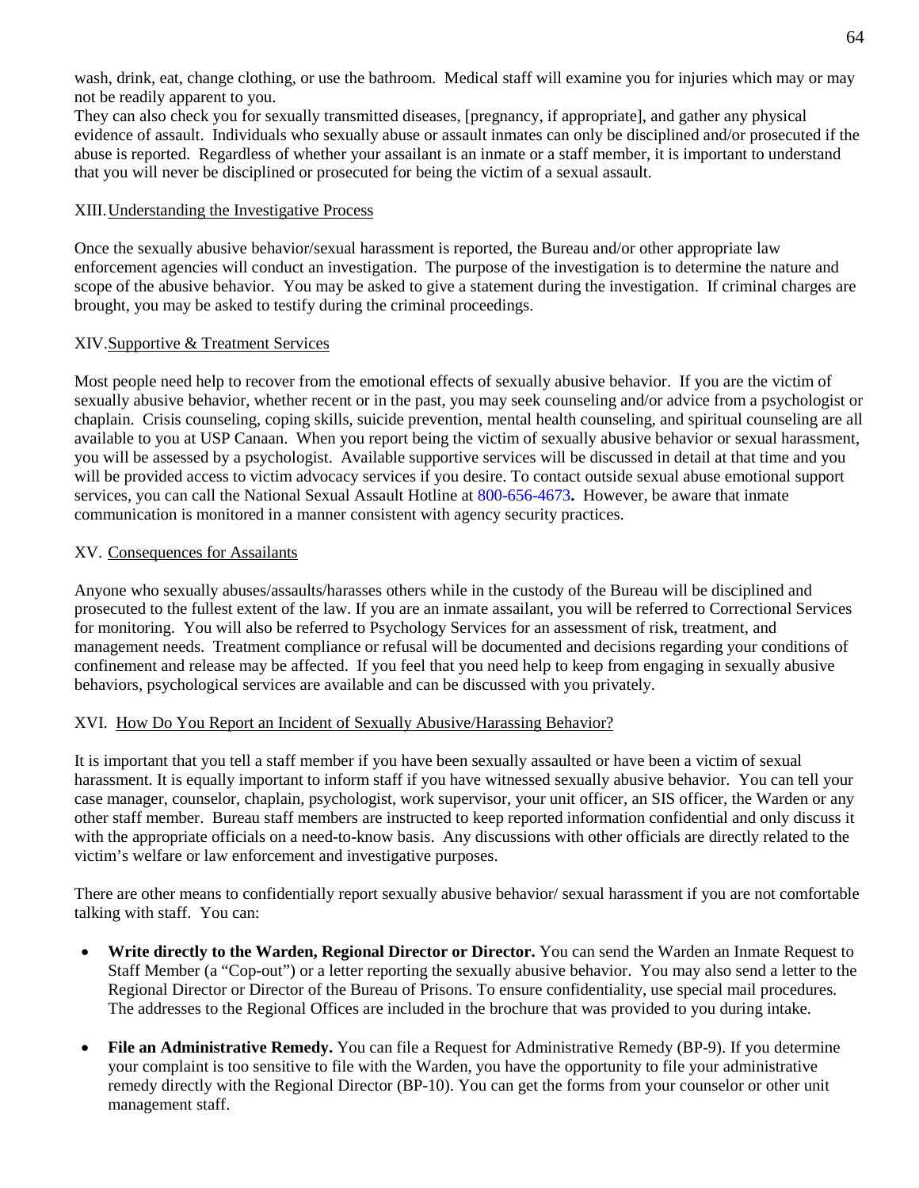wash, drink, eat, change clothing, or use the bathroom. Medical staff will examine you for injuries which may or may not be readily apparent to you.
They can also check you for sexually transmitted diseases, [pregnancy, if appropriate], and gather any physical evidence of assault. Individuals who sexually abuse or assault inmates can only be disciplined and/or prosecuted if the abuse is reported. Regardless of whether your assailant is an inmate or a staff member, it is important to understand that you will never be disciplined or prosecuted for being the victim of a sexual assault.

### XIII. Understanding the Investigative Process

Once the sexually abusive behavior/sexual harassment is reported, the Bureau and/or other appropriate law enforcement agencies will conduct an investigation. The purpose of the investigation is to determine the nature and scope of the abusive behavior. You may be asked to give a statement during the investigation. If criminal charges are brought, you may be asked to testify during the criminal proceedings.

### XIV. Supportive & Treatment Services

Most people need help to recover from the emotional effects of sexually abusive behavior. If you are the victim of sexually abusive behavior, whether recent or in the past, you may seek counseling and/or advice from a psychologist or chaplain. Crisis counseling, coping skills, suicide prevention, mental health counseling, and spiritual counseling are all available to you at USP Canaan. When you report being the victim of sexually abusive behavior or sexual harassment, you will be assessed by a psychologist. Available supportive services will be discussed in detail at that time and you will be provided access to victim advocacy services if you desire. To contact outside sexual abuse emotional support services, you can call the National Sexual Assault Hotline at 800-656-4673**.** However, be aware that inmate communication is monitored in a manner consistent with agency security practices.

### XV. Consequences for Assailants

Anyone who sexually abuses/assaults/harasses others while in the custody of the Bureau will be disciplined and prosecuted to the fullest extent of the law. If you are an inmate assailant, you will be referred to Correctional Services for monitoring. You will also be referred to Psychology Services for an assessment of risk, treatment, and management needs. Treatment compliance or refusal will be documented and decisions regarding your conditions of confinement and release may be affected. If you feel that you need help to keep from engaging in sexually abusive behaviors, psychological services are available and can be discussed with you privately.

### XVI. How Do You Report an Incident of Sexually Abusive/Harassing Behavior?

It is important that you tell a staff member if you have been sexually assaulted or have been a victim of sexual harassment. It is equally important to inform staff if you have witnessed sexually abusive behavior. You can tell your case manager, counselor, chaplain, psychologist, work supervisor, your unit officer, an SIS officer, the Warden or any other staff member. Bureau staff members are instructed to keep reported information confidential and only discuss it with the appropriate officials on a need-to-know basis. Any discussions with other officials are directly related to the victim's welfare or law enforcement and investigative purposes.

There are other means to confidentially report sexually abusive behavior/ sexual harassment if you are not comfortable talking with staff. You can:

- **Write directly to the Warden, Regional Director or Director.** You can send the Warden an Inmate Request to Staff Member (a "Cop-out") or a letter reporting the sexually abusive behavior. You may also send a letter to the Regional Director or Director of the Bureau of Prisons. To ensure confidentiality, use special mail procedures. The addresses to the Regional Offices are included in the brochure that was provided to you during intake.

- **File an Administrative Remedy.** You can file a Request for Administrative Remedy (BP-9). If you determine your complaint is too sensitive to file with the Warden, you have the opportunity to file your administrative remedy directly with the Regional Director (BP-10). You can get the forms from your counselor or other unit management staff.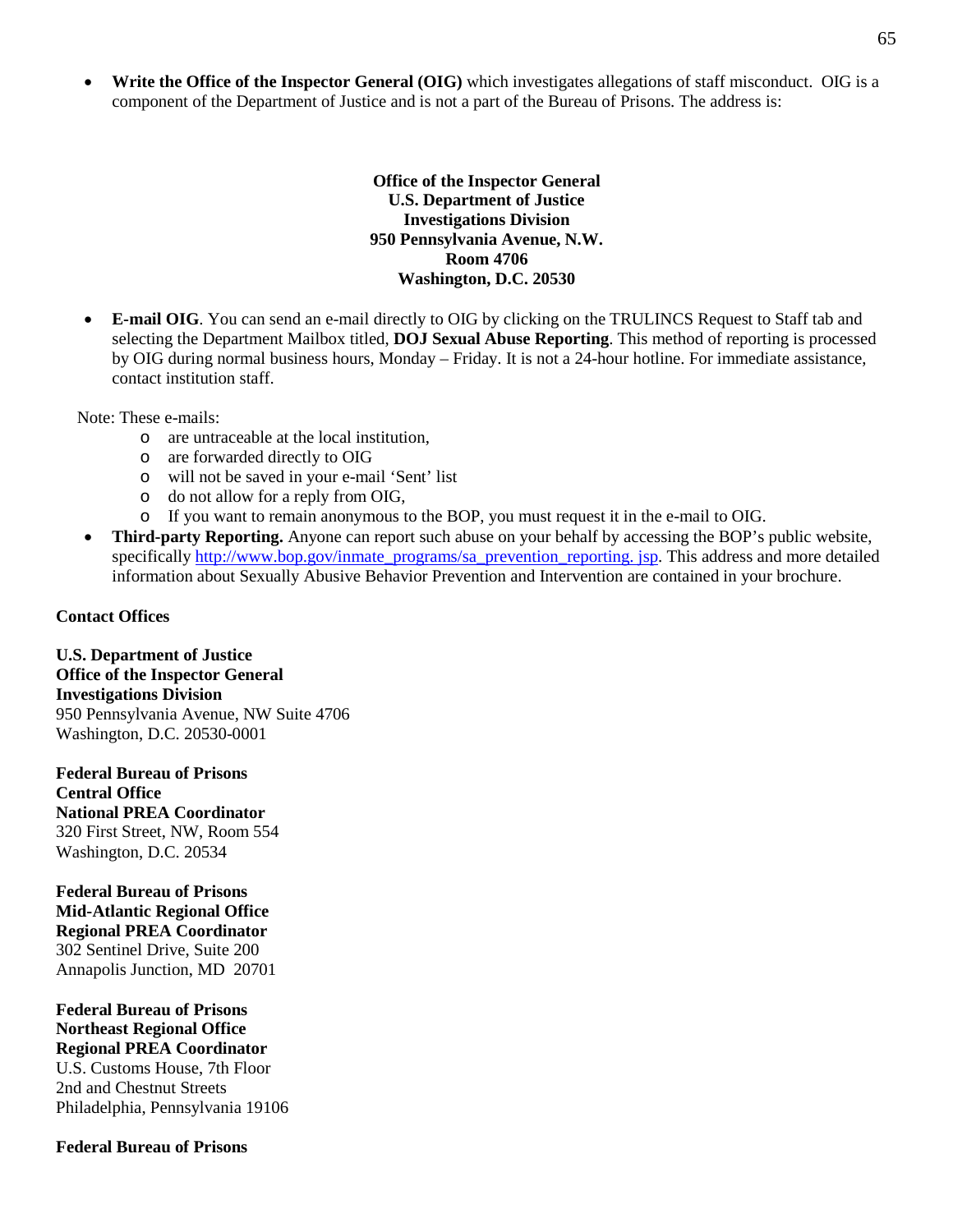- **Write the Office of the Inspector General (OIG)** which investigates allegations of staff misconduct. OIG is a component of the Department of Justice and is not a part of the Bureau of Prisons. The address is:

**Office of the Inspector General**
**U.S. Department of Justice**
**Investigations Division**
**950 Pennsylvania Avenue, N.W.**
**Room 4706**
**Washington, D.C. 20530**

- **E-mail OIG**. You can send an e-mail directly to OIG by clicking on the TRULINCS Request to Staff tab and selecting the Department Mailbox titled, **DOJ Sexual Abuse Reporting**. This method of reporting is processed by OIG during normal business hours, Monday – Friday. It is not a 24-hour hotline. For immediate assistance, contact institution staff.

Note: These e-mails:

- are untraceable at the local institution,
- are forwarded directly to OIG
- will not be saved in your e-mail 'Sent' list
- do not allow for a reply from OIG,
- If you want to remain anonymous to the BOP, you must request it in the e-mail to OIG.

- **Third-party Reporting.** Anyone can report such abuse on your behalf by accessing the BOP's public website, specifically http://www.bop.gov/inmate_programs/sa_prevention_reporting. jsp. This address and more detailed information about Sexually Abusive Behavior Prevention and Intervention are contained in your brochure.

**Contact Offices**

**U.S. Department of Justice**
**Office of the Inspector General**
**Investigations Division**
950 Pennsylvania Avenue, NW Suite 4706
Washington, D.C. 20530-0001

**Federal Bureau of Prisons**
**Central Office**
**National PREA Coordinator**
320 First Street, NW, Room 554
Washington, D.C. 20534

**Federal Bureau of Prisons**
**Mid-Atlantic Regional Office**
**Regional PREA Coordinator**
302 Sentinel Drive, Suite 200
Annapolis Junction, MD 20701

**Federal Bureau of Prisons**
**Northeast Regional Office**
**Regional PREA Coordinator**
U.S. Customs House, 7th Floor
2nd and Chestnut Streets
Philadelphia, Pennsylvania 19106

**Federal Bureau of Prisons**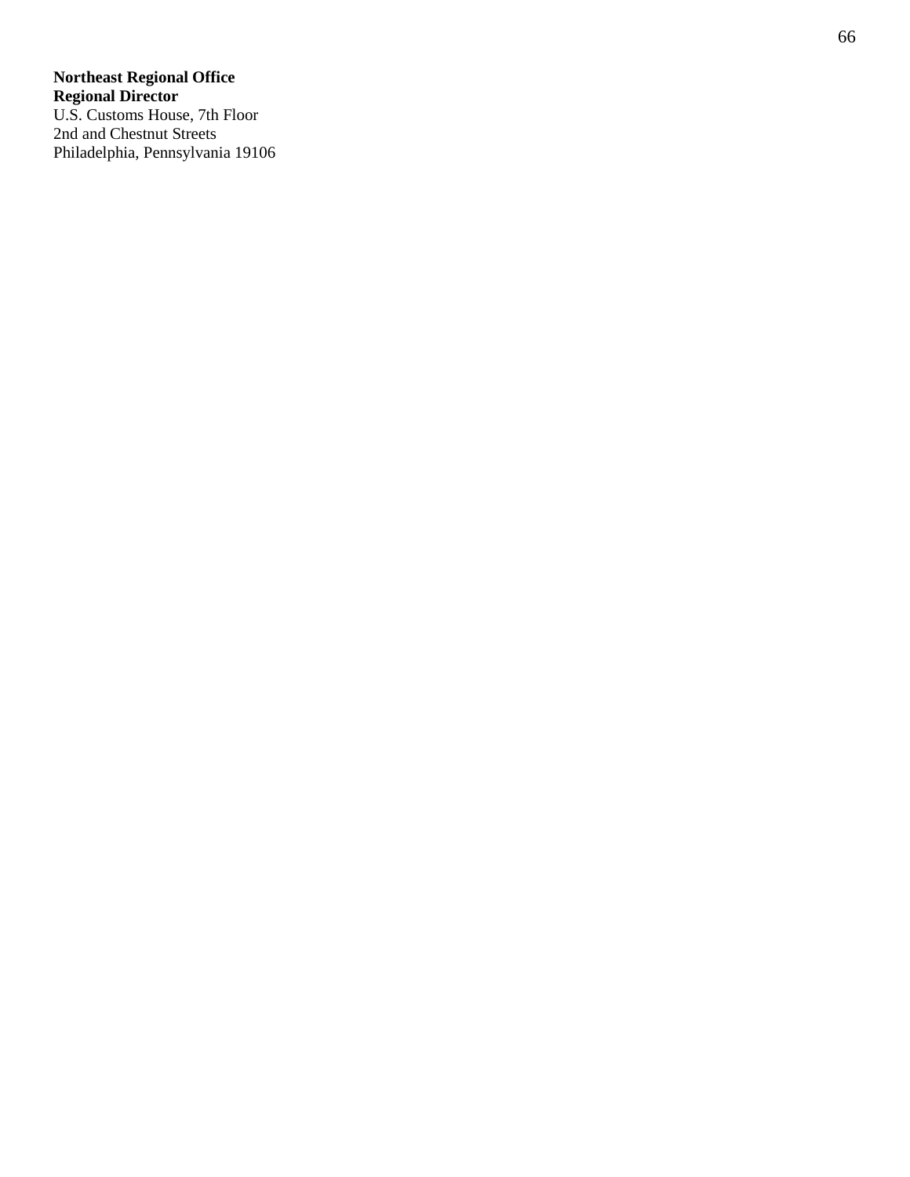**Northeast Regional Office**
**Regional Director**
U.S. Customs House, 7th Floor
2nd and Chestnut Streets
Philadelphia, Pennsylvania 19106